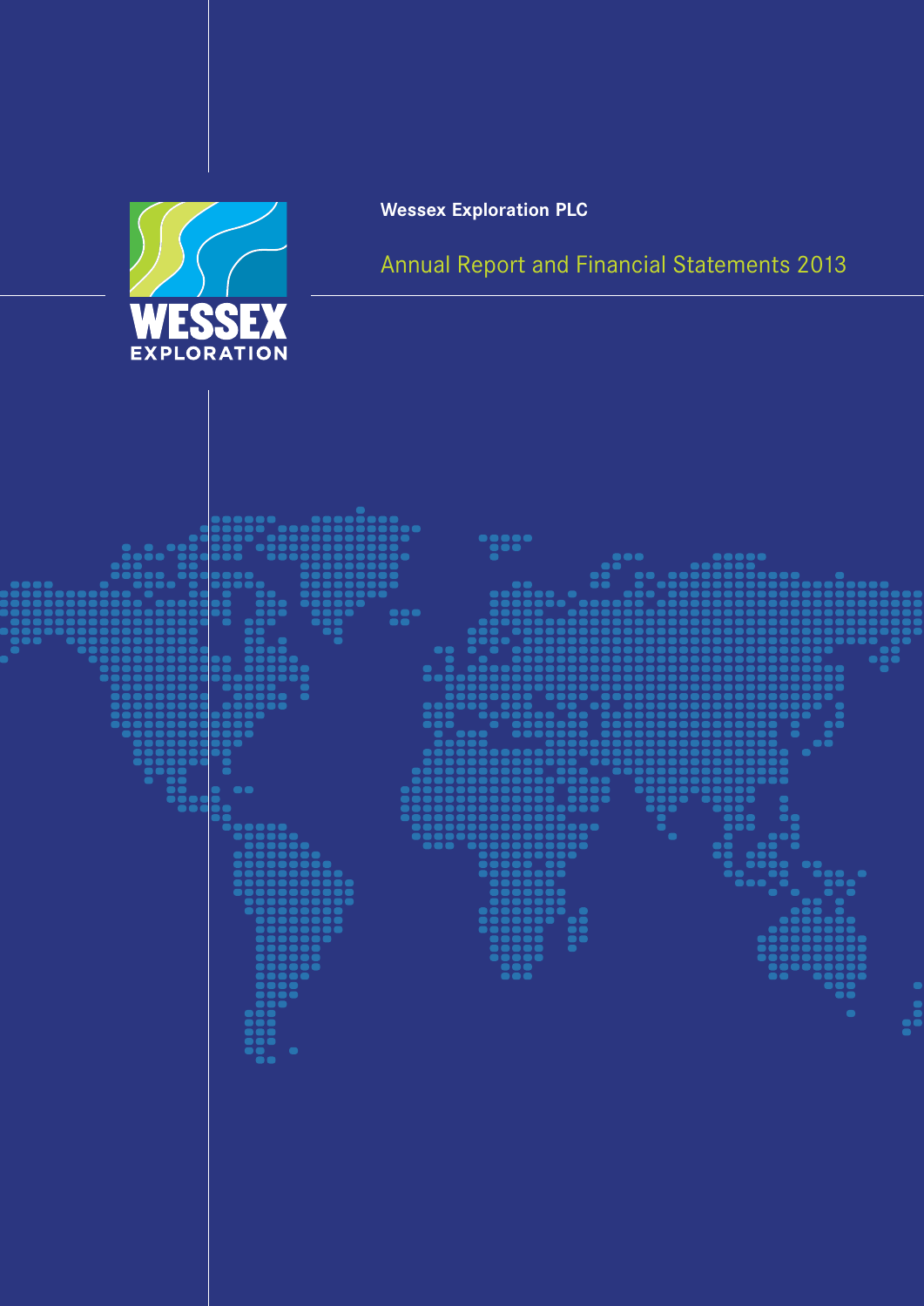WESSEX
EXPLORATION

**Wessex Exploration PLC**

# Annual Report and Financial Statements 2013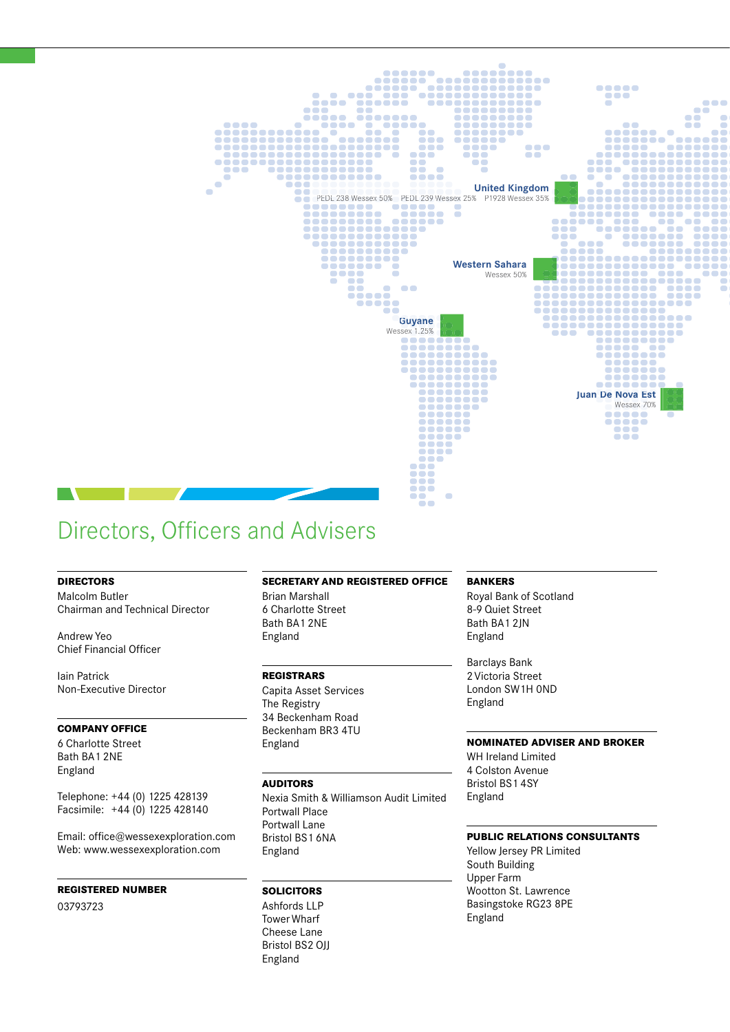United Kingdom
PEDL 238 Wessex 50%   PEDL 239 Wessex 25%   P1928 Wessex 35%

Western Sahara
Wessex 50%

Guyane
Wessex 1.25%

Juan De Nova Est
Wessex 70%

# Directors, Officers and Advisers

**DIRECTORS**

Malcolm Butler
Chairman and Technical Director

Andrew Yeo
Chief Financial Officer

Iain Patrick
Non-Executive Director

**COMPANY OFFICE**

6 Charlotte Street
Bath BA1 2NE
England

Telephone: +44 (0) 1225 428139
Facsimile: +44 (0) 1225 428140

Email: office@wessexexploration.com
Web: www.wessexexploration.com

**REGISTERED NUMBER**

03793723

**SECRETARY AND REGISTERED OFFICE**

Brian Marshall
6 Charlotte Street
Bath BA1 2NE
England

**REGISTRARS**

Capita Asset Services
The Registry
34 Beckenham Road
Beckenham BR3 4TU
England

**AUDITORS**

Nexia Smith & Williamson Audit Limited
Portwall Place
Portwall Lane
Bristol BS1 6NA
England

**SOLICITORS**

Ashfords LLP
Tower Wharf
Cheese Lane
Bristol BS2 0JJ
England

**BANKERS**

Royal Bank of Scotland
8-9 Quiet Street
Bath BA1 2JN
England

Barclays Bank
2 Victoria Street
London SW1H 0ND
England

**NOMINATED ADVISER AND BROKER**

WH Ireland Limited
4 Colston Avenue
Bristol BS1 4SY
England

**PUBLIC RELATIONS CONSULTANTS**

Yellow Jersey PR Limited
South Building
Upper Farm
Wootton St. Lawrence
Basingstoke RG23 8PE
England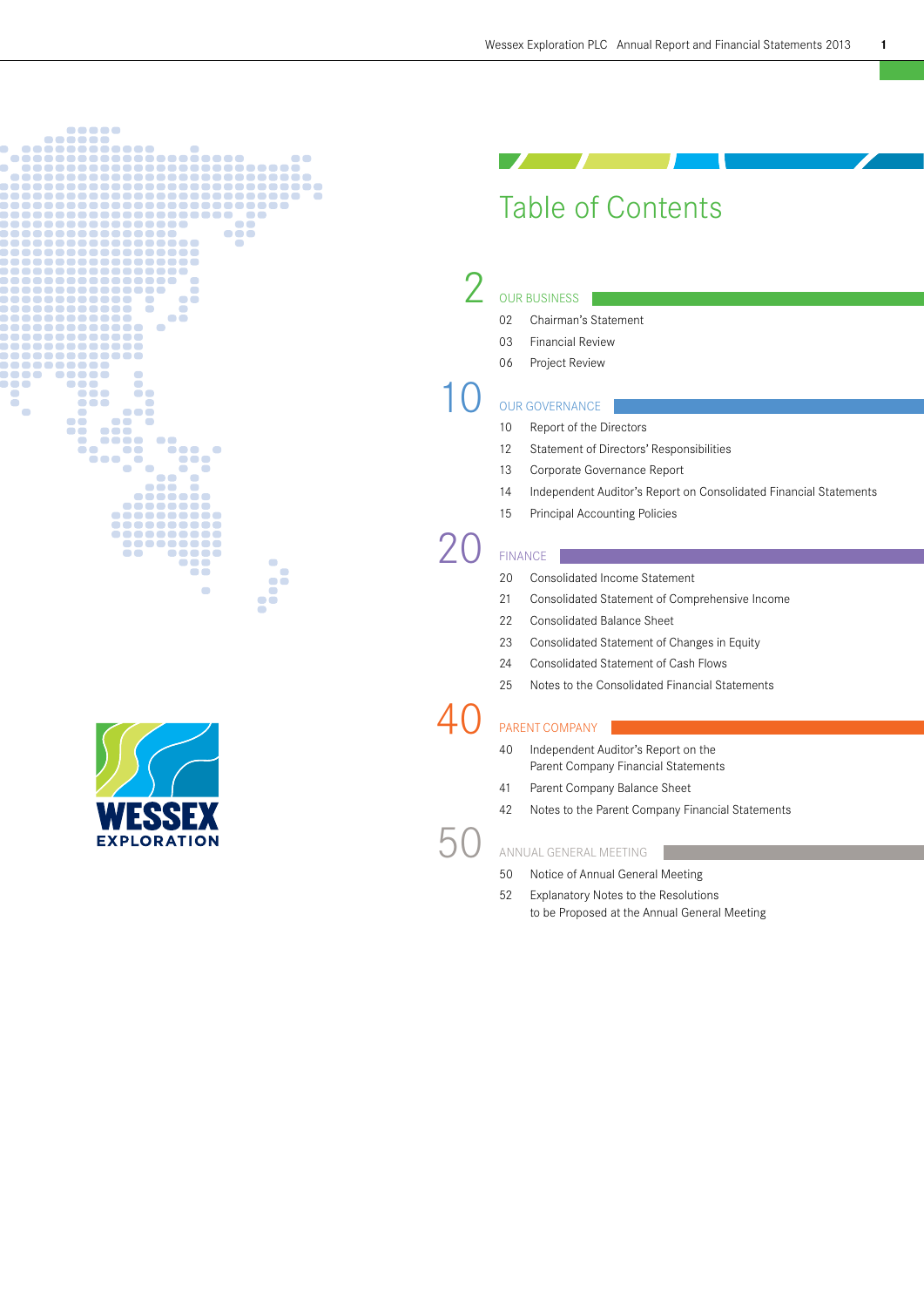# Table of Contents

## 2 OUR BUSINESS

- 02 Chairman's Statement
- 03 Financial Review
- 06 Project Review

## 10 OUR GOVERNANCE

- 10 Report of the Directors
- 12 Statement of Directors' Responsibilities
- 13 Corporate Governance Report
- 14 Independent Auditor's Report on Consolidated Financial Statements
- 15 Principal Accounting Policies

## 20 FINANCE

- 20 Consolidated Income Statement
- 21 Consolidated Statement of Comprehensive Income
- 22 Consolidated Balance Sheet
- 23 Consolidated Statement of Changes in Equity
- 24 Consolidated Statement of Cash Flows
- 25 Notes to the Consolidated Financial Statements

## 40 PARENT COMPANY

- 40 Independent Auditor's Report on the Parent Company Financial Statements
- 41 Parent Company Balance Sheet
- 42 Notes to the Parent Company Financial Statements

## 50 ANNUAL GENERAL MEETING

- 50 Notice of Annual General Meeting
- 52 Explanatory Notes to the Resolutions to be Proposed at the Annual General Meeting

WESSEX EXPLORATION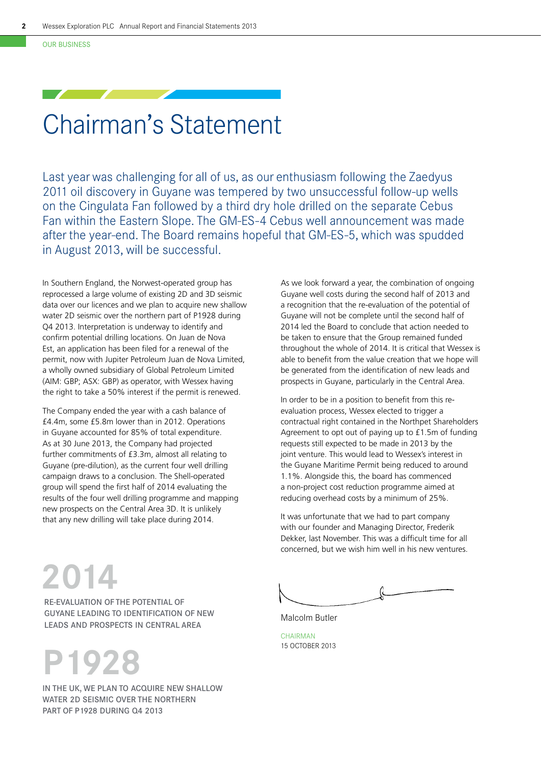OUR BUSINESS

# Chairman's Statement

Last year was challenging for all of us, as our enthusiasm following the Zaedyus 2011 oil discovery in Guyane was tempered by two unsuccessful follow-up wells on the Cingulata Fan followed by a third dry hole drilled on the separate Cebus Fan within the Eastern Slope. The GM-ES-4 Cebus well announcement was made after the year-end. The Board remains hopeful that GM-ES-5, which was spudded in August 2013, will be successful.

In Southern England, the Norwest-operated group has reprocessed a large volume of existing 2D and 3D seismic data over our licences and we plan to acquire new shallow water 2D seismic over the northern part of P1928 during Q4 2013. Interpretation is underway to identify and confirm potential drilling locations. On Juan de Nova Est, an application has been filed for a renewal of the permit, now with Jupiter Petroleum Juan de Nova Limited, a wholly owned subsidiary of Global Petroleum Limited (AIM: GBP; ASX: GBP) as operator, with Wessex having the right to take a 50% interest if the permit is renewed.

The Company ended the year with a cash balance of £4.4m, some £5.8m lower than in 2012. Operations in Guyane accounted for 85% of total expenditure. As at 30 June 2013, the Company had projected further commitments of £3.3m, almost all relating to Guyane (pre-dilution), as the current four well drilling campaign draws to a conclusion. The Shell-operated group will spend the first half of 2014 evaluating the results of the four well drilling programme and mapping new prospects on the Central Area 3D. It is unlikely that any new drilling will take place during 2014.

**2014**

RE-EVALUATION OF THE POTENTIAL OF GUYANE LEADING TO IDENTIFICATION OF NEW LEADS AND PROSPECTS IN CENTRAL AREA

**P1928**

IN THE UK, WE PLAN TO ACQUIRE NEW SHALLOW WATER 2D SEISMIC OVER THE NORTHERN PART OF P1928 DURING Q4 2013

As we look forward a year, the combination of ongoing Guyane well costs during the second half of 2013 and a recognition that the re-evaluation of the potential of Guyane will not be complete until the second half of 2014 led the Board to conclude that action needed to be taken to ensure that the Group remained funded throughout the whole of 2014. It is critical that Wessex is able to benefit from the value creation that we hope will be generated from the identification of new leads and prospects in Guyane, particularly in the Central Area.

In order to be in a position to benefit from this re-evaluation process, Wessex elected to trigger a contractual right contained in the Northpet Shareholders Agreement to opt out of paying up to £1.5m of funding requests still expected to be made in 2013 by the joint venture. This would lead to Wessex's interest in the Guyane Maritime Permit being reduced to around 1.1%. Alongside this, the board has commenced a non-project cost reduction programme aimed at reducing overhead costs by a minimum of 25%.

It was unfortunate that we had to part company with our founder and Managing Director, Frederik Dekker, last November. This was a difficult time for all concerned, but we wish him well in his new ventures.

Malcolm Butler

CHAIRMAN
15 OCTOBER 2013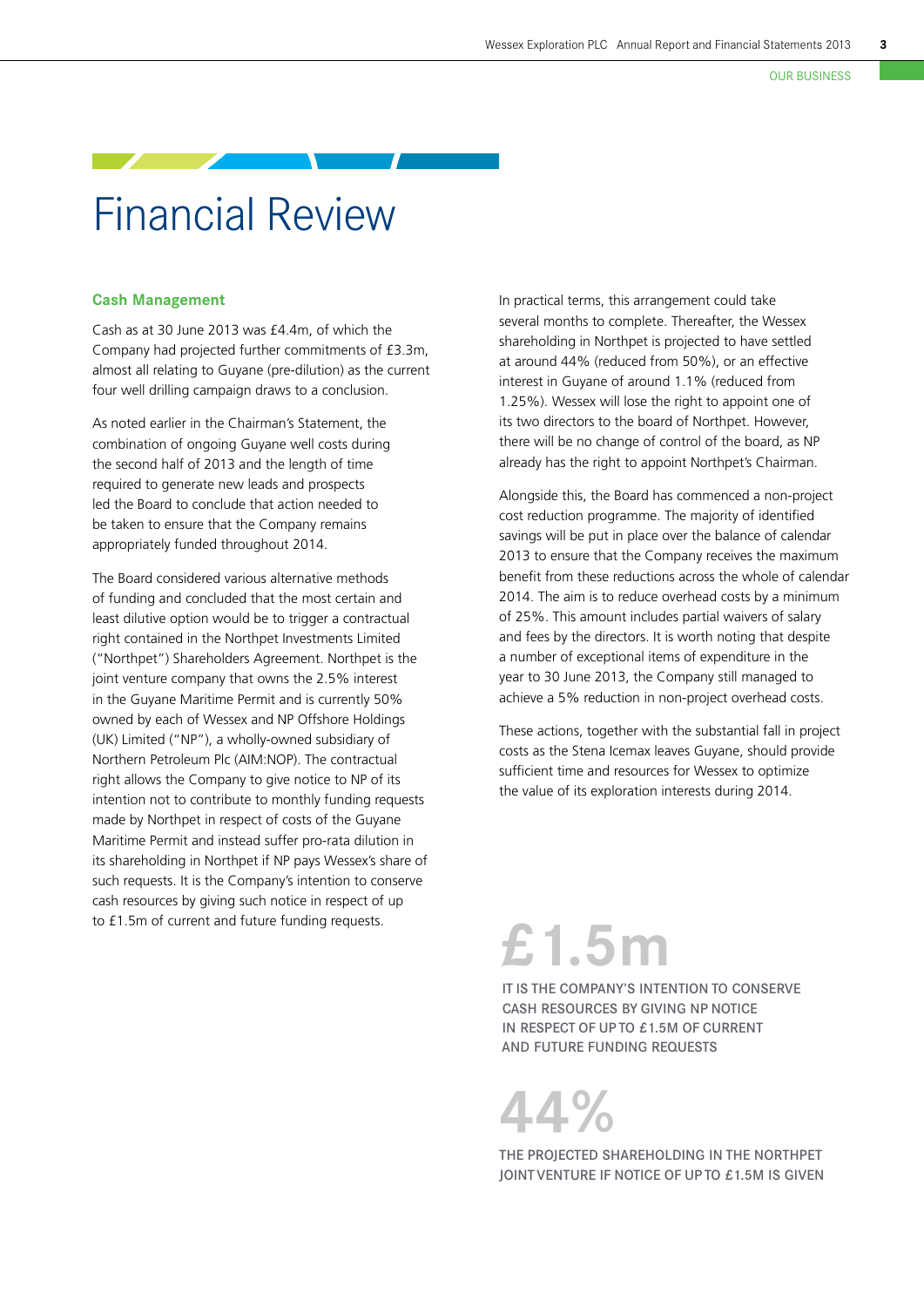# Financial Review

### Cash Management

Cash as at 30 June 2013 was £4.4m, of which the Company had projected further commitments of £3.3m, almost all relating to Guyane (pre-dilution) as the current four well drilling campaign draws to a conclusion.

As noted earlier in the Chairman's Statement, the combination of ongoing Guyane well costs during the second half of 2013 and the length of time required to generate new leads and prospects led the Board to conclude that action needed to be taken to ensure that the Company remains appropriately funded throughout 2014.

The Board considered various alternative methods of funding and concluded that the most certain and least dilutive option would be to trigger a contractual right contained in the Northpet Investments Limited ("Northpet") Shareholders Agreement. Northpet is the joint venture company that owns the 2.5% interest in the Guyane Maritime Permit and is currently 50% owned by each of Wessex and NP Offshore Holdings (UK) Limited ("NP"), a wholly-owned subsidiary of Northern Petroleum Plc (AIM:NOP). The contractual right allows the Company to give notice to NP of its intention not to contribute to monthly funding requests made by Northpet in respect of costs of the Guyane Maritime Permit and instead suffer pro-rata dilution in its shareholding in Northpet if NP pays Wessex's share of such requests. It is the Company's intention to conserve cash resources by giving such notice in respect of up to £1.5m of current and future funding requests.

In practical terms, this arrangement could take several months to complete. Thereafter, the Wessex shareholding in Northpet is projected to have settled at around 44% (reduced from 50%), or an effective interest in Guyane of around 1.1% (reduced from 1.25%). Wessex will lose the right to appoint one of its two directors to the board of Northpet. However, there will be no change of control of the board, as NP already has the right to appoint Northpet's Chairman.

Alongside this, the Board has commenced a non-project cost reduction programme. The majority of identified savings will be put in place over the balance of calendar 2013 to ensure that the Company receives the maximum benefit from these reductions across the whole of calendar 2014. The aim is to reduce overhead costs by a minimum of 25%. This amount includes partial waivers of salary and fees by the directors. It is worth noting that despite a number of exceptional items of expenditure in the year to 30 June 2013, the Company still managed to achieve a 5% reduction in non-project overhead costs.

These actions, together with the substantial fall in project costs as the Stena Icemax leaves Guyane, should provide sufficient time and resources for Wessex to optimize the value of its exploration interests during 2014.

**£1.5m**

IT IS THE COMPANY'S INTENTION TO CONSERVE CASH RESOURCES BY GIVING NP NOTICE IN RESPECT OF UP TO £1.5M OF CURRENT AND FUTURE FUNDING REQUESTS

**44%**

THE PROJECTED SHAREHOLDING IN THE NORTHPET JOINT VENTURE IF NOTICE OF UP TO £1.5M IS GIVEN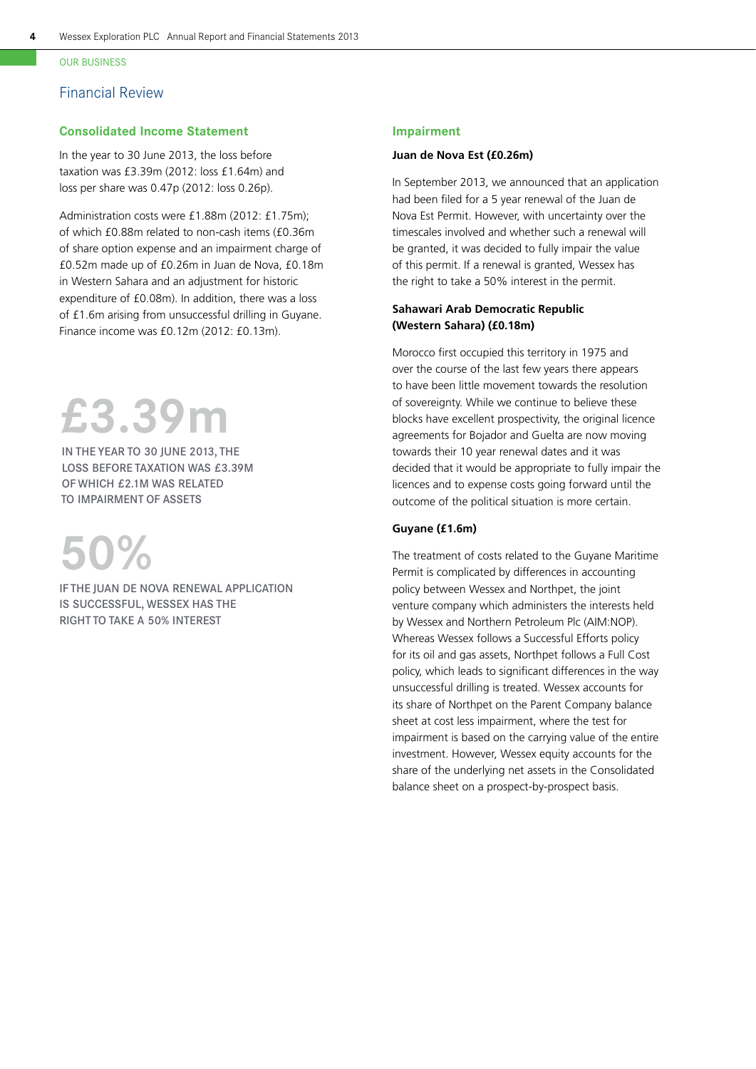OUR BUSINESS

# Financial Review

## Consolidated Income Statement

In the year to 30 June 2013, the loss before taxation was £3.39m (2012: loss £1.64m) and loss per share was 0.47p (2012: loss 0.26p).

Administration costs were £1.88m (2012: £1.75m); of which £0.88m related to non-cash items (£0.36m of share option expense and an impairment charge of £0.52m made up of £0.26m in Juan de Nova, £0.18m in Western Sahara and an adjustment for historic expenditure of £0.08m). In addition, there was a loss of £1.6m arising from unsuccessful drilling in Guyane. Finance income was £0.12m (2012: £0.13m).

**£3.39m**

IN THE YEAR TO 30 JUNE 2013, THE LOSS BEFORE TAXATION WAS £3.39M OF WHICH £2.1M WAS RELATED TO IMPAIRMENT OF ASSETS

**50%**

IF THE JUAN DE NOVA RENEWAL APPLICATION IS SUCCESSFUL, WESSEX HAS THE RIGHT TO TAKE A 50% INTEREST

## Impairment

### Juan de Nova Est (£0.26m)

In September 2013, we announced that an application had been filed for a 5 year renewal of the Juan de Nova Est Permit. However, with uncertainty over the timescales involved and whether such a renewal will be granted, it was decided to fully impair the value of this permit. If a renewal is granted, Wessex has the right to take a 50% interest in the permit.

### Sahawari Arab Democratic Republic (Western Sahara) (£0.18m)

Morocco first occupied this territory in 1975 and over the course of the last few years there appears to have been little movement towards the resolution of sovereignty. While we continue to believe these blocks have excellent prospectivity, the original licence agreements for Bojador and Guelta are now moving towards their 10 year renewal dates and it was decided that it would be appropriate to fully impair the licences and to expense costs going forward until the outcome of the political situation is more certain.

### Guyane (£1.6m)

The treatment of costs related to the Guyane Maritime Permit is complicated by differences in accounting policy between Wessex and Northpet, the joint venture company which administers the interests held by Wessex and Northern Petroleum Plc (AIM:NOP). Whereas Wessex follows a Successful Efforts policy for its oil and gas assets, Northpet follows a Full Cost policy, which leads to significant differences in the way unsuccessful drilling is treated. Wessex accounts for its share of Northpet on the Parent Company balance sheet at cost less impairment, where the test for impairment is based on the carrying value of the entire investment. However, Wessex equity accounts for the share of the underlying net assets in the Consolidated balance sheet on a prospect-by-prospect basis.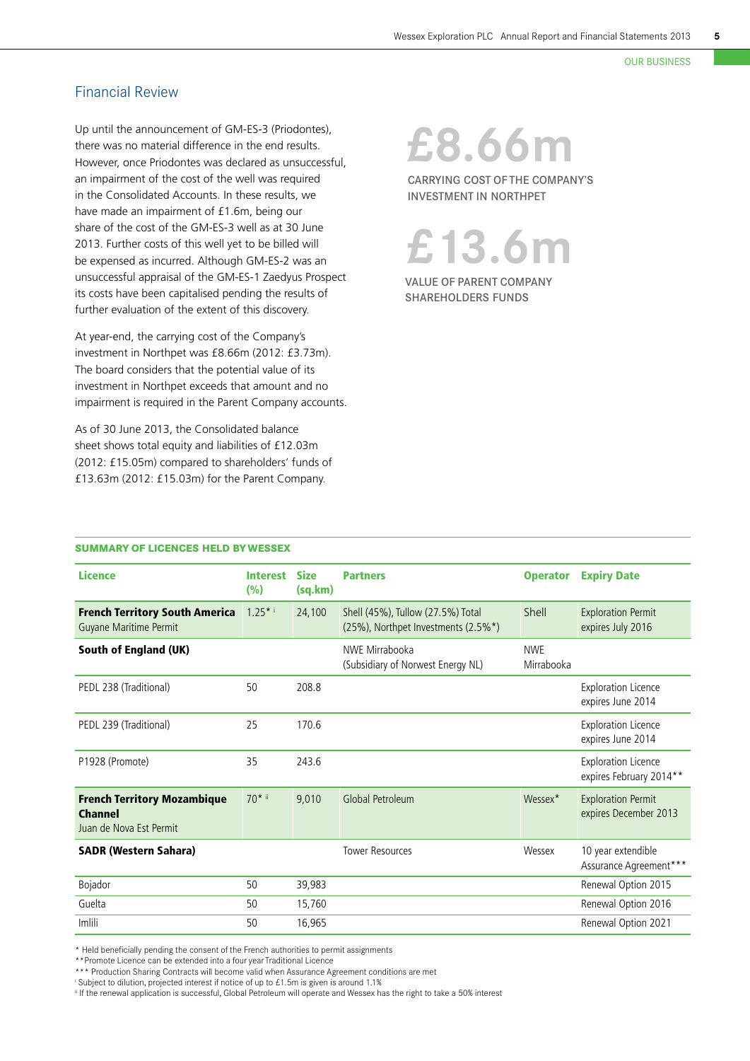OUR BUSINESS

## Financial Review

Up until the announcement of GM-ES-3 (Priodontes), there was no material difference in the end results. However, once Priodontes was declared as unsuccessful, an impairment of the cost of the well was required in the Consolidated Accounts. In these results, we have made an impairment of £1.6m, being our share of the cost of the GM-ES-3 well as at 30 June 2013. Further costs of this well yet to be billed will be expensed as incurred. Although GM-ES-2 was an unsuccessful appraisal of the GM-ES-1 Zaedyus Prospect its costs have been capitalised pending the results of further evaluation of the extent of this discovery.

At year-end, the carrying cost of the Company's investment in Northpet was £8.66m (2012: £3.73m). The board considers that the potential value of its investment in Northpet exceeds that amount and no impairment is required in the Parent Company accounts.

As of 30 June 2013, the Consolidated balance sheet shows total equity and liabilities of £12.03m (2012: £15.05m) compared to shareholders' funds of £13.63m (2012: £15.03m) for the Parent Company.

**£8.66m**

CARRYING COST OF THE COMPANY'S INVESTMENT IN NORTHPET

**£13.6m**

VALUE OF PARENT COMPANY SHAREHOLDERS FUNDS

### SUMMARY OF LICENCES HELD BY WESSEX

| Licence | Interest (%) | Size (sq.km) | Partners | Operator | Expiry Date |
|---|---|---|---|---|---|
| **French Territory South America** Guyane Maritime Permit | 1.25* [i] | 24,100 | Shell (45%), Tullow (27.5%) Total (25%), Northpet Investments (2.5%*) | Shell | Exploration Permit expires July 2016 |
| **South of England (UK)** | | | NWE Mirrabooka (Subsidiary of Norwest Energy NL) | NWE Mirrabooka | |
| PEDL 238 (Traditional) | 50 | 208.8 | | | Exploration Licence expires June 2014 |
| PEDL 239 (Traditional) | 25 | 170.6 | | | Exploration Licence expires June 2014 |
| P1928 (Promote) | 35 | 243.6 | | | Exploration Licence expires February 2014** |
| **French Territory Mozambique Channel** Juan de Nova Est Permit | 70* [ii] | 9,010 | Global Petroleum | Wessex* | Exploration Permit expires December 2013 |
| **SADR (Western Sahara)** | | | Tower Resources | Wessex | 10 year extendible Assurance Agreement*** |
| Bojador | 50 | 39,983 | | | Renewal Option 2015 |
| Guelta | 50 | 15,760 | | | Renewal Option 2016 |
| Imlili | 50 | 16,965 | | | Renewal Option 2021 |

\* Held beneficially pending the consent of the French authorities to permit assignments

** Promote Licence can be extended into a four year Traditional Licence

*** Production Sharing Contracts will become valid when Assurance Agreement conditions are met

[i] Subject to dilution, projected interest if notice of up to £1.5m is given is around 1.1%

[ii] If the renewal application is successful, Global Petroleum will operate and Wessex has the right to take a 50% interest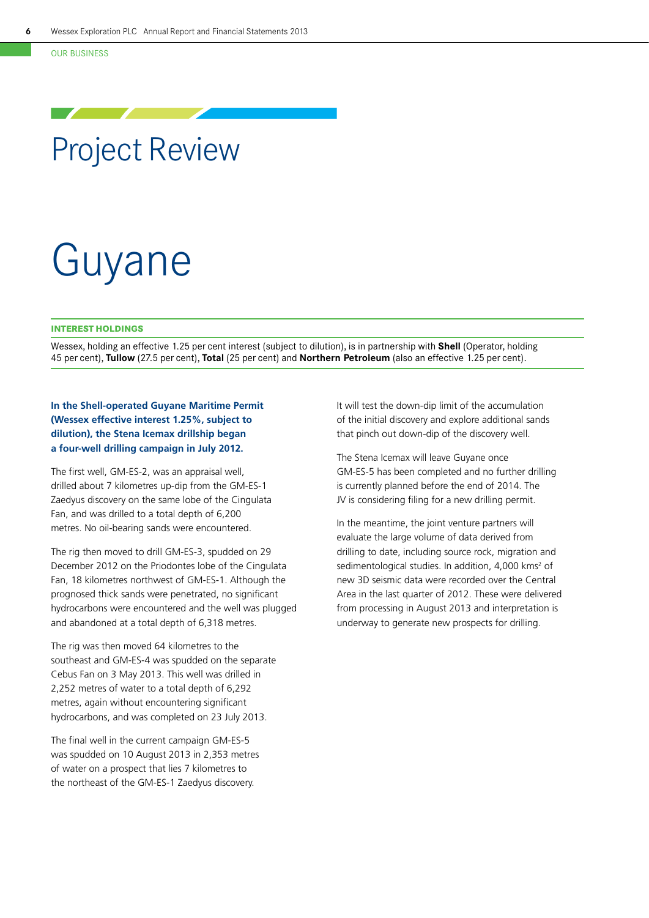OUR BUSINESS

# Project Review

# Guyane

**INTEREST HOLDINGS**

Wessex, holding an effective 1.25 per cent interest (subject to dilution), is in partnership with **Shell** (Operator, holding 45 per cent), **Tullow** (27.5 per cent), **Total** (25 per cent) and **Northern Petroleum** (also an effective 1.25 per cent).

**In the Shell-operated Guyane Maritime Permit (Wessex effective interest 1.25%, subject to dilution), the Stena Icemax drillship began a four-well drilling campaign in July 2012.**

The first well, GM-ES-2, was an appraisal well, drilled about 7 kilometres up-dip from the GM-ES-1 Zaedyus discovery on the same lobe of the Cingulata Fan, and was drilled to a total depth of 6,200 metres. No oil-bearing sands were encountered.

The rig then moved to drill GM-ES-3, spudded on 29 December 2012 on the Priodontes lobe of the Cingulata Fan, 18 kilometres northwest of GM-ES-1. Although the prognosed thick sands were penetrated, no significant hydrocarbons were encountered and the well was plugged and abandoned at a total depth of 6,318 metres.

The rig was then moved 64 kilometres to the southeast and GM-ES-4 was spudded on the separate Cebus Fan on 3 May 2013. This well was drilled in 2,252 metres of water to a total depth of 6,292 metres, again without encountering significant hydrocarbons, and was completed on 23 July 2013.

The final well in the current campaign GM-ES-5 was spudded on 10 August 2013 in 2,353 metres of water on a prospect that lies 7 kilometres to the northeast of the GM-ES-1 Zaedyus discovery. It will test the down-dip limit of the accumulation of the initial discovery and explore additional sands that pinch out down-dip of the discovery well.

The Stena Icemax will leave Guyane once GM-ES-5 has been completed and no further drilling is currently planned before the end of 2014. The JV is considering filing for a new drilling permit.

In the meantime, the joint venture partners will evaluate the large volume of data derived from drilling to date, including source rock, migration and sedimentological studies. In addition, 4,000 $kms^2$ of new 3D seismic data were recorded over the Central Area in the last quarter of 2012. These were delivered from processing in August 2013 and interpretation is underway to generate new prospects for drilling.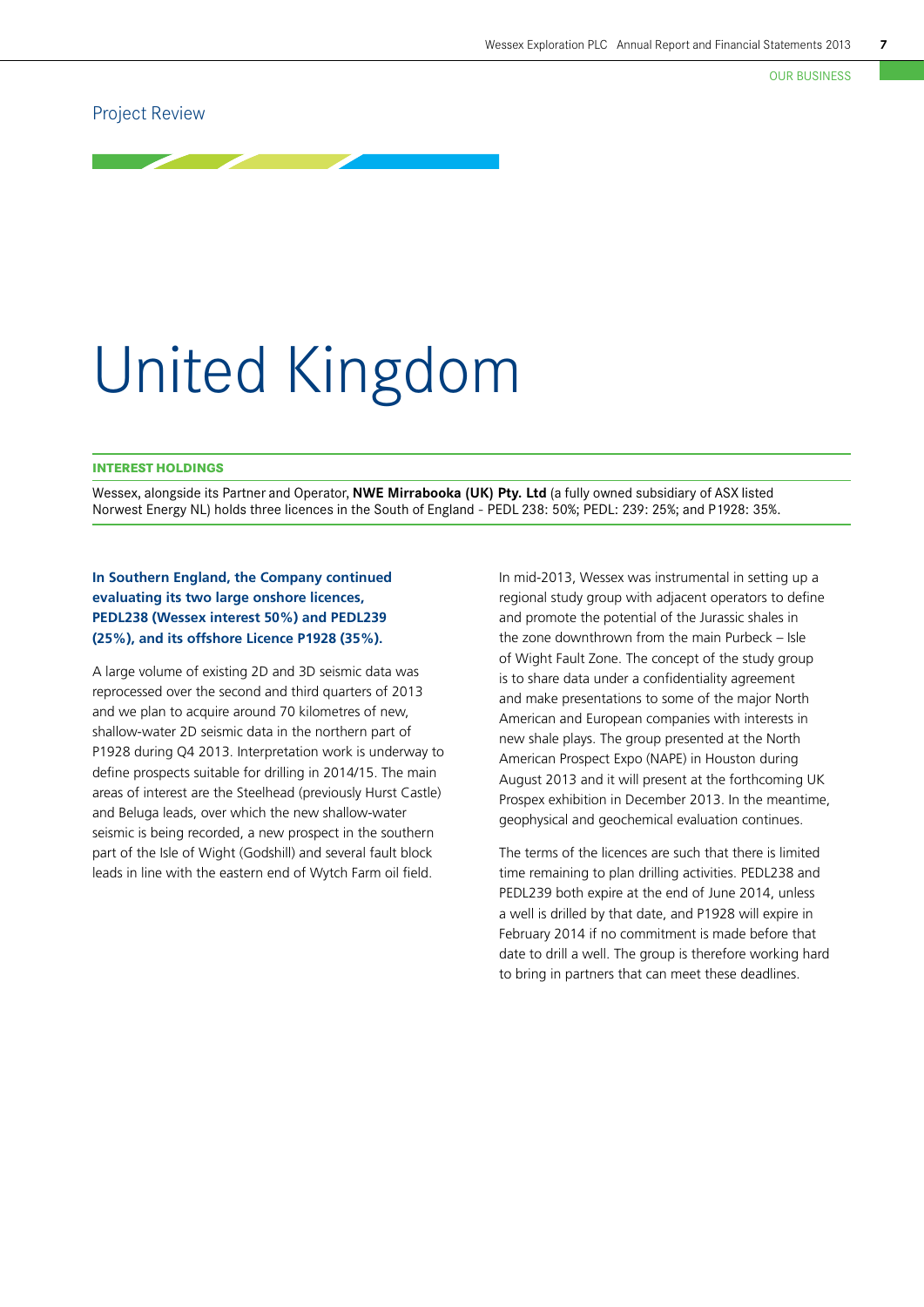Project Review

# United Kingdom

### INTEREST HOLDINGS

Wessex, alongside its Partner and Operator, **NWE Mirrabooka (UK) Pty. Ltd** (a fully owned subsidiary of ASX listed Norwest Energy NL) holds three licences in the South of England - PEDL 238: 50%; PEDL: 239: 25%; and P1928: 35%.

**In Southern England, the Company continued evaluating its two large onshore licences, PEDL238 (Wessex interest 50%) and PEDL239 (25%), and its offshore Licence P1928 (35%).**

A large volume of existing 2D and 3D seismic data was reprocessed over the second and third quarters of 2013 and we plan to acquire around 70 kilometres of new, shallow-water 2D seismic data in the northern part of P1928 during Q4 2013. Interpretation work is underway to define prospects suitable for drilling in 2014/15. The main areas of interest are the Steelhead (previously Hurst Castle) and Beluga leads, over which the new shallow-water seismic is being recorded, a new prospect in the southern part of the Isle of Wight (Godshill) and several fault block leads in line with the eastern end of Wytch Farm oil field.

In mid-2013, Wessex was instrumental in setting up a regional study group with adjacent operators to define and promote the potential of the Jurassic shales in the zone downthrown from the main Purbeck – Isle of Wight Fault Zone. The concept of the study group is to share data under a confidentiality agreement and make presentations to some of the major North American and European companies with interests in new shale plays. The group presented at the North American Prospect Expo (NAPE) in Houston during August 2013 and it will present at the forthcoming UK Prospex exhibition in December 2013. In the meantime, geophysical and geochemical evaluation continues.

The terms of the licences are such that there is limited time remaining to plan drilling activities. PEDL238 and PEDL239 both expire at the end of June 2014, unless a well is drilled by that date, and P1928 will expire in February 2014 if no commitment is made before that date to drill a well. The group is therefore working hard to bring in partners that can meet these deadlines.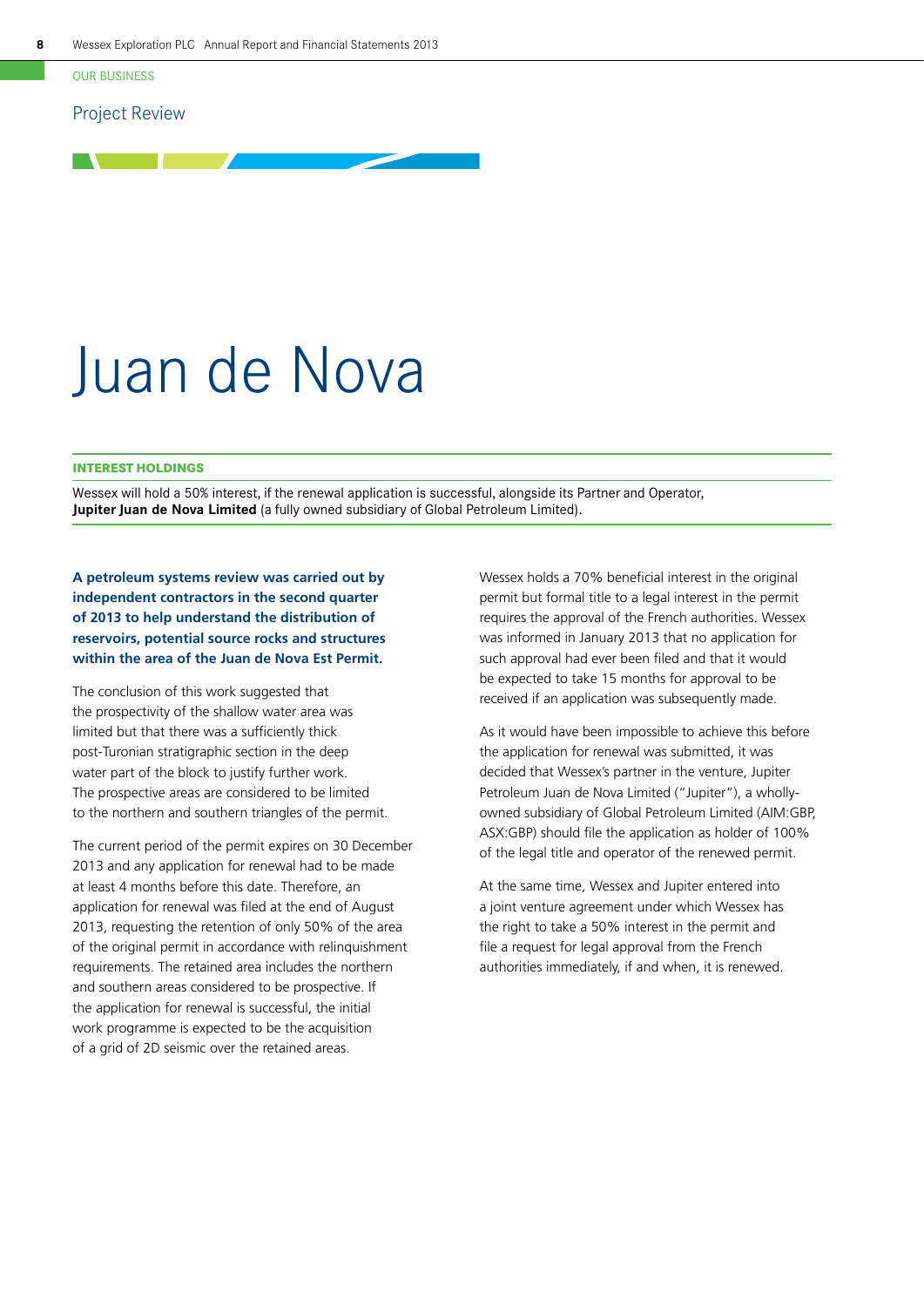OUR BUSINESS

## Project Review

# Juan de Nova

**INTEREST HOLDINGS**

Wessex will hold a 50% interest, if the renewal application is successful, alongside its Partner and Operator, **Jupiter Juan de Nova Limited** (a fully owned subsidiary of Global Petroleum Limited).

**A petroleum systems review was carried out by independent contractors in the second quarter of 2013 to help understand the distribution of reservoirs, potential source rocks and structures within the area of the Juan de Nova Est Permit.**

The conclusion of this work suggested that the prospectivity of the shallow water area was limited but that there was a sufficiently thick post-Turonian stratigraphic section in the deep water part of the block to justify further work. The prospective areas are considered to be limited to the northern and southern triangles of the permit.

The current period of the permit expires on 30 December 2013 and any application for renewal had to be made at least 4 months before this date. Therefore, an application for renewal was filed at the end of August 2013, requesting the retention of only 50% of the area of the original permit in accordance with relinquishment requirements. The retained area includes the northern and southern areas considered to be prospective. If the application for renewal is successful, the initial work programme is expected to be the acquisition of a grid of 2D seismic over the retained areas.

Wessex holds a 70% beneficial interest in the original permit but formal title to a legal interest in the permit requires the approval of the French authorities. Wessex was informed in January 2013 that no application for such approval had ever been filed and that it would be expected to take 15 months for approval to be received if an application was subsequently made.

As it would have been impossible to achieve this before the application for renewal was submitted, it was decided that Wessex's partner in the venture, Jupiter Petroleum Juan de Nova Limited ("Jupiter"), a wholly-owned subsidiary of Global Petroleum Limited (AIM:GBP, ASX:GBP) should file the application as holder of 100% of the legal title and operator of the renewed permit.

At the same time, Wessex and Jupiter entered into a joint venture agreement under which Wessex has the right to take a 50% interest in the permit and file a request for legal approval from the French authorities immediately, if and when, it is renewed.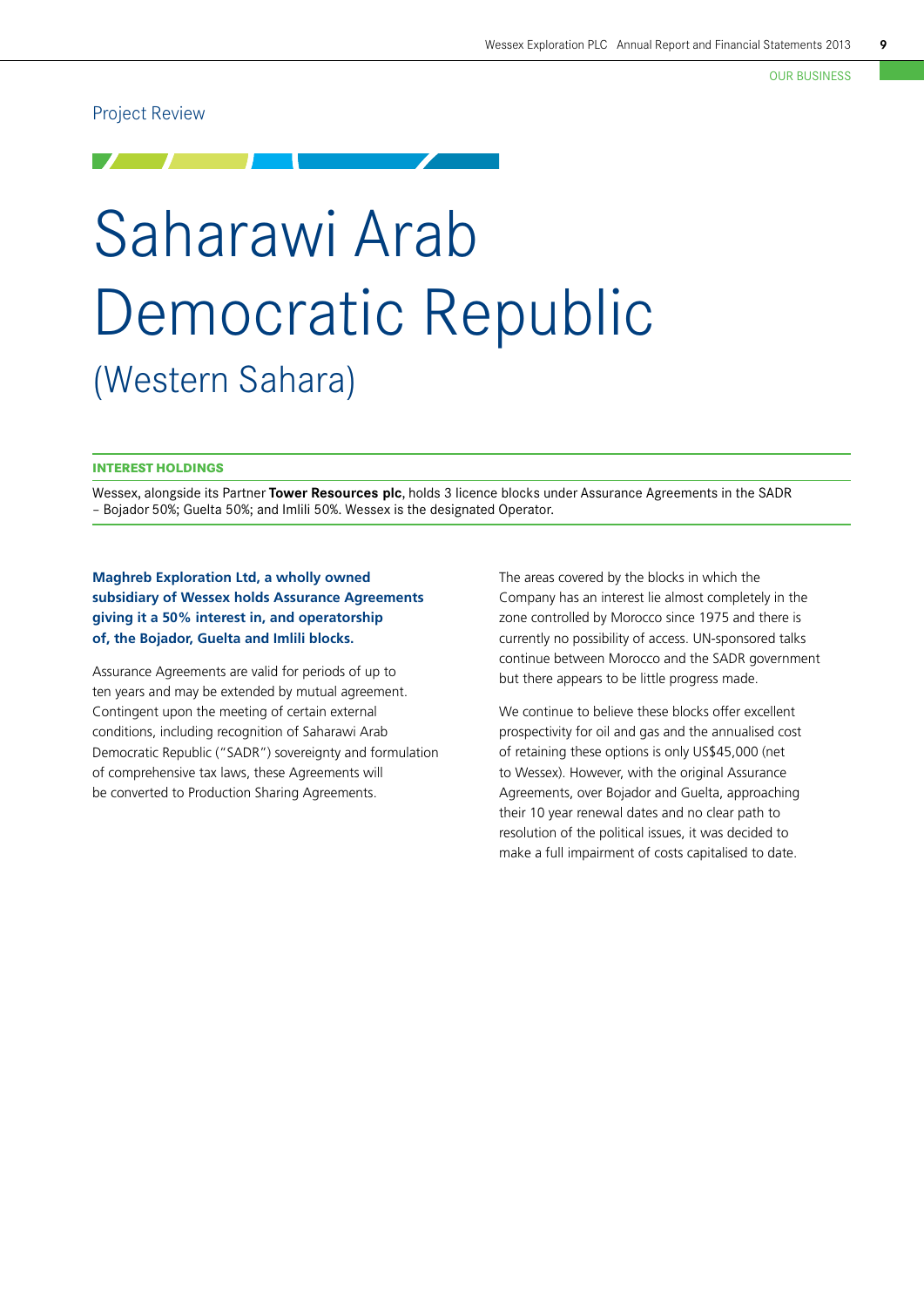Project Review

# Saharawi Arab Democratic Republic

## (Western Sahara)

**INTEREST HOLDINGS**

Wessex, alongside its Partner **Tower Resources plc**, holds 3 licence blocks under Assurance Agreements in the SADR – Bojador 50%; Guelta 50%; and Imlili 50%. Wessex is the designated Operator.

**Maghreb Exploration Ltd, a wholly owned subsidiary of Wessex holds Assurance Agreements giving it a 50% interest in, and operatorship of, the Bojador, Guelta and Imlili blocks.**

Assurance Agreements are valid for periods of up to ten years and may be extended by mutual agreement. Contingent upon the meeting of certain external conditions, including recognition of Saharawi Arab Democratic Republic ("SADR") sovereignty and formulation of comprehensive tax laws, these Agreements will be converted to Production Sharing Agreements.

The areas covered by the blocks in which the Company has an interest lie almost completely in the zone controlled by Morocco since 1975 and there is currently no possibility of access. UN-sponsored talks continue between Morocco and the SADR government but there appears to be little progress made.

We continue to believe these blocks offer excellent prospectivity for oil and gas and the annualised cost of retaining these options is only US$45,000 (net to Wessex). However, with the original Assurance Agreements, over Bojador and Guelta, approaching their 10 year renewal dates and no clear path to resolution of the political issues, it was decided to make a full impairment of costs capitalised to date.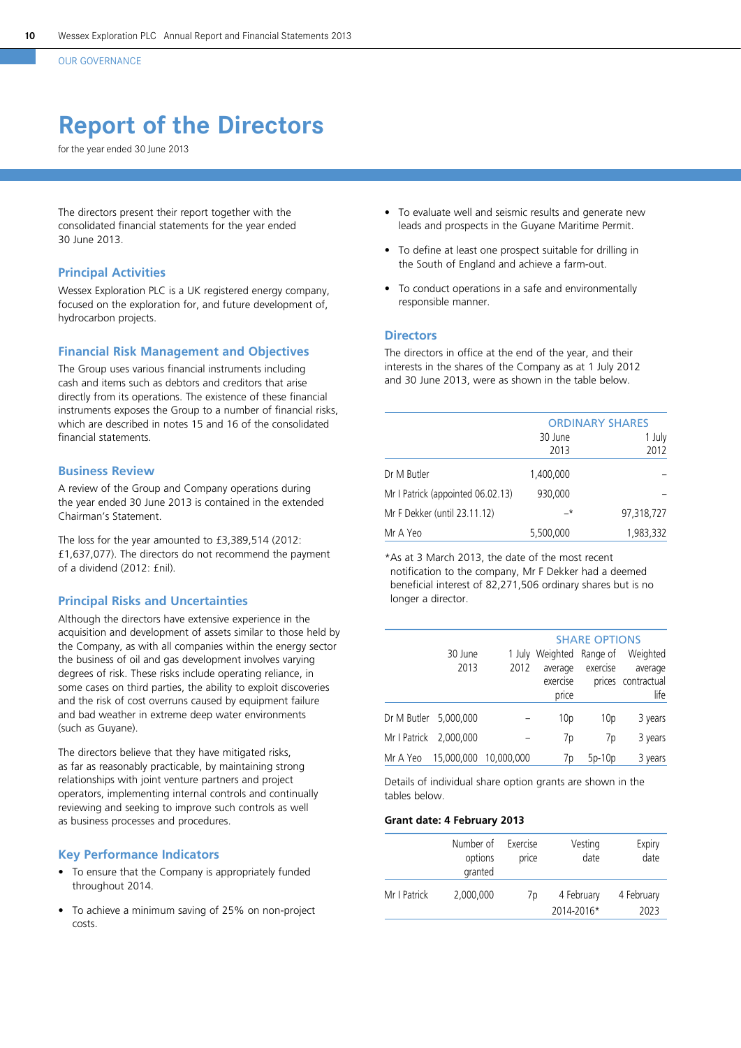OUR GOVERNANCE

# Report of the Directors

for the year ended 30 June 2013

The directors present their report together with the consolidated financial statements for the year ended 30 June 2013.

## Principal Activities

Wessex Exploration PLC is a UK registered energy company, focused on the exploration for, and future development of, hydrocarbon projects.

## Financial Risk Management and Objectives

The Group uses various financial instruments including cash and items such as debtors and creditors that arise directly from its operations. The existence of these financial instruments exposes the Group to a number of financial risks, which are described in notes 15 and 16 of the consolidated financial statements.

## Business Review

A review of the Group and Company operations during the year ended 30 June 2013 is contained in the extended Chairman's Statement.

The loss for the year amounted to £3,389,514 (2012: £1,637,077). The directors do not recommend the payment of a dividend (2012: £nil).

## Principal Risks and Uncertainties

Although the directors have extensive experience in the acquisition and development of assets similar to those held by the Company, as with all companies within the energy sector the business of oil and gas development involves varying degrees of risk. These risks include operating reliance, in some cases on third parties, the ability to exploit discoveries and the risk of cost overruns caused by equipment failure and bad weather in extreme deep water environments (such as Guyane).

The directors believe that they have mitigated risks, as far as reasonably practicable, by maintaining strong relationships with joint venture partners and project operators, implementing internal controls and continually reviewing and seeking to improve such controls as well as business processes and procedures.

## Key Performance Indicators

- To ensure that the Company is appropriately funded throughout 2014.
- To achieve a minimum saving of 25% on non-project costs.
- To evaluate well and seismic results and generate new leads and prospects in the Guyane Maritime Permit.
- To define at least one prospect suitable for drilling in the South of England and achieve a farm-out.
- To conduct operations in a safe and environmentally responsible manner.

## Directors

The directors in office at the end of the year, and their interests in the shares of the Company as at 1 July 2012 and 30 June 2013, were as shown in the table below.

| | ORDINARY SHARES | |
|---|---|---|
| | 30 June 2013 | 1 July 2012 |
| Dr M Butler | 1,400,000 | – |
| Mr I Patrick (appointed 06.02.13) | 930,000 | – |
| Mr F Dekker (until 23.11.12) | –* | 97,318,727 |
| Mr A Yeo | 5,500,000 | 1,983,332 |

*As at 3 March 2013, the date of the most recent notification to the company, Mr F Dekker had a deemed beneficial interest of 82,271,506 ordinary shares but is no longer a director.

| | SHARE OPTIONS | | | | |
|---|---|---|---|---|---|
| | 30 June 2013 | 1 July 2012 | Weighted average exercise price | Range of exercise prices | Weighted average contractual life |
| Dr M Butler | 5,000,000 | – | 10p | 10p | 3 years |
| Mr I Patrick | 2,000,000 | – | 7p | 7p | 3 years |
| Mr A Yeo | 15,000,000 | 10,000,000 | 7p | 5p-10p | 3 years |

Details of individual share option grants are shown in the tables below.

**Grant date: 4 February 2013**

| | Number of options granted | Exercise price | Vesting date | Expiry date |
|---|---|---|---|---|
| Mr I Patrick | 2,000,000 | 7p | 4 February 2014-2016* | 4 February 2023 |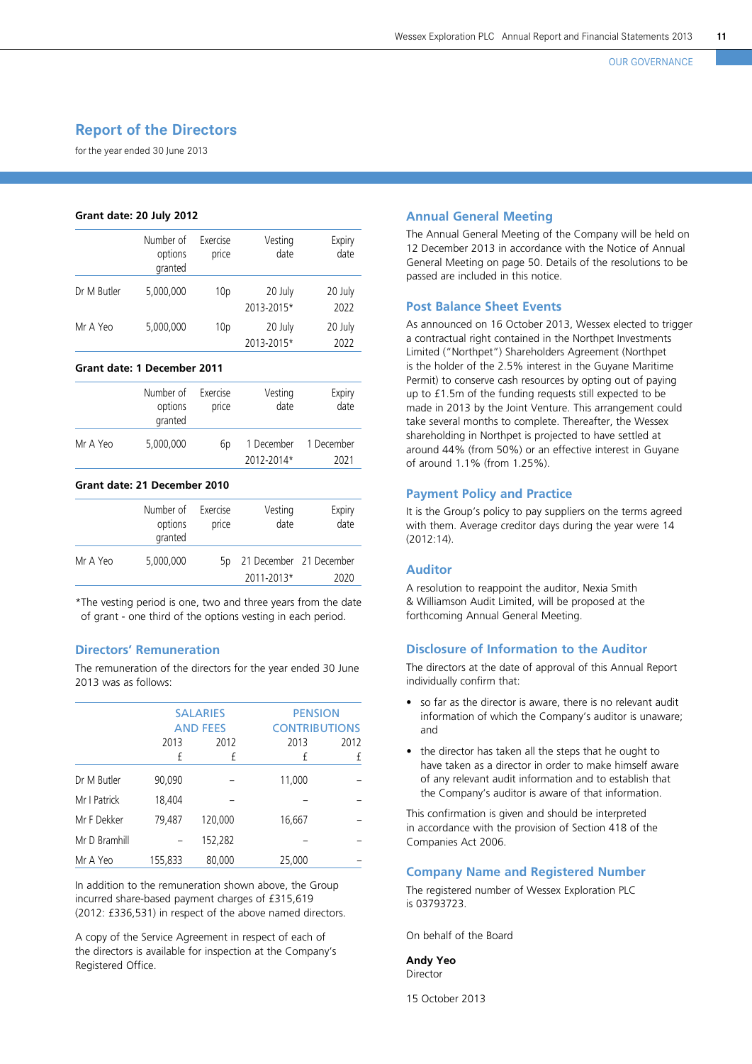## Report of the Directors

for the year ended 30 June 2013

**Grant date: 20 July 2012**

| | Number of options granted | Exercise price | Vesting date | Expiry date |
|---|---|---|---|---|
| Dr M Butler | 5,000,000 | 10p | 20 July 2013-2015* | 20 July 2022 |
| Mr A Yeo | 5,000,000 | 10p | 20 July 2013-2015* | 20 July 2022 |

**Grant date: 1 December 2011**

| | Number of options granted | Exercise price | Vesting date | Expiry date |
|---|---|---|---|---|
| Mr A Yeo | 5,000,000 | 6p | 1 December 2012-2014* | 1 December 2021 |

**Grant date: 21 December 2010**

| | Number of options granted | Exercise price | Vesting date | Expiry date |
|---|---|---|---|---|
| Mr A Yeo | 5,000,000 | 5p | 21 December 2011-2013* | 21 December 2020 |

*The vesting period is one, two and three years from the date of grant - one third of the options vesting in each period.

### Directors' Remuneration

The remuneration of the directors for the year ended 30 June 2013 was as follows:

| | SALARIES AND FEES | | PENSION CONTRIBUTIONS | |
|---|---|---|---|---|
| | 2013 £ | 2012 £ | 2013 £ | 2012 £ |
| Dr M Butler | 90,090 | – | 11,000 | – |
| Mr I Patrick | 18,404 | – | – | – |
| Mr F Dekker | 79,487 | 120,000 | 16,667 | – |
| Mr D Bramhill | – | 152,282 | – | – |
| Mr A Yeo | 155,833 | 80,000 | 25,000 | – |

In addition to the remuneration shown above, the Group incurred share-based payment charges of £315,619 (2012: £336,531) in respect of the above named directors.

A copy of the Service Agreement in respect of each of the directors is available for inspection at the Company's Registered Office.

### Annual General Meeting

The Annual General Meeting of the Company will be held on 12 December 2013 in accordance with the Notice of Annual General Meeting on page 50. Details of the resolutions to be passed are included in this notice.

### Post Balance Sheet Events

As announced on 16 October 2013, Wessex elected to trigger a contractual right contained in the Northpet Investments Limited ("Northpet") Shareholders Agreement (Northpet is the holder of the 2.5% interest in the Guyane Maritime Permit) to conserve cash resources by opting out of paying up to £1.5m of the funding requests still expected to be made in 2013 by the Joint Venture. This arrangement could take several months to complete. Thereafter, the Wessex shareholding in Northpet is projected to have settled at around 44% (from 50%) or an effective interest in Guyane of around 1.1% (from 1.25%).

### Payment Policy and Practice

It is the Group's policy to pay suppliers on the terms agreed with them. Average creditor days during the year were 14 (2012:14).

### Auditor

A resolution to reappoint the auditor, Nexia Smith & Williamson Audit Limited, will be proposed at the forthcoming Annual General Meeting.

### Disclosure of Information to the Auditor

The directors at the date of approval of this Annual Report individually confirm that:

- so far as the director is aware, there is no relevant audit information of which the Company's auditor is unaware; and
- the director has taken all the steps that he ought to have taken as a director in order to make himself aware of any relevant audit information and to establish that the Company's auditor is aware of that information.

This confirmation is given and should be interpreted in accordance with the provision of Section 418 of the Companies Act 2006.

### Company Name and Registered Number

The registered number of Wessex Exploration PLC is 03793723.

On behalf of the Board

**Andy Yeo**
Director

15 October 2013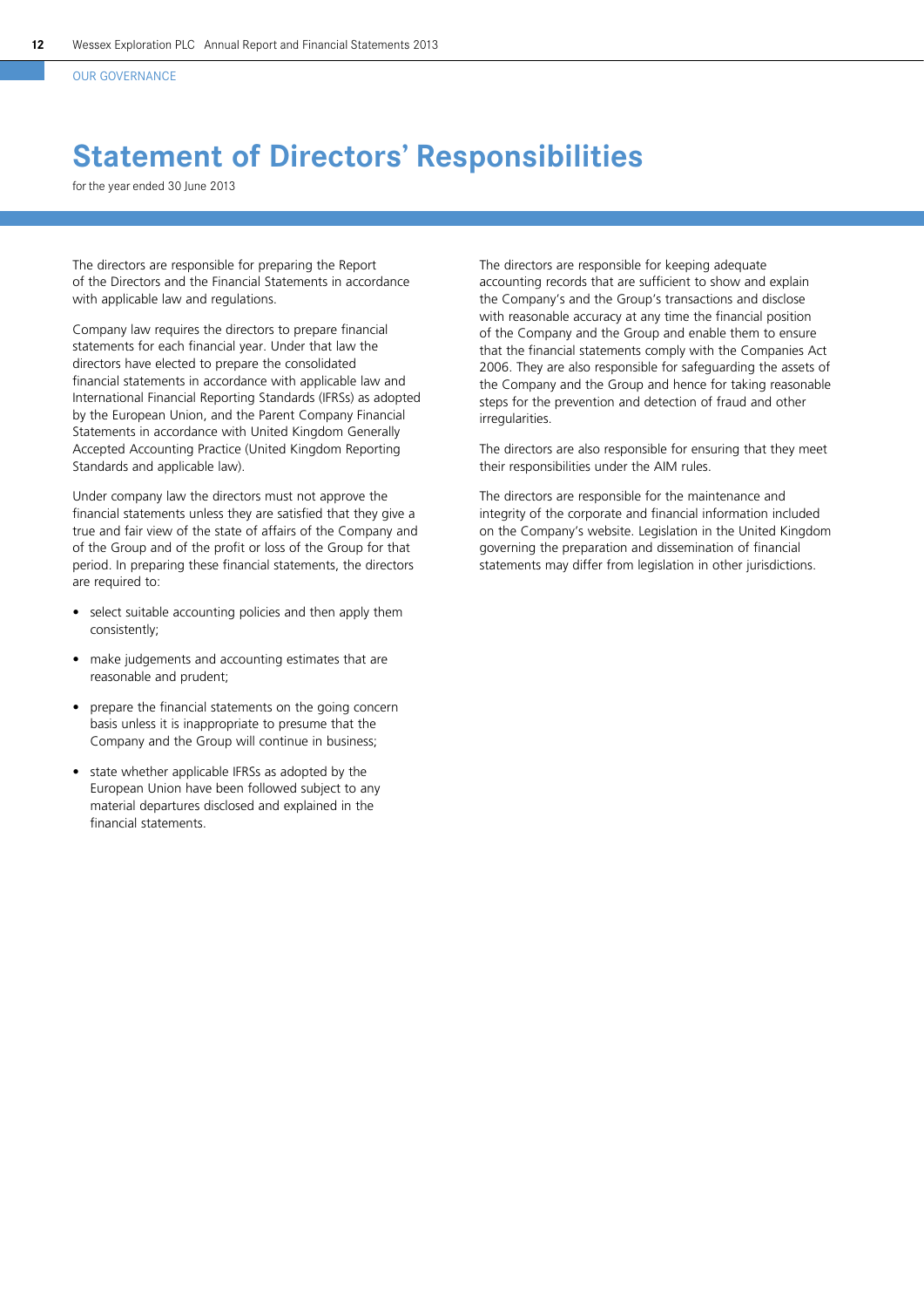OUR GOVERNANCE

# Statement of Directors' Responsibilities

for the year ended 30 June 2013

The directors are responsible for preparing the Report of the Directors and the Financial Statements in accordance with applicable law and regulations.

Company law requires the directors to prepare financial statements for each financial year. Under that law the directors have elected to prepare the consolidated financial statements in accordance with applicable law and International Financial Reporting Standards (IFRSs) as adopted by the European Union, and the Parent Company Financial Statements in accordance with United Kingdom Generally Accepted Accounting Practice (United Kingdom Reporting Standards and applicable law).

Under company law the directors must not approve the financial statements unless they are satisfied that they give a true and fair view of the state of affairs of the Company and of the Group and of the profit or loss of the Group for that period. In preparing these financial statements, the directors are required to:

- select suitable accounting policies and then apply them consistently;
- make judgements and accounting estimates that are reasonable and prudent;
- prepare the financial statements on the going concern basis unless it is inappropriate to presume that the Company and the Group will continue in business;
- state whether applicable IFRSs as adopted by the European Union have been followed subject to any material departures disclosed and explained in the financial statements.

The directors are responsible for keeping adequate accounting records that are sufficient to show and explain the Company's and the Group's transactions and disclose with reasonable accuracy at any time the financial position of the Company and the Group and enable them to ensure that the financial statements comply with the Companies Act 2006. They are also responsible for safeguarding the assets of the Company and the Group and hence for taking reasonable steps for the prevention and detection of fraud and other irregularities.

The directors are also responsible for ensuring that they meet their responsibilities under the AIM rules.

The directors are responsible for the maintenance and integrity of the corporate and financial information included on the Company's website. Legislation in the United Kingdom governing the preparation and dissemination of financial statements may differ from legislation in other jurisdictions.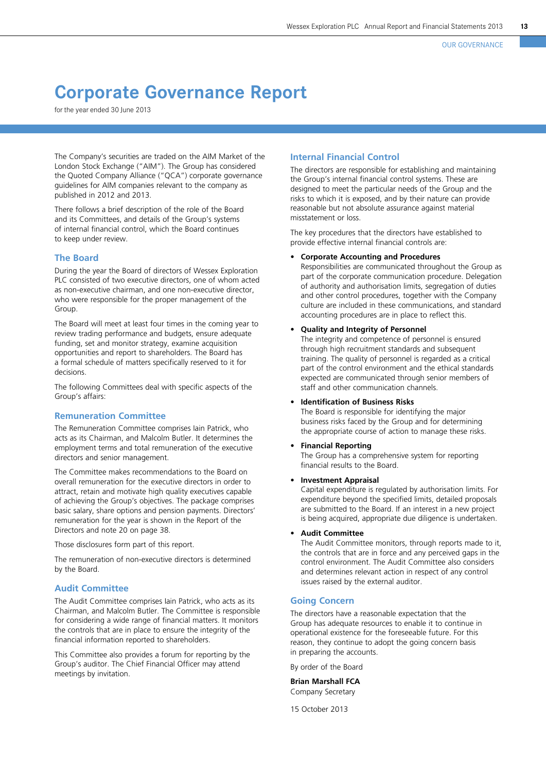# Corporate Governance Report

for the year ended 30 June 2013

The Company's securities are traded on the AIM Market of the London Stock Exchange ("AIM"). The Group has considered the Quoted Company Alliance ("QCA") corporate governance guidelines for AIM companies relevant to the company as published in 2012 and 2013.

There follows a brief description of the role of the Board and its Committees, and details of the Group's systems of internal financial control, which the Board continues to keep under review.

## The Board

During the year the Board of directors of Wessex Exploration PLC consisted of two executive directors, one of whom acted as non-executive chairman, and one non-executive director, who were responsible for the proper management of the Group.

The Board will meet at least four times in the coming year to review trading performance and budgets, ensure adequate funding, set and monitor strategy, examine acquisition opportunities and report to shareholders. The Board has a formal schedule of matters specifically reserved to it for decisions.

The following Committees deal with specific aspects of the Group's affairs:

## Remuneration Committee

The Remuneration Committee comprises Iain Patrick, who acts as its Chairman, and Malcolm Butler. It determines the employment terms and total remuneration of the executive directors and senior management.

The Committee makes recommendations to the Board on overall remuneration for the executive directors in order to attract, retain and motivate high quality executives capable of achieving the Group's objectives. The package comprises basic salary, share options and pension payments. Directors' remuneration for the year is shown in the Report of the Directors and note 20 on page 38.

Those disclosures form part of this report.

The remuneration of non-executive directors is determined by the Board.

## Audit Committee

The Audit Committee comprises Iain Patrick, who acts as its Chairman, and Malcolm Butler. The Committee is responsible for considering a wide range of financial matters. It monitors the controls that are in place to ensure the integrity of the financial information reported to shareholders.

This Committee also provides a forum for reporting by the Group's auditor. The Chief Financial Officer may attend meetings by invitation.

## Internal Financial Control

The directors are responsible for establishing and maintaining the Group's internal financial control systems. These are designed to meet the particular needs of the Group and the risks to which it is exposed, and by their nature can provide reasonable but not absolute assurance against material misstatement or loss.

The key procedures that the directors have established to provide effective internal financial controls are:

- **Corporate Accounting and Procedures**
  Responsibilities are communicated throughout the Group as part of the corporate communication procedure. Delegation of authority and authorisation limits, segregation of duties and other control procedures, together with the Company culture are included in these communications, and standard accounting procedures are in place to reflect this.

- **Quality and Integrity of Personnel**
  The integrity and competence of personnel is ensured through high recruitment standards and subsequent training. The quality of personnel is regarded as a critical part of the control environment and the ethical standards expected are communicated through senior members of staff and other communication channels.

- **Identification of Business Risks**
  The Board is responsible for identifying the major business risks faced by the Group and for determining the appropriate course of action to manage these risks.

- **Financial Reporting**
  The Group has a comprehensive system for reporting financial results to the Board.

- **Investment Appraisal**
  Capital expenditure is regulated by authorisation limits. For expenditure beyond the specified limits, detailed proposals are submitted to the Board. If an interest in a new project is being acquired, appropriate due diligence is undertaken.

- **Audit Committee**
  The Audit Committee monitors, through reports made to it, the controls that are in force and any perceived gaps in the control environment. The Audit Committee also considers and determines relevant action in respect of any control issues raised by the external auditor.

## Going Concern

The directors have a reasonable expectation that the Group has adequate resources to enable it to continue in operational existence for the foreseeable future. For this reason, they continue to adopt the going concern basis in preparing the accounts.

By order of the Board

**Brian Marshall FCA**
Company Secretary

15 October 2013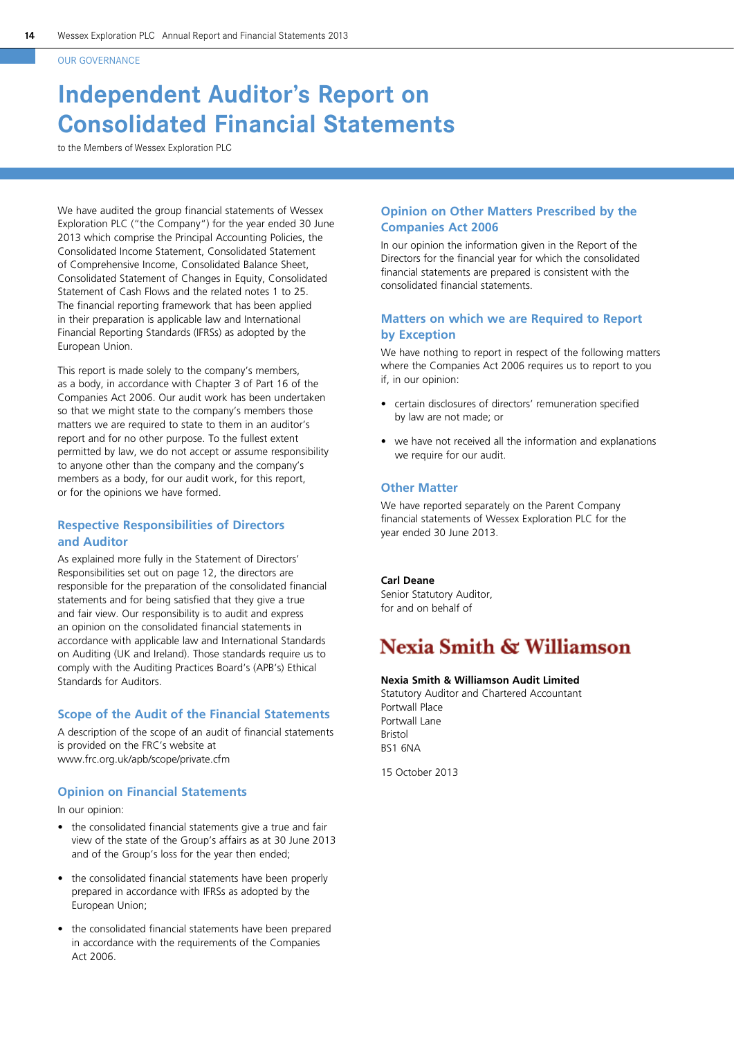OUR GOVERNANCE

# Independent Auditor's Report on Consolidated Financial Statements

to the Members of Wessex Exploration PLC

We have audited the group financial statements of Wessex Exploration PLC ("the Company") for the year ended 30 June 2013 which comprise the Principal Accounting Policies, the Consolidated Income Statement, Consolidated Statement of Comprehensive Income, Consolidated Balance Sheet, Consolidated Statement of Changes in Equity, Consolidated Statement of Cash Flows and the related notes 1 to 25. The financial reporting framework that has been applied in their preparation is applicable law and International Financial Reporting Standards (IFRSs) as adopted by the European Union.

This report is made solely to the company's members, as a body, in accordance with Chapter 3 of Part 16 of the Companies Act 2006. Our audit work has been undertaken so that we might state to the company's members those matters we are required to state to them in an auditor's report and for no other purpose. To the fullest extent permitted by law, we do not accept or assume responsibility to anyone other than the company and the company's members as a body, for our audit work, for this report, or for the opinions we have formed.

## Respective Responsibilities of Directors and Auditor

As explained more fully in the Statement of Directors' Responsibilities set out on page 12, the directors are responsible for the preparation of the consolidated financial statements and for being satisfied that they give a true and fair view. Our responsibility is to audit and express an opinion on the consolidated financial statements in accordance with applicable law and International Standards on Auditing (UK and Ireland). Those standards require us to comply with the Auditing Practices Board's (APB's) Ethical Standards for Auditors.

## Scope of the Audit of the Financial Statements

A description of the scope of an audit of financial statements is provided on the FRC's website at www.frc.org.uk/apb/scope/private.cfm

## Opinion on Financial Statements

In our opinion:

- the consolidated financial statements give a true and fair view of the state of the Group's affairs as at 30 June 2013 and of the Group's loss for the year then ended;
- the consolidated financial statements have been properly prepared in accordance with IFRSs as adopted by the European Union;
- the consolidated financial statements have been prepared in accordance with the requirements of the Companies Act 2006.

## Opinion on Other Matters Prescribed by the Companies Act 2006

In our opinion the information given in the Report of the Directors for the financial year for which the consolidated financial statements are prepared is consistent with the consolidated financial statements.

## Matters on which we are Required to Report by Exception

We have nothing to report in respect of the following matters where the Companies Act 2006 requires us to report to you if, in our opinion:

- certain disclosures of directors' remuneration specified by law are not made; or
- we have not received all the information and explanations we require for our audit.

## Other Matter

We have reported separately on the Parent Company financial statements of Wessex Exploration PLC for the year ended 30 June 2013.

**Carl Deane**
Senior Statutory Auditor,
for and on behalf of

Nexia Smith & Williamson

**Nexia Smith & Williamson Audit Limited**
Statutory Auditor and Chartered Accountant
Portwall Place
Portwall Lane
Bristol
BS1 6NA

15 October 2013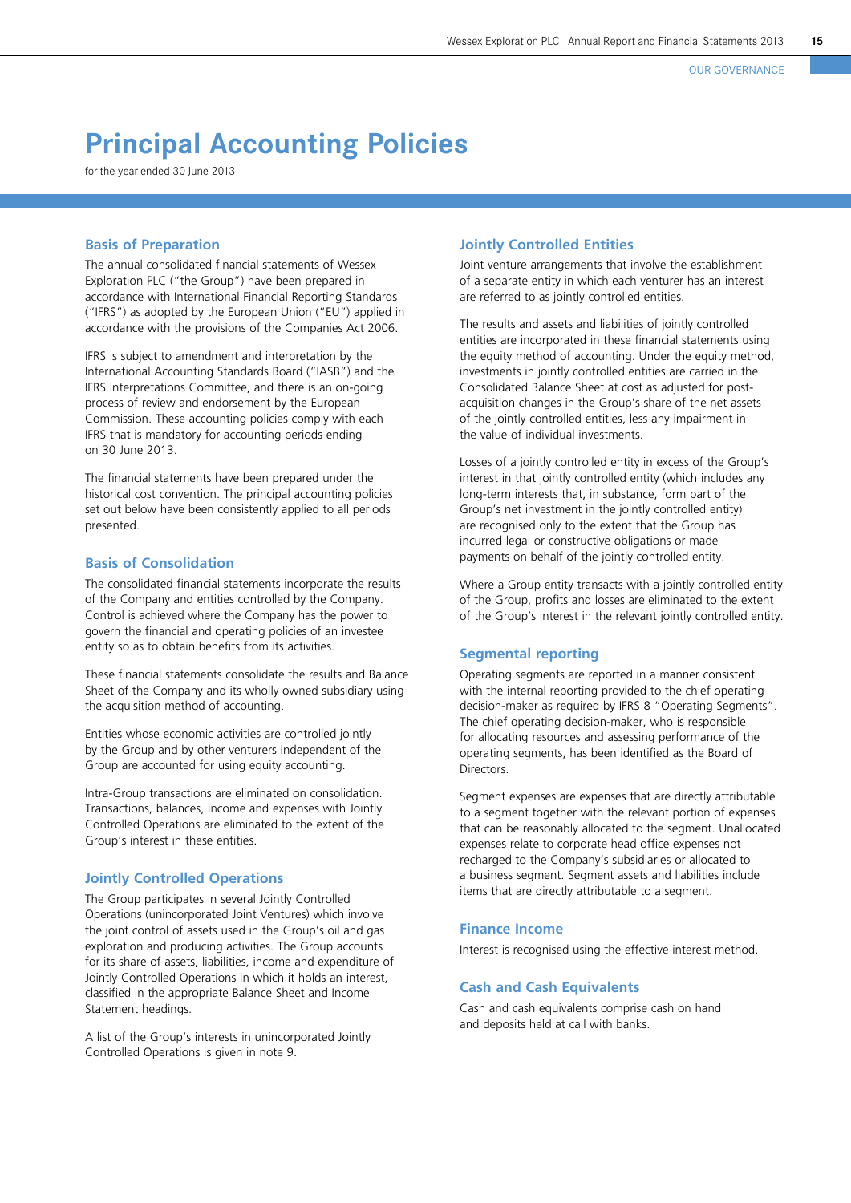# Principal Accounting Policies

for the year ended 30 June 2013

## Basis of Preparation

The annual consolidated financial statements of Wessex Exploration PLC ("the Group") have been prepared in accordance with International Financial Reporting Standards ("IFRS") as adopted by the European Union ("EU") applied in accordance with the provisions of the Companies Act 2006.

IFRS is subject to amendment and interpretation by the International Accounting Standards Board ("IASB") and the IFRS Interpretations Committee, and there is an on-going process of review and endorsement by the European Commission. These accounting policies comply with each IFRS that is mandatory for accounting periods ending on 30 June 2013.

The financial statements have been prepared under the historical cost convention. The principal accounting policies set out below have been consistently applied to all periods presented.

## Basis of Consolidation

The consolidated financial statements incorporate the results of the Company and entities controlled by the Company. Control is achieved where the Company has the power to govern the financial and operating policies of an investee entity so as to obtain benefits from its activities.

These financial statements consolidate the results and Balance Sheet of the Company and its wholly owned subsidiary using the acquisition method of accounting.

Entities whose economic activities are controlled jointly by the Group and by other venturers independent of the Group are accounted for using equity accounting.

Intra-Group transactions are eliminated on consolidation. Transactions, balances, income and expenses with Jointly Controlled Operations are eliminated to the extent of the Group's interest in these entities.

## Jointly Controlled Operations

The Group participates in several Jointly Controlled Operations (unincorporated Joint Ventures) which involve the joint control of assets used in the Group's oil and gas exploration and producing activities. The Group accounts for its share of assets, liabilities, income and expenditure of Jointly Controlled Operations in which it holds an interest, classified in the appropriate Balance Sheet and Income Statement headings.

A list of the Group's interests in unincorporated Jointly Controlled Operations is given in note 9.

## Jointly Controlled Entities

Joint venture arrangements that involve the establishment of a separate entity in which each venturer has an interest are referred to as jointly controlled entities.

The results and assets and liabilities of jointly controlled entities are incorporated in these financial statements using the equity method of accounting. Under the equity method, investments in jointly controlled entities are carried in the Consolidated Balance Sheet at cost as adjusted for post-acquisition changes in the Group's share of the net assets of the jointly controlled entities, less any impairment in the value of individual investments.

Losses of a jointly controlled entity in excess of the Group's interest in that jointly controlled entity (which includes any long-term interests that, in substance, form part of the Group's net investment in the jointly controlled entity) are recognised only to the extent that the Group has incurred legal or constructive obligations or made payments on behalf of the jointly controlled entity.

Where a Group entity transacts with a jointly controlled entity of the Group, profits and losses are eliminated to the extent of the Group's interest in the relevant jointly controlled entity.

## Segmental reporting

Operating segments are reported in a manner consistent with the internal reporting provided to the chief operating decision-maker as required by IFRS 8 "Operating Segments". The chief operating decision-maker, who is responsible for allocating resources and assessing performance of the operating segments, has been identified as the Board of Directors.

Segment expenses are expenses that are directly attributable to a segment together with the relevant portion of expenses that can be reasonably allocated to the segment. Unallocated expenses relate to corporate head office expenses not recharged to the Company's subsidiaries or allocated to a business segment. Segment assets and liabilities include items that are directly attributable to a segment.

## Finance Income

Interest is recognised using the effective interest method.

## Cash and Cash Equivalents

Cash and cash equivalents comprise cash on hand and deposits held at call with banks.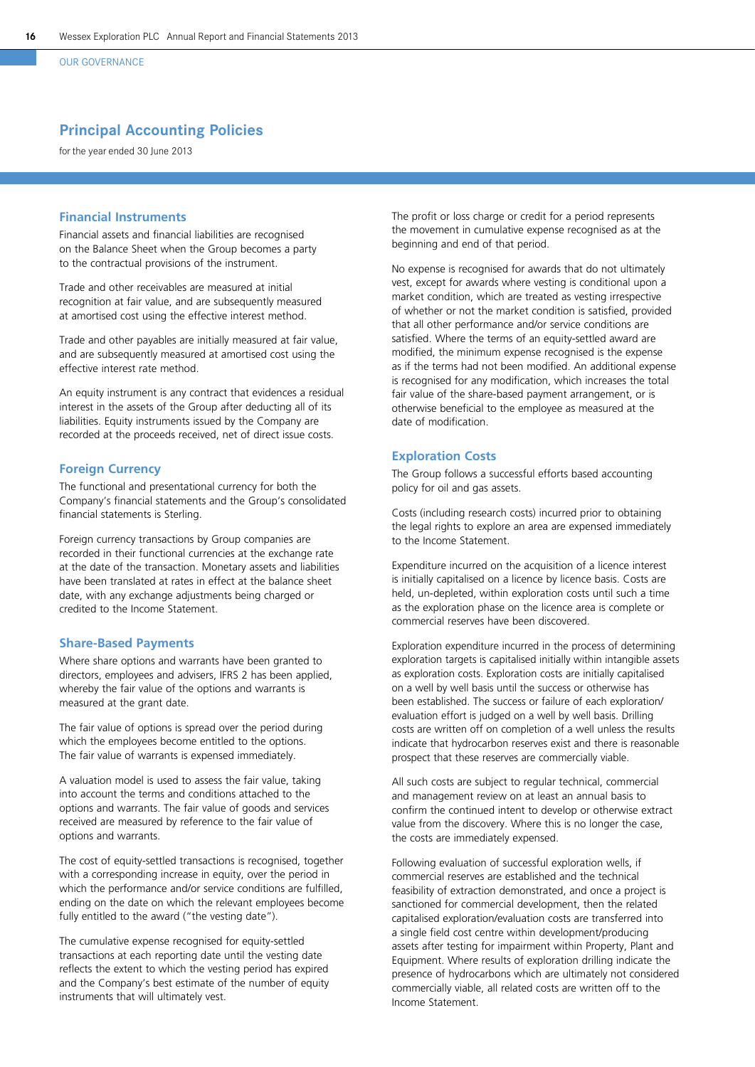## Principal Accounting Policies

for the year ended 30 June 2013

### Financial Instruments

Financial assets and financial liabilities are recognised on the Balance Sheet when the Group becomes a party to the contractual provisions of the instrument.

Trade and other receivables are measured at initial recognition at fair value, and are subsequently measured at amortised cost using the effective interest method.

Trade and other payables are initially measured at fair value, and are subsequently measured at amortised cost using the effective interest rate method.

An equity instrument is any contract that evidences a residual interest in the assets of the Group after deducting all of its liabilities. Equity instruments issued by the Company are recorded at the proceeds received, net of direct issue costs.

### Foreign Currency

The functional and presentational currency for both the Company's financial statements and the Group's consolidated financial statements is Sterling.

Foreign currency transactions by Group companies are recorded in their functional currencies at the exchange rate at the date of the transaction. Monetary assets and liabilities have been translated at rates in effect at the balance sheet date, with any exchange adjustments being charged or credited to the Income Statement.

### Share-Based Payments

Where share options and warrants have been granted to directors, employees and advisers, IFRS 2 has been applied, whereby the fair value of the options and warrants is measured at the grant date.

The fair value of options is spread over the period during which the employees become entitled to the options. The fair value of warrants is expensed immediately.

A valuation model is used to assess the fair value, taking into account the terms and conditions attached to the options and warrants. The fair value of goods and services received are measured by reference to the fair value of options and warrants.

The cost of equity-settled transactions is recognised, together with a corresponding increase in equity, over the period in which the performance and/or service conditions are fulfilled, ending on the date on which the relevant employees become fully entitled to the award ("the vesting date").

The cumulative expense recognised for equity-settled transactions at each reporting date until the vesting date reflects the extent to which the vesting period has expired and the Company's best estimate of the number of equity instruments that will ultimately vest.

The profit or loss charge or credit for a period represents the movement in cumulative expense recognised as at the beginning and end of that period.

No expense is recognised for awards that do not ultimately vest, except for awards where vesting is conditional upon a market condition, which are treated as vesting irrespective of whether or not the market condition is satisfied, provided that all other performance and/or service conditions are satisfied. Where the terms of an equity-settled award are modified, the minimum expense recognised is the expense as if the terms had not been modified. An additional expense is recognised for any modification, which increases the total fair value of the share-based payment arrangement, or is otherwise beneficial to the employee as measured at the date of modification.

### Exploration Costs

The Group follows a successful efforts based accounting policy for oil and gas assets.

Costs (including research costs) incurred prior to obtaining the legal rights to explore an area are expensed immediately to the Income Statement.

Expenditure incurred on the acquisition of a licence interest is initially capitalised on a licence by licence basis. Costs are held, un-depleted, within exploration costs until such a time as the exploration phase on the licence area is complete or commercial reserves have been discovered.

Exploration expenditure incurred in the process of determining exploration targets is capitalised initially within intangible assets as exploration costs. Exploration costs are initially capitalised on a well by well basis until the success or otherwise has been established. The success or failure of each exploration/evaluation effort is judged on a well by well basis. Drilling costs are written off on completion of a well unless the results indicate that hydrocarbon reserves exist and there is reasonable prospect that these reserves are commercially viable.

All such costs are subject to regular technical, commercial and management review on at least an annual basis to confirm the continued intent to develop or otherwise extract value from the discovery. Where this is no longer the case, the costs are immediately expensed.

Following evaluation of successful exploration wells, if commercial reserves are established and the technical feasibility of extraction demonstrated, and once a project is sanctioned for commercial development, then the related capitalised exploration/evaluation costs are transferred into a single field cost centre within development/producing assets after testing for impairment within Property, Plant and Equipment. Where results of exploration drilling indicate the presence of hydrocarbons which are ultimately not considered commercially viable, all related costs are written off to the Income Statement.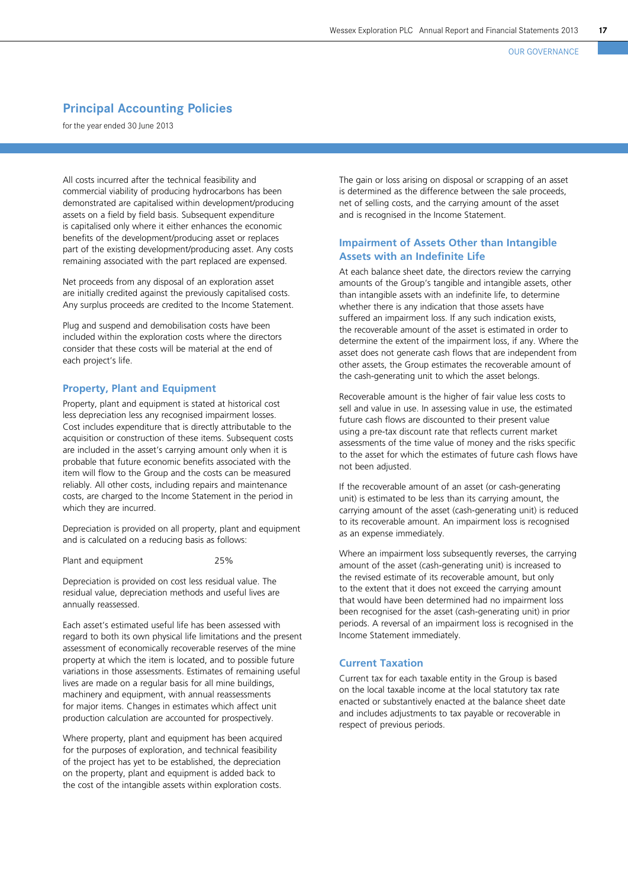## Principal Accounting Policies

for the year ended 30 June 2013

All costs incurred after the technical feasibility and commercial viability of producing hydrocarbons has been demonstrated are capitalised within development/producing assets on a field by field basis. Subsequent expenditure is capitalised only where it either enhances the economic benefits of the development/producing asset or replaces part of the existing development/producing asset. Any costs remaining associated with the part replaced are expensed.

Net proceeds from any disposal of an exploration asset are initially credited against the previously capitalised costs. Any surplus proceeds are credited to the Income Statement.

Plug and suspend and demobilisation costs have been included within the exploration costs where the directors consider that these costs will be material at the end of each project's life.

### Property, Plant and Equipment

Property, plant and equipment is stated at historical cost less depreciation less any recognised impairment losses. Cost includes expenditure that is directly attributable to the acquisition or construction of these items. Subsequent costs are included in the asset's carrying amount only when it is probable that future economic benefits associated with the item will flow to the Group and the costs can be measured reliably. All other costs, including repairs and maintenance costs, are charged to the Income Statement in the period in which they are incurred.

Depreciation is provided on all property, plant and equipment and is calculated on a reducing basis as follows:

| | |
|---|---|
| Plant and equipment | 25% |

Depreciation is provided on cost less residual value. The residual value, depreciation methods and useful lives are annually reassessed.

Each asset's estimated useful life has been assessed with regard to both its own physical life limitations and the present assessment of economically recoverable reserves of the mine property at which the item is located, and to possible future variations in those assessments. Estimates of remaining useful lives are made on a regular basis for all mine buildings, machinery and equipment, with annual reassessments for major items. Changes in estimates which affect unit production calculation are accounted for prospectively.

Where property, plant and equipment has been acquired for the purposes of exploration, and technical feasibility of the project has yet to be established, the depreciation on the property, plant and equipment is added back to the cost of the intangible assets within exploration costs.

The gain or loss arising on disposal or scrapping of an asset is determined as the difference between the sale proceeds, net of selling costs, and the carrying amount of the asset and is recognised in the Income Statement.

### Impairment of Assets Other than Intangible Assets with an Indefinite Life

At each balance sheet date, the directors review the carrying amounts of the Group's tangible and intangible assets, other than intangible assets with an indefinite life, to determine whether there is any indication that those assets have suffered an impairment loss. If any such indication exists, the recoverable amount of the asset is estimated in order to determine the extent of the impairment loss, if any. Where the asset does not generate cash flows that are independent from other assets, the Group estimates the recoverable amount of the cash-generating unit to which the asset belongs.

Recoverable amount is the higher of fair value less costs to sell and value in use. In assessing value in use, the estimated future cash flows are discounted to their present value using a pre-tax discount rate that reflects current market assessments of the time value of money and the risks specific to the asset for which the estimates of future cash flows have not been adjusted.

If the recoverable amount of an asset (or cash-generating unit) is estimated to be less than its carrying amount, the carrying amount of the asset (cash-generating unit) is reduced to its recoverable amount. An impairment loss is recognised as an expense immediately.

Where an impairment loss subsequently reverses, the carrying amount of the asset (cash-generating unit) is increased to the revised estimate of its recoverable amount, but only to the extent that it does not exceed the carrying amount that would have been determined had no impairment loss been recognised for the asset (cash-generating unit) in prior periods. A reversal of an impairment loss is recognised in the Income Statement immediately.

### Current Taxation

Current tax for each taxable entity in the Group is based on the local taxable income at the local statutory tax rate enacted or substantively enacted at the balance sheet date and includes adjustments to tax payable or recoverable in respect of previous periods.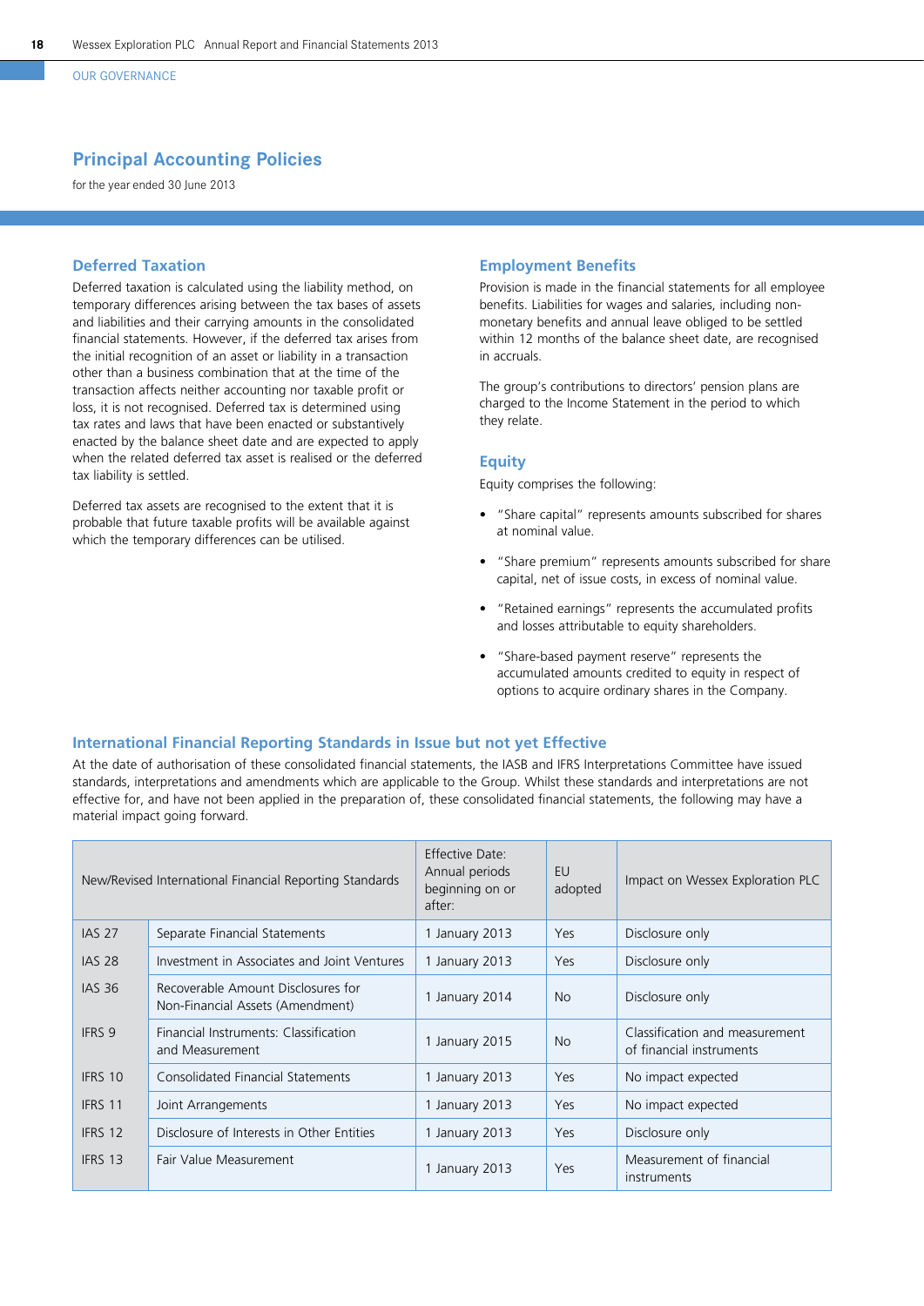## Principal Accounting Policies

for the year ended 30 June 2013

### Deferred Taxation

Deferred taxation is calculated using the liability method, on temporary differences arising between the tax bases of assets and liabilities and their carrying amounts in the consolidated financial statements. However, if the deferred tax arises from the initial recognition of an asset or liability in a transaction other than a business combination that at the time of the transaction affects neither accounting nor taxable profit or loss, it is not recognised. Deferred tax is determined using tax rates and laws that have been enacted or substantively enacted by the balance sheet date and are expected to apply when the related deferred tax asset is realised or the deferred tax liability is settled.

Deferred tax assets are recognised to the extent that it is probable that future taxable profits will be available against which the temporary differences can be utilised.

### Employment Benefits

Provision is made in the financial statements for all employee benefits. Liabilities for wages and salaries, including non-monetary benefits and annual leave obliged to be settled within 12 months of the balance sheet date, are recognised in accruals.

The group's contributions to directors' pension plans are charged to the Income Statement in the period to which they relate.

### Equity

Equity comprises the following:

- "Share capital" represents amounts subscribed for shares at nominal value.
- "Share premium" represents amounts subscribed for share capital, net of issue costs, in excess of nominal value.
- "Retained earnings" represents the accumulated profits and losses attributable to equity shareholders.
- "Share-based payment reserve" represents the accumulated amounts credited to equity in respect of options to acquire ordinary shares in the Company.

### International Financial Reporting Standards in Issue but not yet Effective

At the date of authorisation of these consolidated financial statements, the IASB and IFRS Interpretations Committee have issued standards, interpretations and amendments which are applicable to the Group. Whilst these standards and interpretations are not effective for, and have not been applied in the preparation of, these consolidated financial statements, the following may have a material impact going forward.

| New/Revised International Financial Reporting Standards | | Effective Date: Annual periods beginning on or after: | EU adopted | Impact on Wessex Exploration PLC |
|---|---|---|---|---|
| IAS 27 | Separate Financial Statements | 1 January 2013 | Yes | Disclosure only |
| IAS 28 | Investment in Associates and Joint Ventures | 1 January 2013 | Yes | Disclosure only |
| IAS 36 | Recoverable Amount Disclosures for Non-Financial Assets (Amendment) | 1 January 2014 | No | Disclosure only |
| IFRS 9 | Financial Instruments: Classification and Measurement | 1 January 2015 | No | Classification and measurement of financial instruments |
| IFRS 10 | Consolidated Financial Statements | 1 January 2013 | Yes | No impact expected |
| IFRS 11 | Joint Arrangements | 1 January 2013 | Yes | No impact expected |
| IFRS 12 | Disclosure of Interests in Other Entities | 1 January 2013 | Yes | Disclosure only |
| IFRS 13 | Fair Value Measurement | 1 January 2013 | Yes | Measurement of financial instruments |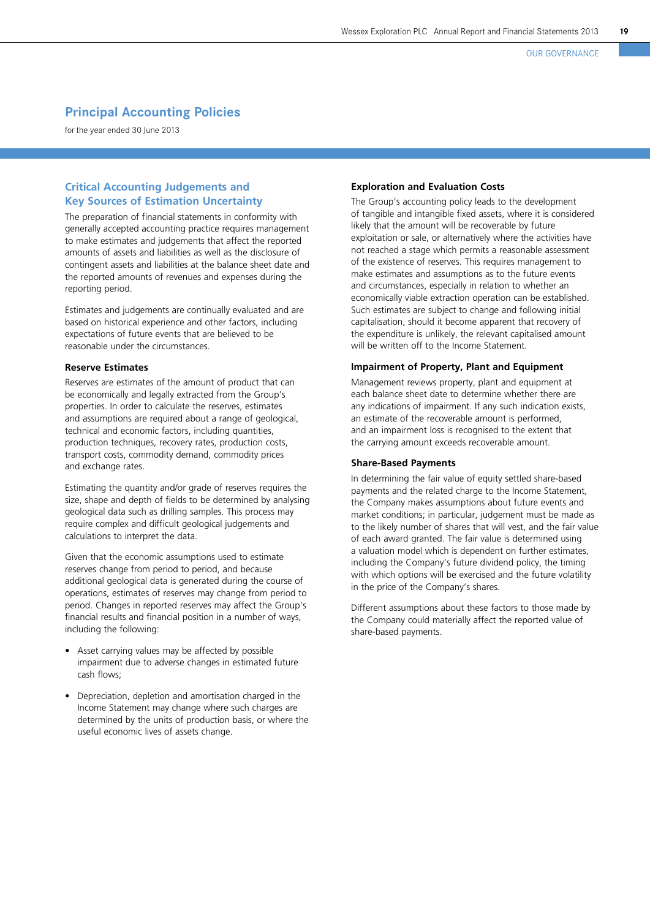# Principal Accounting Policies

for the year ended 30 June 2013

## Critical Accounting Judgements and Key Sources of Estimation Uncertainty

The preparation of financial statements in conformity with generally accepted accounting practice requires management to make estimates and judgements that affect the reported amounts of assets and liabilities as well as the disclosure of contingent assets and liabilities at the balance sheet date and the reported amounts of revenues and expenses during the reporting period.

Estimates and judgements are continually evaluated and are based on historical experience and other factors, including expectations of future events that are believed to be reasonable under the circumstances.

### Reserve Estimates

Reserves are estimates of the amount of product that can be economically and legally extracted from the Group's properties. In order to calculate the reserves, estimates and assumptions are required about a range of geological, technical and economic factors, including quantities, production techniques, recovery rates, production costs, transport costs, commodity demand, commodity prices and exchange rates.

Estimating the quantity and/or grade of reserves requires the size, shape and depth of fields to be determined by analysing geological data such as drilling samples. This process may require complex and difficult geological judgements and calculations to interpret the data.

Given that the economic assumptions used to estimate reserves change from period to period, and because additional geological data is generated during the course of operations, estimates of reserves may change from period to period. Changes in reported reserves may affect the Group's financial results and financial position in a number of ways, including the following:

- Asset carrying values may be affected by possible impairment due to adverse changes in estimated future cash flows;
- Depreciation, depletion and amortisation charged in the Income Statement may change where such charges are determined by the units of production basis, or where the useful economic lives of assets change.

### Exploration and Evaluation Costs

The Group's accounting policy leads to the development of tangible and intangible fixed assets, where it is considered likely that the amount will be recoverable by future exploitation or sale, or alternatively where the activities have not reached a stage which permits a reasonable assessment of the existence of reserves. This requires management to make estimates and assumptions as to the future events and circumstances, especially in relation to whether an economically viable extraction operation can be established. Such estimates are subject to change and following initial capitalisation, should it become apparent that recovery of the expenditure is unlikely, the relevant capitalised amount will be written off to the Income Statement.

### Impairment of Property, Plant and Equipment

Management reviews property, plant and equipment at each balance sheet date to determine whether there are any indications of impairment. If any such indication exists, an estimate of the recoverable amount is performed, and an impairment loss is recognised to the extent that the carrying amount exceeds recoverable amount.

### Share-Based Payments

In determining the fair value of equity settled share-based payments and the related charge to the Income Statement, the Company makes assumptions about future events and market conditions; in particular, judgement must be made as to the likely number of shares that will vest, and the fair value of each award granted. The fair value is determined using a valuation model which is dependent on further estimates, including the Company's future dividend policy, the timing with which options will be exercised and the future volatility in the price of the Company's shares.

Different assumptions about these factors to those made by the Company could materially affect the reported value of share-based payments.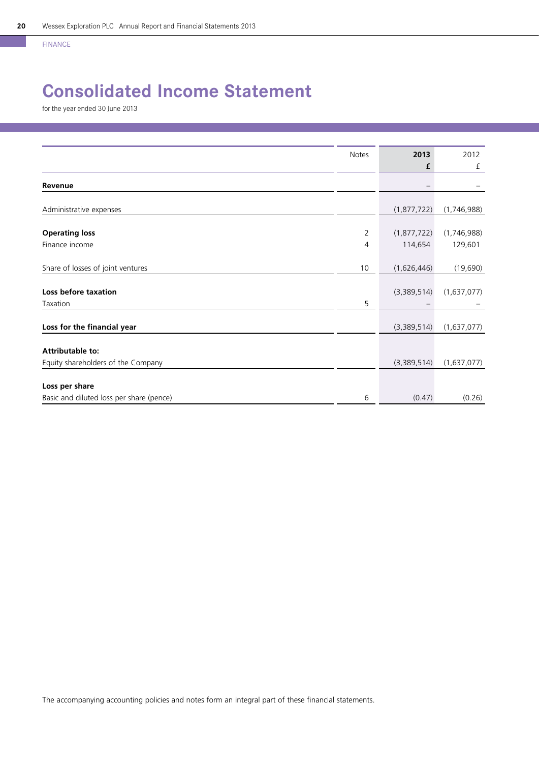FINANCE

# Consolidated Income Statement

for the year ended 30 June 2013

| | Notes | 2013 £ | 2012 £ |
|---|---|---|---|
| **Revenue** | | – | – |
| Administrative expenses | | (1,877,722) | (1,746,988) |
| **Operating loss** | 2 | (1,877,722) | (1,746,988) |
| Finance income | 4 | 114,654 | 129,601 |
| Share of losses of joint ventures | 10 | (1,626,446) | (19,690) |
| **Loss before taxation** | | (3,389,514) | (1,637,077) |
| Taxation | 5 | – | – |
| **Loss for the financial year** | | (3,389,514) | (1,637,077) |
| **Attributable to:** | | | |
| Equity shareholders of the Company | | (3,389,514) | (1,637,077) |
| **Loss per share** | | | |
| Basic and diluted loss per share (pence) | 6 | (0.47) | (0.26) |

The accompanying accounting policies and notes form an integral part of these financial statements.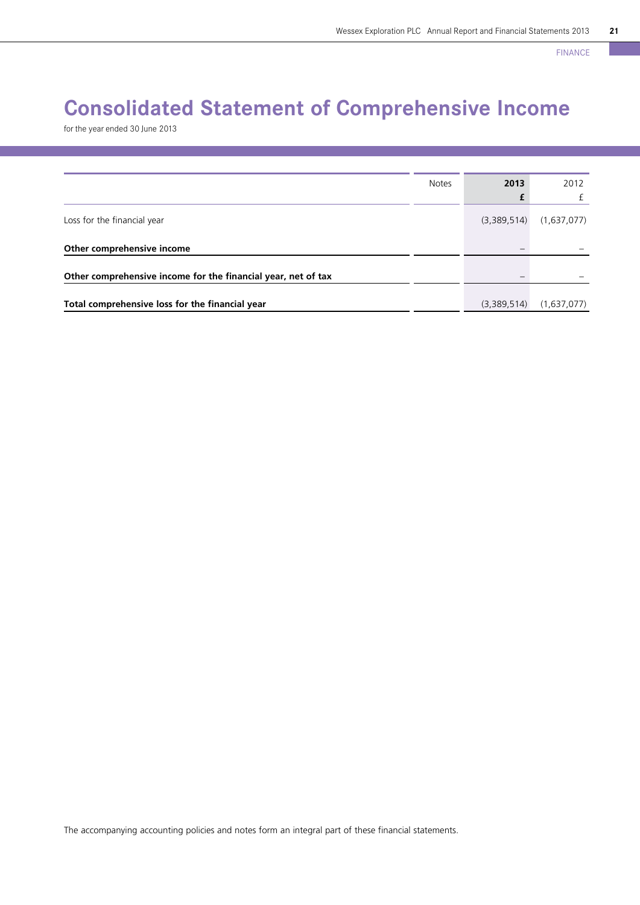# Consolidated Statement of Comprehensive Income

for the year ended 30 June 2013

| | Notes | 2013<br>£ | 2012<br>£ |
|---|---|---|---|
| Loss for the financial year | | (3,389,514) | (1,637,077) |
| **Other comprehensive income** | | – | – |
| **Other comprehensive income for the financial year, net of tax** | | – | – |
| **Total comprehensive loss for the financial year** | | (3,389,514) | (1,637,077) |

The accompanying accounting policies and notes form an integral part of these financial statements.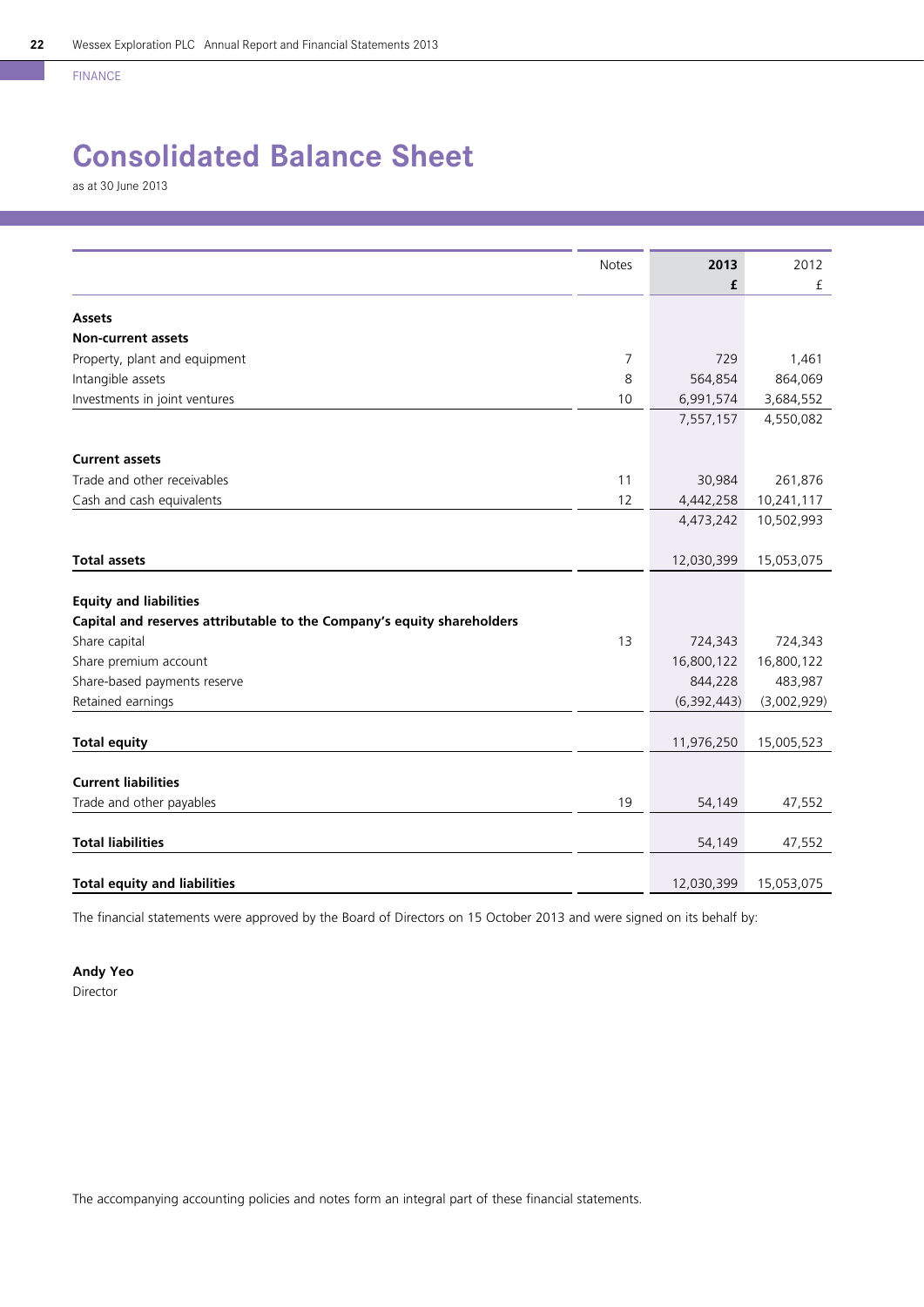FINANCE

# Consolidated Balance Sheet

as at 30 June 2013

| | Notes | 2013 £ | 2012 £ |
|---|---|---|---|
| **Assets** | | | |
| **Non-current assets** | | | |
| Property, plant and equipment | 7 | 729 | 1,461 |
| Intangible assets | 8 | 564,854 | 864,069 |
| Investments in joint ventures | 10 | 6,991,574 | 3,684,552 |
| | | 7,557,157 | 4,550,082 |
| **Current assets** | | | |
| Trade and other receivables | 11 | 30,984 | 261,876 |
| Cash and cash equivalents | 12 | 4,442,258 | 10,241,117 |
| | | 4,473,242 | 10,502,993 |
| **Total assets** | | 12,030,399 | 15,053,075 |
| **Equity and liabilities** | | | |
| **Capital and reserves attributable to the Company's equity shareholders** | | | |
| Share capital | 13 | 724,343 | 724,343 |
| Share premium account | | 16,800,122 | 16,800,122 |
| Share-based payments reserve | | 844,228 | 483,987 |
| Retained earnings | | (6,392,443) | (3,002,929) |
| **Total equity** | | 11,976,250 | 15,005,523 |
| **Current liabilities** | | | |
| Trade and other payables | 19 | 54,149 | 47,552 |
| **Total liabilities** | | 54,149 | 47,552 |
| **Total equity and liabilities** | | 12,030,399 | 15,053,075 |

The financial statements were approved by the Board of Directors on 15 October 2013 and were signed on its behalf by:

**Andy Yeo**
Director

The accompanying accounting policies and notes form an integral part of these financial statements.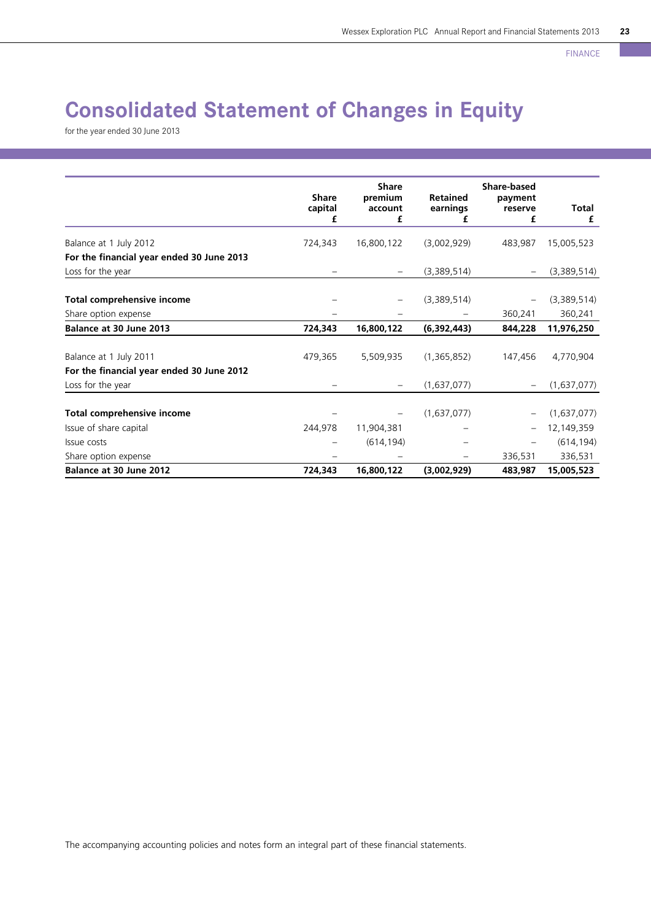# Consolidated Statement of Changes in Equity

for the year ended 30 June 2013

| | Share capital £ | Share premium account £ | Retained earnings £ | Share-based payment reserve £ | Total £ |
|---|---|---|---|---|---|
| Balance at 1 July 2012 | 724,343 | 16,800,122 | (3,002,929) | 483,987 | 15,005,523 |
| **For the financial year ended 30 June 2013** | | | | | |
| Loss for the year | – | – | (3,389,514) | – | (3,389,514) |
| **Total comprehensive income** | – | – | (3,389,514) | – | (3,389,514) |
| Share option expense | – | – | – | 360,241 | 360,241 |
| **Balance at 30 June 2013** | **724,343** | **16,800,122** | **(6,392,443)** | **844,228** | **11,976,250** |
| Balance at 1 July 2011 | 479,365 | 5,509,935 | (1,365,852) | 147,456 | 4,770,904 |
| **For the financial year ended 30 June 2012** | | | | | |
| Loss for the year | – | – | (1,637,077) | – | (1,637,077) |
| **Total comprehensive income** | – | – | (1,637,077) | – | (1,637,077) |
| Issue of share capital | 244,978 | 11,904,381 | – | – | 12,149,359 |
| Issue costs | – | (614,194) | – | – | (614,194) |
| Share option expense | – | – | – | 336,531 | 336,531 |
| **Balance at 30 June 2012** | **724,343** | **16,800,122** | **(3,002,929)** | **483,987** | **15,005,523** |

The accompanying accounting policies and notes form an integral part of these financial statements.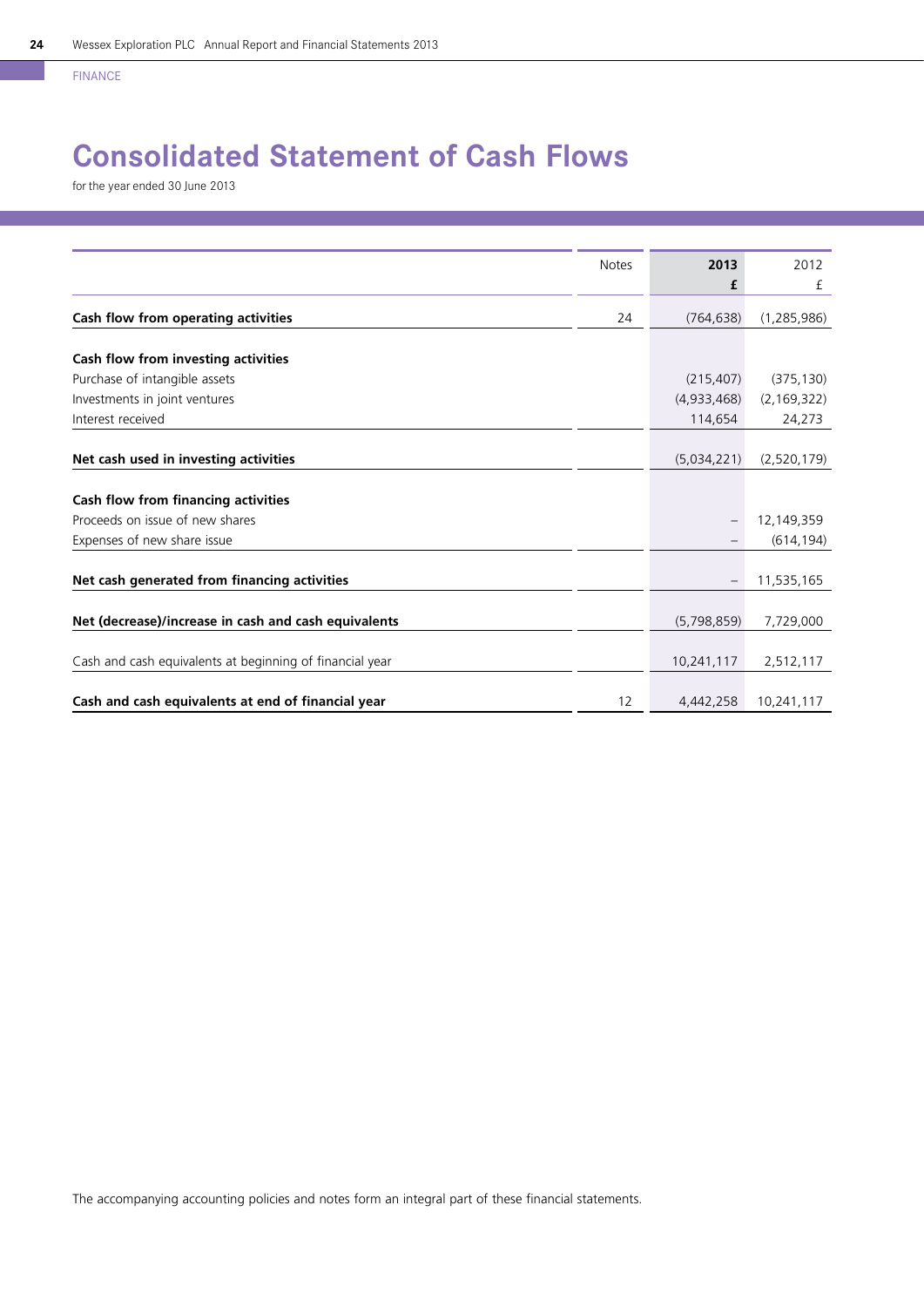FINANCE

# Consolidated Statement of Cash Flows

for the year ended 30 June 2013

| | Notes | 2013<br>£ | 2012<br>£ |
|---|---|---|---|
| **Cash flow from operating activities** | 24 | (764,638) | (1,285,986) |
| **Cash flow from investing activities** | | | |
| Purchase of intangible assets | | (215,407) | (375,130) |
| Investments in joint ventures | | (4,933,468) | (2,169,322) |
| Interest received | | 114,654 | 24,273 |
| **Net cash used in investing activities** | | (5,034,221) | (2,520,179) |
| **Cash flow from financing activities** | | | |
| Proceeds on issue of new shares | | – | 12,149,359 |
| Expenses of new share issue | | – | (614,194) |
| **Net cash generated from financing activities** | | – | 11,535,165 |
| **Net (decrease)/increase in cash and cash equivalents** | | (5,798,859) | 7,729,000 |
| Cash and cash equivalents at beginning of financial year | | 10,241,117 | 2,512,117 |
| **Cash and cash equivalents at end of financial year** | 12 | 4,442,258 | 10,241,117 |

The accompanying accounting policies and notes form an integral part of these financial statements.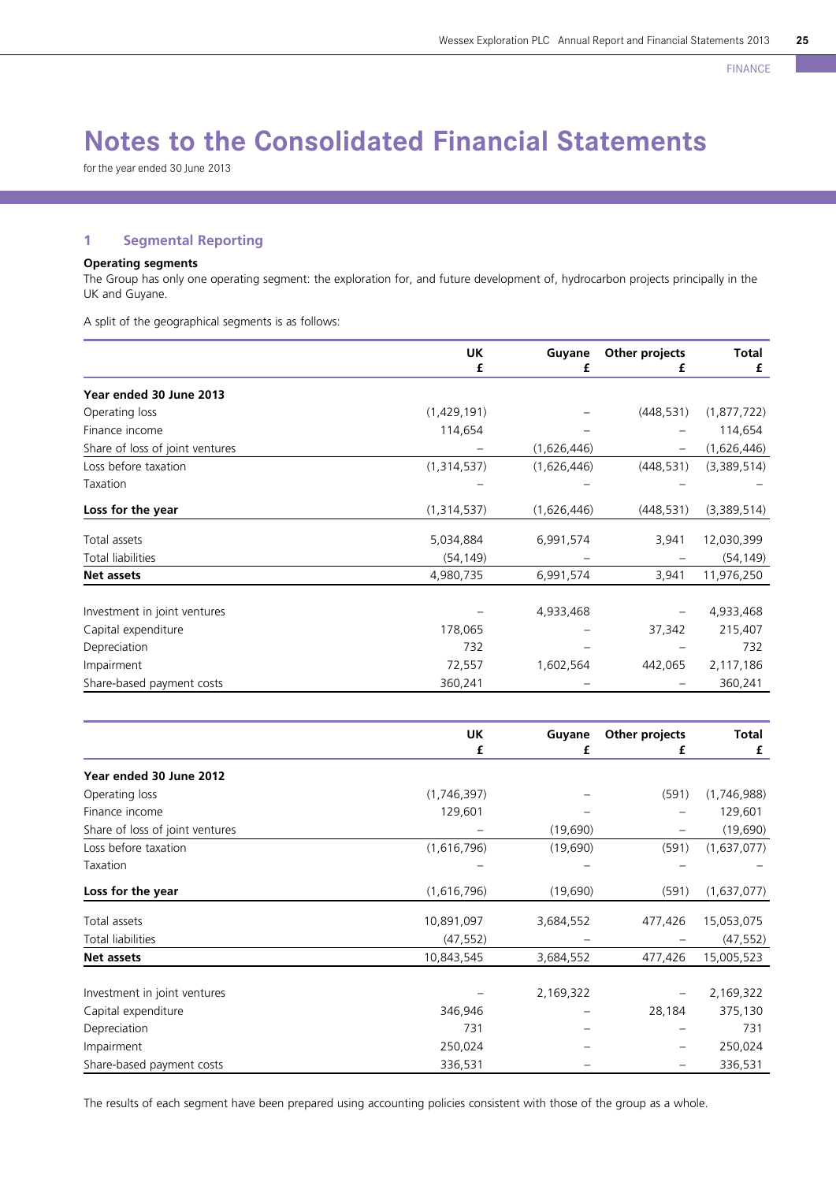# Notes to the Consolidated Financial Statements

for the year ended 30 June 2013

## 1 Segmental Reporting

**Operating segments**

The Group has only one operating segment: the exploration for, and future development of, hydrocarbon projects principally in the UK and Guyane.

A split of the geographical segments is as follows:

| | UK<br>£ | Guyane<br>£ | Other projects<br>£ | Total<br>£ |
|---|---|---|---|---|
| **Year ended 30 June 2013** | | | | |
| Operating loss | (1,429,191) | – | (448,531) | (1,877,722) |
| Finance income | 114,654 | – | – | 114,654 |
| Share of loss of joint ventures | – | (1,626,446) | – | (1,626,446) |
| Loss before taxation | (1,314,537) | (1,626,446) | (448,531) | (3,389,514) |
| Taxation | – | – | – | – |
| **Loss for the year** | (1,314,537) | (1,626,446) | (448,531) | (3,389,514) |
| Total assets | 5,034,884 | 6,991,574 | 3,941 | 12,030,399 |
| Total liabilities | (54,149) | – | – | (54,149) |
| **Net assets** | 4,980,735 | 6,991,574 | 3,941 | 11,976,250 |
| Investment in joint ventures | – | 4,933,468 | – | 4,933,468 |
| Capital expenditure | 178,065 | – | 37,342 | 215,407 |
| Depreciation | 732 | – | – | 732 |
| Impairment | 72,557 | 1,602,564 | 442,065 | 2,117,186 |
| Share-based payment costs | 360,241 | – | – | 360,241 |

| | UK<br>£ | Guyane<br>£ | Other projects<br>£ | Total<br>£ |
|---|---|---|---|---|
| **Year ended 30 June 2012** | | | | |
| Operating loss | (1,746,397) | – | (591) | (1,746,988) |
| Finance income | 129,601 | – | – | 129,601 |
| Share of loss of joint ventures | – | (19,690) | – | (19,690) |
| Loss before taxation | (1,616,796) | (19,690) | (591) | (1,637,077) |
| Taxation | – | – | – | – |
| **Loss for the year** | (1,616,796) | (19,690) | (591) | (1,637,077) |
| Total assets | 10,891,097 | 3,684,552 | 477,426 | 15,053,075 |
| Total liabilities | (47,552) | – | – | (47,552) |
| **Net assets** | 10,843,545 | 3,684,552 | 477,426 | 15,005,523 |
| Investment in joint ventures | – | 2,169,322 | – | 2,169,322 |
| Capital expenditure | 346,946 | – | 28,184 | 375,130 |
| Depreciation | 731 | – | – | 731 |
| Impairment | 250,024 | – | – | 250,024 |
| Share-based payment costs | 336,531 | – | – | 336,531 |

The results of each segment have been prepared using accounting policies consistent with those of the group as a whole.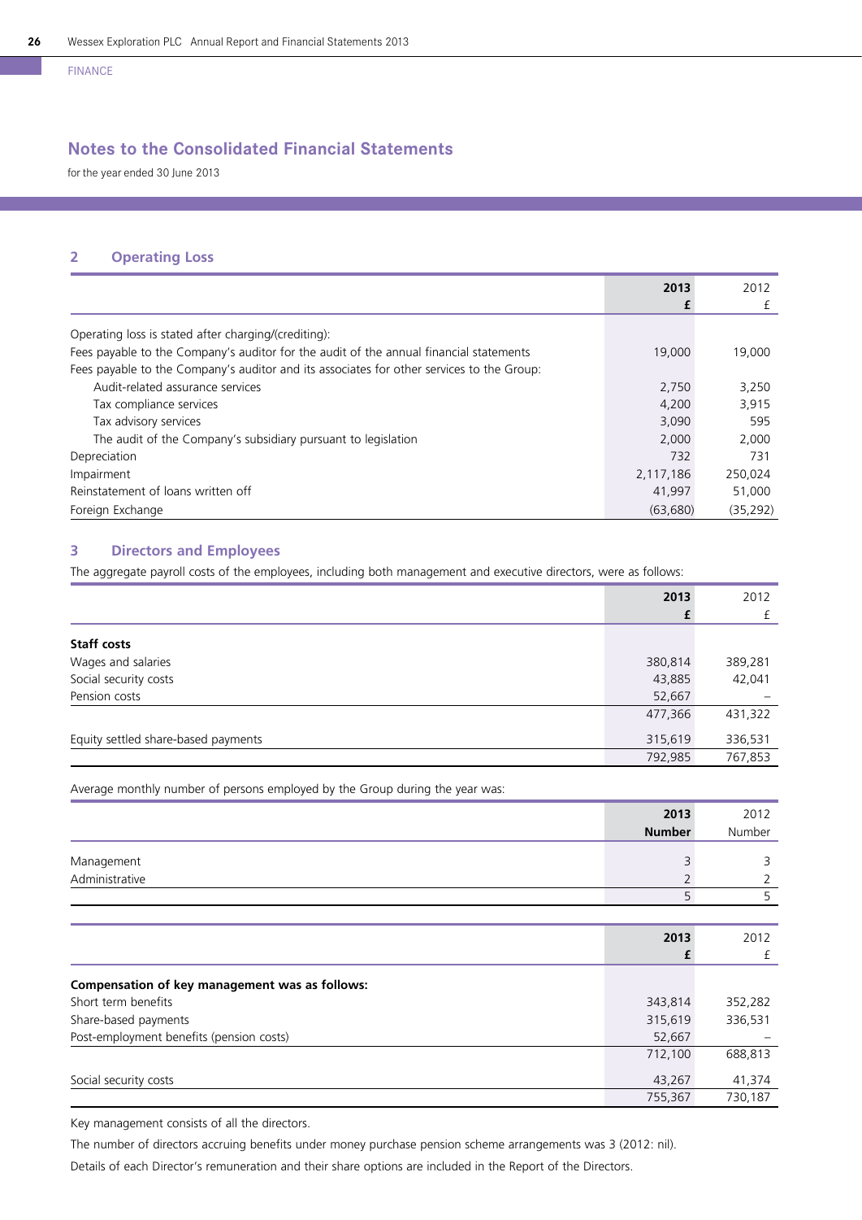FINANCE

# Notes to the Consolidated Financial Statements

for the year ended 30 June 2013

## 2 Operating Loss

| | **2013** **£** | 2012 £ |
|---|---|---|
| Operating loss is stated after charging/(crediting): | | |
| Fees payable to the Company's auditor for the audit of the annual financial statements | 19,000 | 19,000 |
| Fees payable to the Company's auditor and its associates for other services to the Group: | | |
| Audit-related assurance services | 2,750 | 3,250 |
| Tax compliance services | 4,200 | 3,915 |
| Tax advisory services | 3,090 | 595 |
| The audit of the Company's subsidiary pursuant to legislation | 2,000 | 2,000 |
| Depreciation | 732 | 731 |
| Impairment | 2,117,186 | 250,024 |
| Reinstatement of loans written off | 41,997 | 51,000 |
| Foreign Exchange | (63,680) | (35,292) |

## 3 Directors and Employees

The aggregate payroll costs of the employees, including both management and executive directors, were as follows:

| | **2013** **£** | 2012 £ |
|---|---|---|
| **Staff costs** | | |
| Wages and salaries | 380,814 | 389,281 |
| Social security costs | 43,885 | 42,041 |
| Pension costs | 52,667 | – |
| | 477,366 | 431,322 |
| Equity settled share-based payments | 315,619 | 336,531 |
| | 792,985 | 767,853 |

Average monthly number of persons employed by the Group during the year was:

| | **2013** **Number** | 2012 Number |
|---|---|---|
| Management | 3 | 3 |
| Administrative | 2 | 2 |
| | 5 | 5 |

| | **2013** **£** | 2012 £ |
|---|---|---|
| **Compensation of key management was as follows:** | | |
| Short term benefits | 343,814 | 352,282 |
| Share-based payments | 315,619 | 336,531 |
| Post-employment benefits (pension costs) | 52,667 | – |
| | 712,100 | 688,813 |
| Social security costs | 43,267 | 41,374 |
| | 755,367 | 730,187 |

Key management consists of all the directors.

The number of directors accruing benefits under money purchase pension scheme arrangements was 3 (2012: nil).

Details of each Director's remuneration and their share options are included in the Report of the Directors.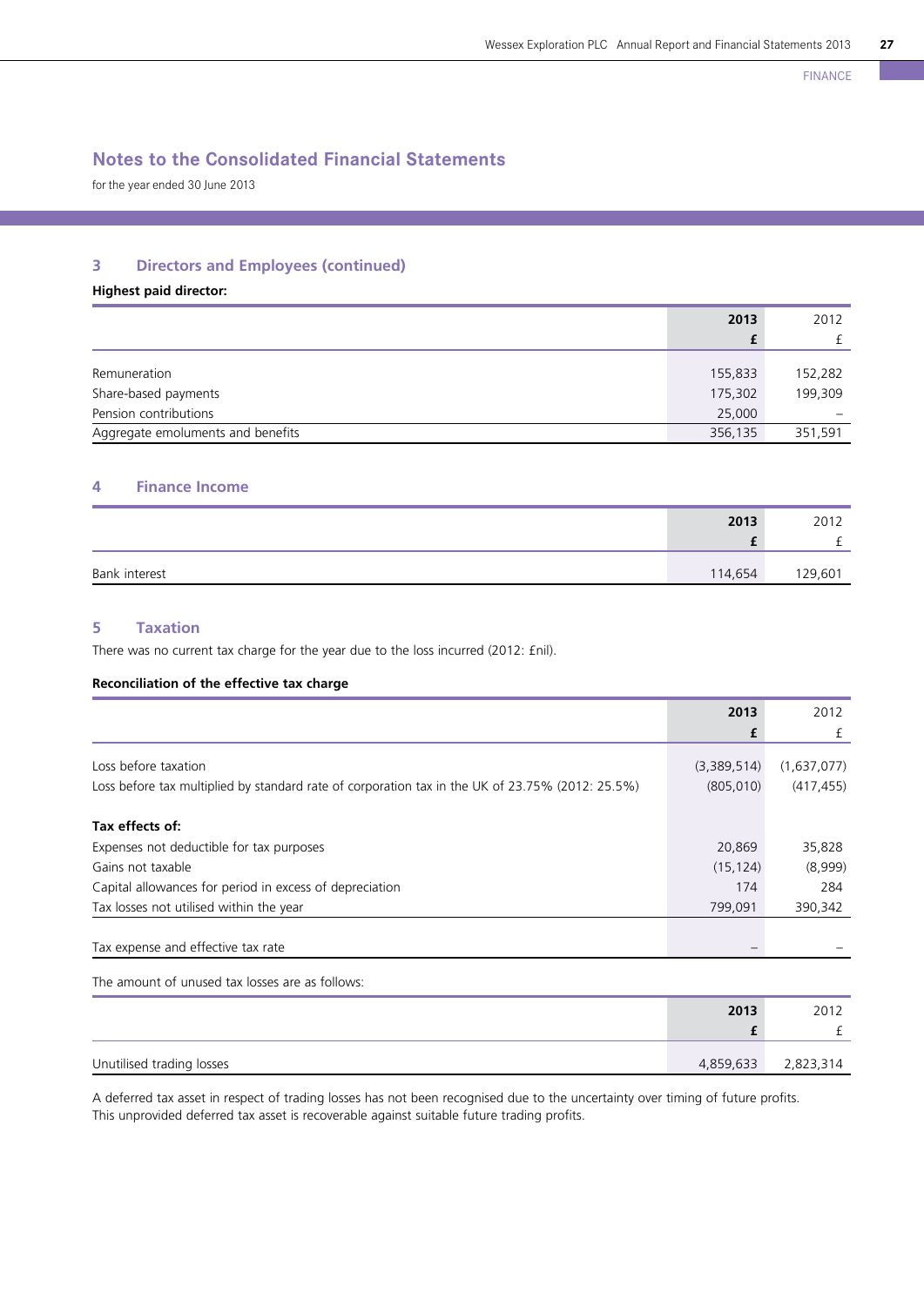## Notes to the Consolidated Financial Statements

for the year ended 30 June 2013

### 3 Directors and Employees (continued)

**Highest paid director:**

| | **2013** | 2012 |
|---|---|---|
| | **£** | £ |
| Remuneration | 155,833 | 152,282 |
| Share-based payments | 175,302 | 199,309 |
| Pension contributions | 25,000 | – |
| Aggregate emoluments and benefits | 356,135 | 351,591 |

### 4 Finance Income

| | **2013** | 2012 |
|---|---|---|
| | **£** | £ |
| Bank interest | 114,654 | 129,601 |

### 5 Taxation

There was no current tax charge for the year due to the loss incurred (2012: £nil).

**Reconciliation of the effective tax charge**

| | **2013** | 2012 |
|---|---|---|
| | **£** | £ |
| Loss before taxation | (3,389,514) | (1,637,077) |
| Loss before tax multiplied by standard rate of corporation tax in the UK of 23.75% (2012: 25.5%) | (805,010) | (417,455) |
| **Tax effects of:** | | |
| Expenses not deductible for tax purposes | 20,869 | 35,828 |
| Gains not taxable | (15,124) | (8,999) |
| Capital allowances for period in excess of depreciation | 174 | 284 |
| Tax losses not utilised within the year | 799,091 | 390,342 |
| Tax expense and effective tax rate | – | – |

The amount of unused tax losses are as follows:

| | **2013** | 2012 |
|---|---|---|
| | **£** | £ |
| Unutilised trading losses | 4,859,633 | 2,823,314 |

A deferred tax asset in respect of trading losses has not been recognised due to the uncertainty over timing of future profits. This unprovided deferred tax asset is recoverable against suitable future trading profits.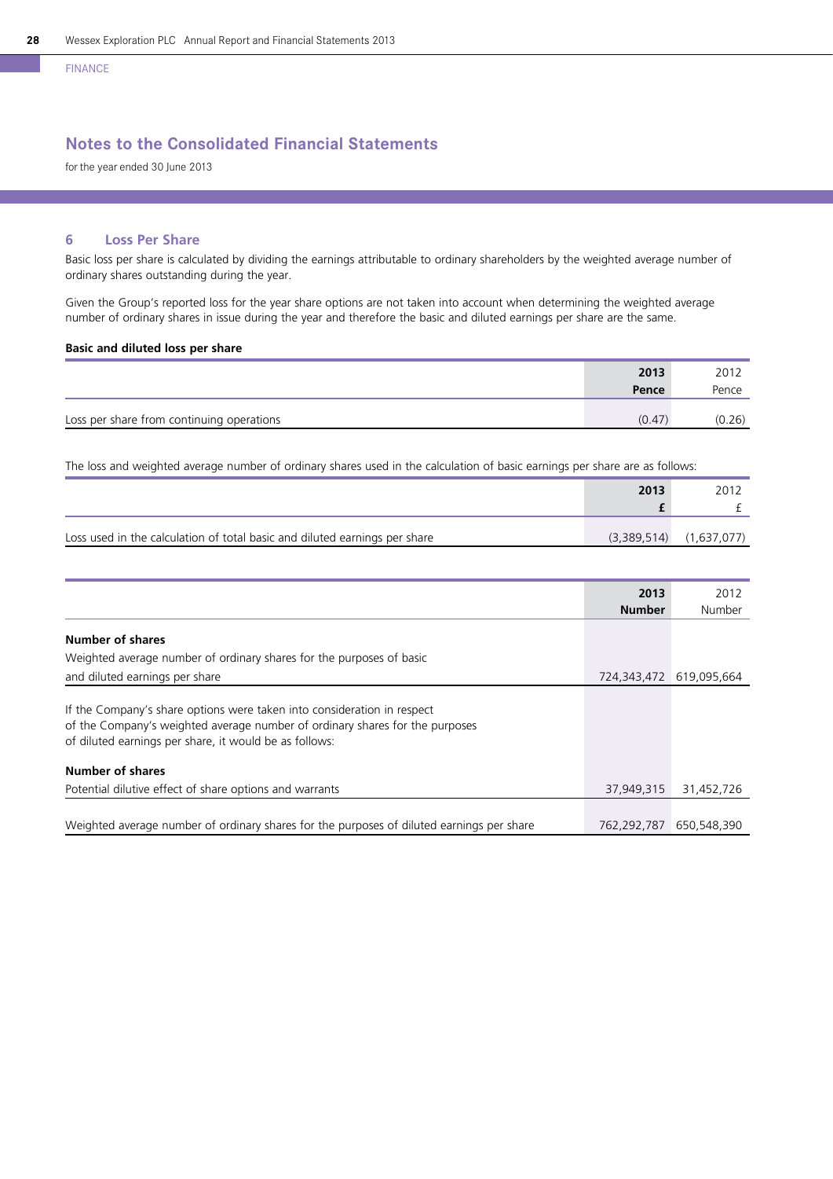FINANCE

## Notes to the Consolidated Financial Statements

for the year ended 30 June 2013

### 6 Loss Per Share

Basic loss per share is calculated by dividing the earnings attributable to ordinary shareholders by the weighted average number of ordinary shares outstanding during the year.

Given the Group's reported loss for the year share options are not taken into account when determining the weighted average number of ordinary shares in issue during the year and therefore the basic and diluted earnings per share are the same.

**Basic and diluted loss per share**

| | **2013**<br>**Pence** | 2012<br>Pence |
|---|---|---|
| Loss per share from continuing operations | (0.47) | (0.26) |

The loss and weighted average number of ordinary shares used in the calculation of basic earnings per share are as follows:

| | **2013**<br>**£** | 2012<br>£ |
|---|---|---|
| Loss used in the calculation of total basic and diluted earnings per share | (3,389,514) | (1,637,077) |

| | **2013**<br>**Number** | 2012<br>Number |
|---|---|---|
| **Number of shares** | | |
| Weighted average number of ordinary shares for the purposes of basic and diluted earnings per share | 724,343,472 | 619,095,664 |
| If the Company's share options were taken into consideration in respect of the Company's weighted average number of ordinary shares for the purposes of diluted earnings per share, it would be as follows: | | |
| **Number of shares** | | |
| Potential dilutive effect of share options and warrants | 37,949,315 | 31,452,726 |
| Weighted average number of ordinary shares for the purposes of diluted earnings per share | 762,292,787 | 650,548,390 |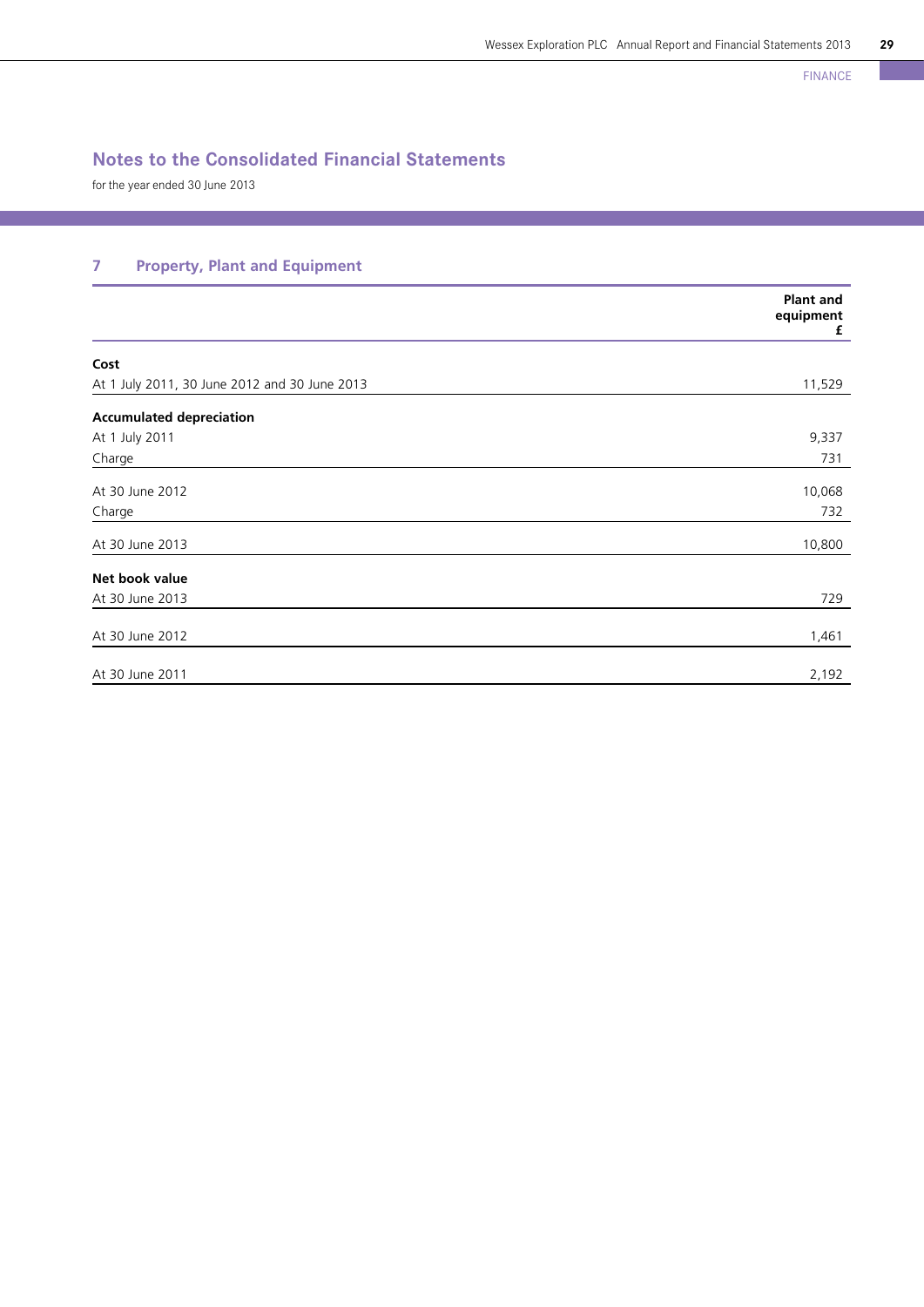## Notes to the Consolidated Financial Statements

for the year ended 30 June 2013

### 7 Property, Plant and Equipment

| | Plant and equipment £ |
|---|---|
| **Cost** | |
| At 1 July 2011, 30 June 2012 and 30 June 2013 | 11,529 |
| **Accumulated depreciation** | |
| At 1 July 2011 | 9,337 |
| Charge | 731 |
| At 30 June 2012 | 10,068 |
| Charge | 732 |
| At 30 June 2013 | 10,800 |
| **Net book value** | |
| At 30 June 2013 | 729 |
| At 30 June 2012 | 1,461 |
| At 30 June 2011 | 2,192 |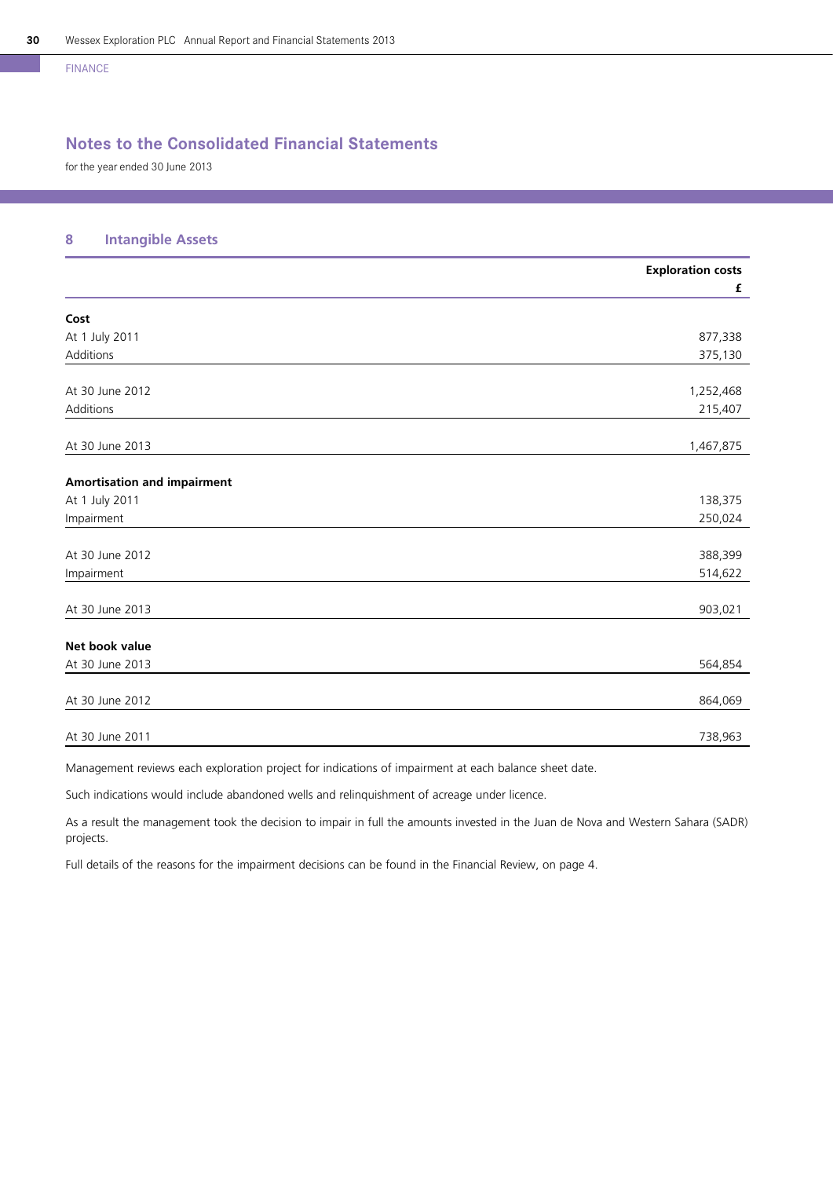FINANCE

## Notes to the Consolidated Financial Statements

for the year ended 30 June 2013

### 8 Intangible Assets

| | Exploration costs £ |
|---|---|
| **Cost** | |
| At 1 July 2011 | 877,338 |
| Additions | 375,130 |
| At 30 June 2012 | 1,252,468 |
| Additions | 215,407 |
| At 30 June 2013 | 1,467,875 |
| **Amortisation and impairment** | |
| At 1 July 2011 | 138,375 |
| Impairment | 250,024 |
| At 30 June 2012 | 388,399 |
| Impairment | 514,622 |
| At 30 June 2013 | 903,021 |
| **Net book value** | |
| At 30 June 2013 | 564,854 |
| At 30 June 2012 | 864,069 |
| At 30 June 2011 | 738,963 |

Management reviews each exploration project for indications of impairment at each balance sheet date.

Such indications would include abandoned wells and relinquishment of acreage under licence.

As a result the management took the decision to impair in full the amounts invested in the Juan de Nova and Western Sahara (SADR) projects.

Full details of the reasons for the impairment decisions can be found in the Financial Review, on page 4.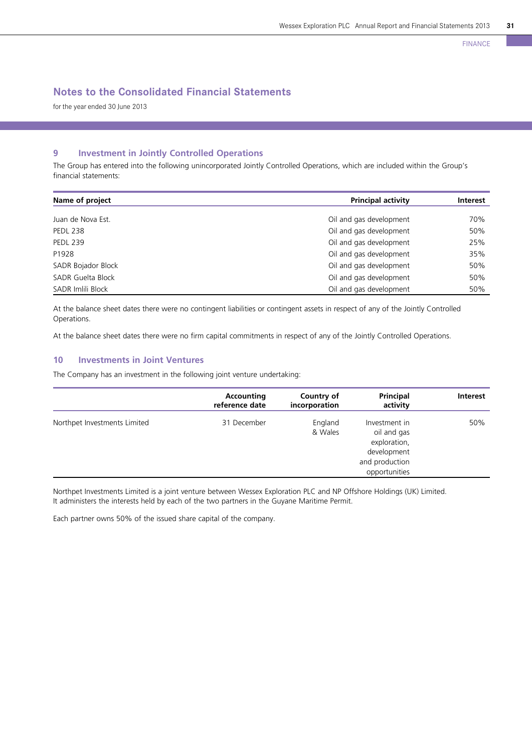## Notes to the Consolidated Financial Statements

for the year ended 30 June 2013

### 9 Investment in Jointly Controlled Operations

The Group has entered into the following unincorporated Jointly Controlled Operations, which are included within the Group's financial statements:

| Name of project | Principal activity | Interest |
|---|---|---|
| Juan de Nova Est. | Oil and gas development | 70% |
| PEDL 238 | Oil and gas development | 50% |
| PEDL 239 | Oil and gas development | 25% |
| P1928 | Oil and gas development | 35% |
| SADR Bojador Block | Oil and gas development | 50% |
| SADR Guelta Block | Oil and gas development | 50% |
| SADR Imlili Block | Oil and gas development | 50% |

At the balance sheet dates there were no contingent liabilities or contingent assets in respect of any of the Jointly Controlled Operations.

At the balance sheet dates there were no firm capital commitments in respect of any of the Jointly Controlled Operations.

### 10 Investments in Joint Ventures

The Company has an investment in the following joint venture undertaking:

| | Accounting reference date | Country of incorporation | Principal activity | Interest |
|---|---|---|---|---|
| Northpet Investments Limited | 31 December | England & Wales | Investment in oil and gas exploration, development and production opportunities | 50% |

Northpet Investments Limited is a joint venture between Wessex Exploration PLC and NP Offshore Holdings (UK) Limited. It administers the interests held by each of the two partners in the Guyane Maritime Permit.

Each partner owns 50% of the issued share capital of the company.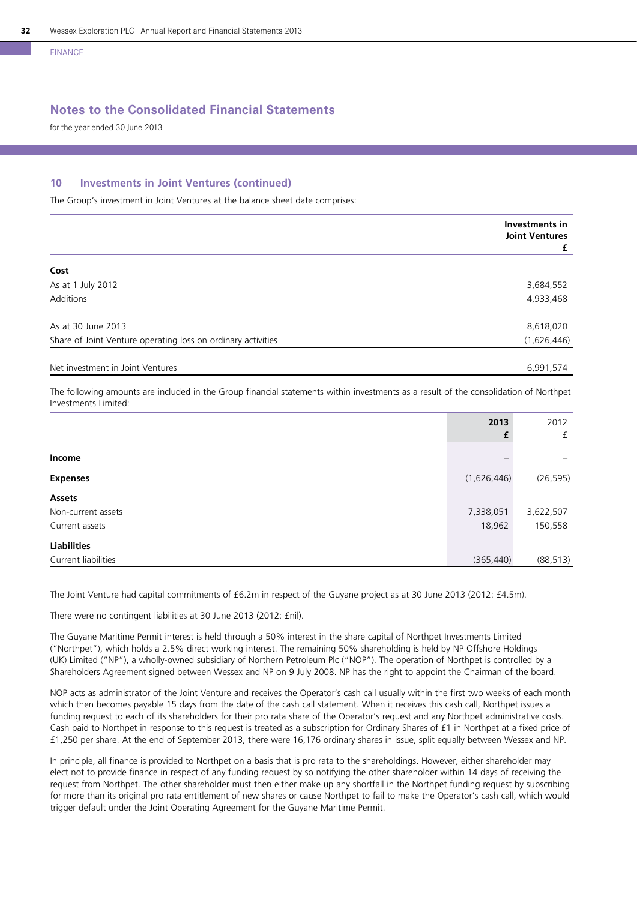FINANCE

# Notes to the Consolidated Financial Statements

for the year ended 30 June 2013

## 10 Investments in Joint Ventures (continued)

The Group's investment in Joint Ventures at the balance sheet date comprises:

| | Investments in Joint Ventures £ |
|---|---|
| **Cost** | |
| As at 1 July 2012 | 3,684,552 |
| Additions | 4,933,468 |
| As at 30 June 2013 | 8,618,020 |
| Share of Joint Venture operating loss on ordinary activities | (1,626,446) |
| Net investment in Joint Ventures | 6,991,574 |

The following amounts are included in the Group financial statements within investments as a result of the consolidation of Northpet Investments Limited:

| | 2013 £ | 2012 £ |
|---|---|---|
| **Income** | – | – |
| **Expenses** | (1,626,446) | (26,595) |
| **Assets** | | |
| Non-current assets | 7,338,051 | 3,622,507 |
| Current assets | 18,962 | 150,558 |
| **Liabilities** | | |
| Current liabilities | (365,440) | (88,513) |

The Joint Venture had capital commitments of £6.2m in respect of the Guyane project as at 30 June 2013 (2012: £4.5m).

There were no contingent liabilities at 30 June 2013 (2012: £nil).

The Guyane Maritime Permit interest is held through a 50% interest in the share capital of Northpet Investments Limited ("Northpet"), which holds a 2.5% direct working interest. The remaining 50% shareholding is held by NP Offshore Holdings (UK) Limited ("NP"), a wholly-owned subsidiary of Northern Petroleum Plc ("NOP"). The operation of Northpet is controlled by a Shareholders Agreement signed between Wessex and NP on 9 July 2008. NP has the right to appoint the Chairman of the board.

NOP acts as administrator of the Joint Venture and receives the Operator's cash call usually within the first two weeks of each month which then becomes payable 15 days from the date of the cash call statement. When it receives this cash call, Northpet issues a funding request to each of its shareholders for their pro rata share of the Operator's request and any Northpet administrative costs. Cash paid to Northpet in response to this request is treated as a subscription for Ordinary Shares of £1 in Northpet at a fixed price of £1,250 per share. At the end of September 2013, there were 16,176 ordinary shares in issue, split equally between Wessex and NP.

In principle, all finance is provided to Northpet on a basis that is pro rata to the shareholdings. However, either shareholder may elect not to provide finance in respect of any funding request by so notifying the other shareholder within 14 days of receiving the request from Northpet. The other shareholder must then either make up any shortfall in the Northpet funding request by subscribing for more than its original pro rata entitlement of new shares or cause Northpet to fail to make the Operator's cash call, which would trigger default under the Joint Operating Agreement for the Guyane Maritime Permit.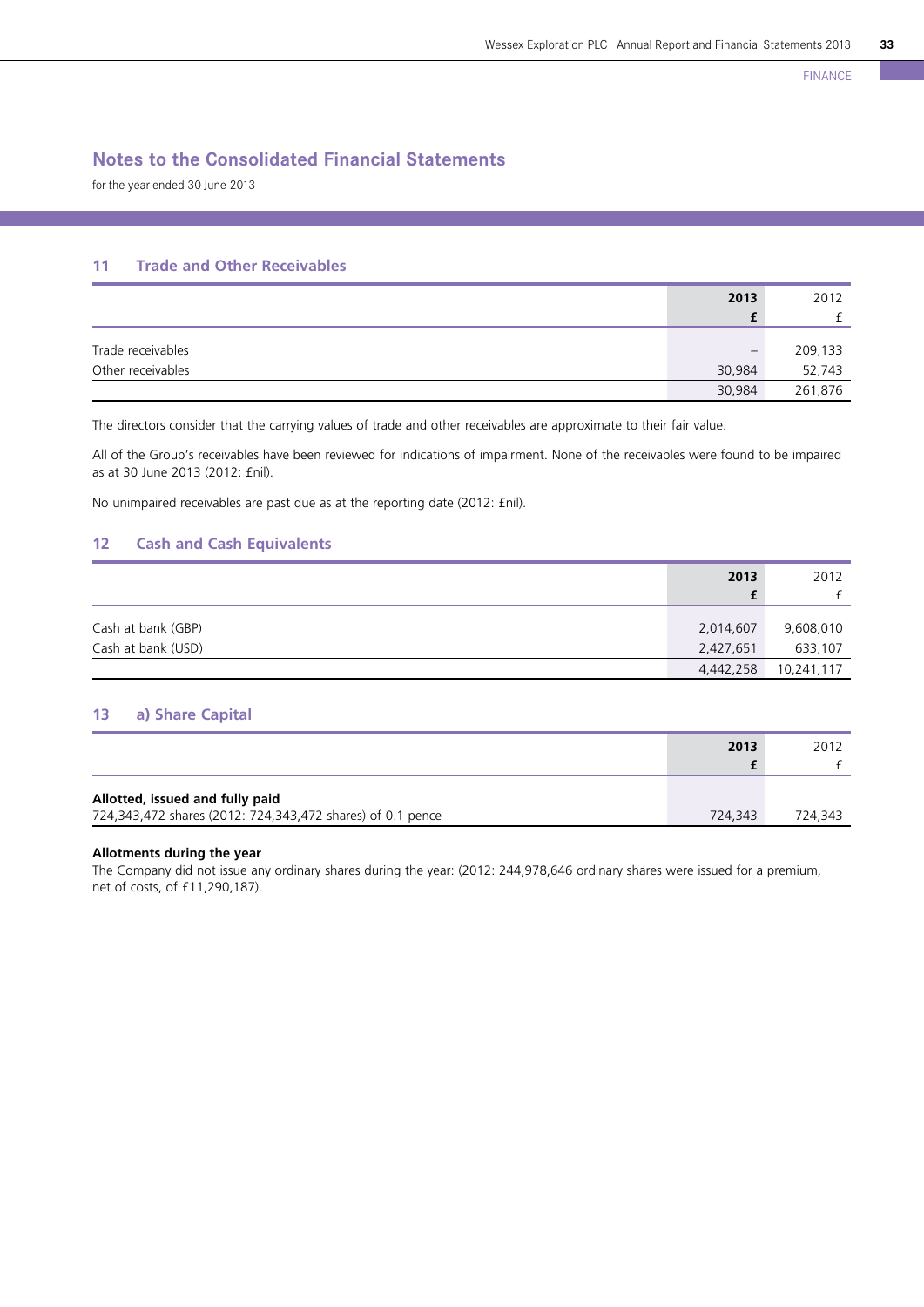## Notes to the Consolidated Financial Statements

for the year ended 30 June 2013

### 11 Trade and Other Receivables

| | 2013 £ | 2012 £ |
|---|---|---|
| Trade receivables | – | 209,133 |
| Other receivables | 30,984 | 52,743 |
| | 30,984 | 261,876 |

The directors consider that the carrying values of trade and other receivables are approximate to their fair value.

All of the Group's receivables have been reviewed for indications of impairment. None of the receivables were found to be impaired as at 30 June 2013 (2012: £nil).

No unimpaired receivables are past due as at the reporting date (2012: £nil).

### 12 Cash and Cash Equivalents

| | 2013 £ | 2012 £ |
|---|---|---|
| Cash at bank (GBP) | 2,014,607 | 9,608,010 |
| Cash at bank (USD) | 2,427,651 | 633,107 |
| | 4,442,258 | 10,241,117 |

### 13 a) Share Capital

| | 2013 £ | 2012 £ |
|---|---|---|
| **Allotted, issued and fully paid** | | |
| 724,343,472 shares (2012: 724,343,472 shares) of 0.1 pence | 724,343 | 724,343 |

**Allotments during the year**

The Company did not issue any ordinary shares during the year: (2012: 244,978,646 ordinary shares were issued for a premium, net of costs, of £11,290,187).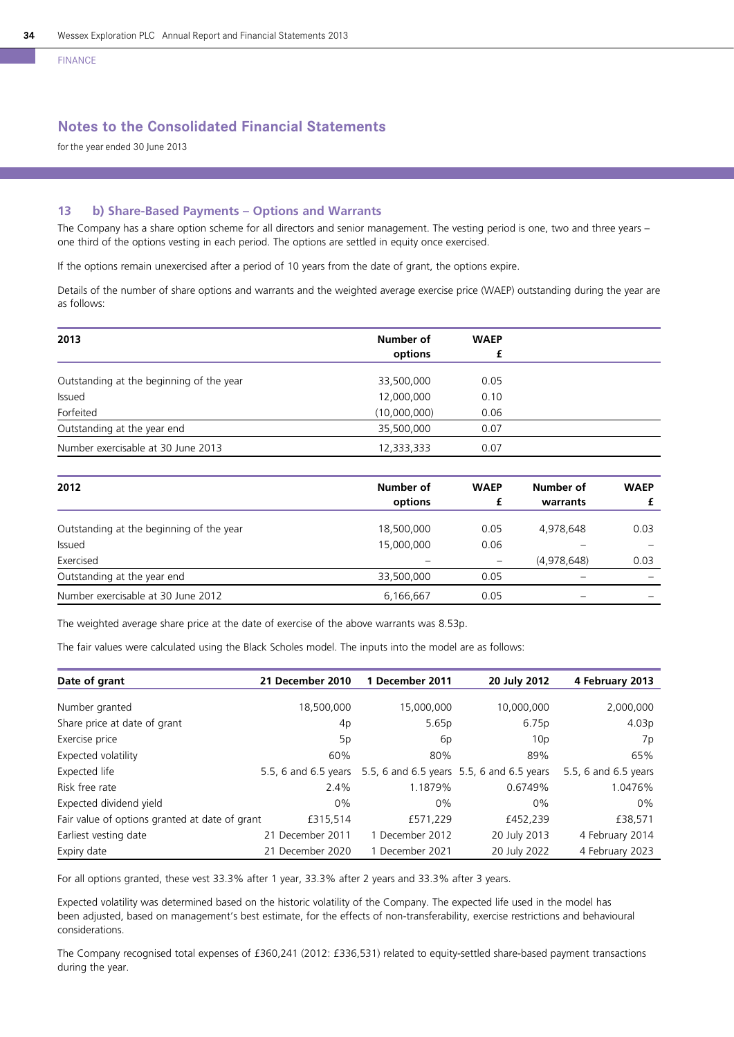FINANCE

# Notes to the Consolidated Financial Statements

for the year ended 30 June 2013

## 13 b) Share-Based Payments – Options and Warrants

The Company has a share option scheme for all directors and senior management. The vesting period is one, two and three years – one third of the options vesting in each period. The options are settled in equity once exercised.

If the options remain unexercised after a period of 10 years from the date of grant, the options expire.

Details of the number of share options and warrants and the weighted average exercise price (WAEP) outstanding during the year are as follows:

| 2013 | Number of options | WAEP £ |
|---|---|---|
| Outstanding at the beginning of the year | 33,500,000 | 0.05 |
| Issued | 12,000,000 | 0.10 |
| Forfeited | (10,000,000) | 0.06 |
| Outstanding at the year end | 35,500,000 | 0.07 |
| Number exercisable at 30 June 2013 | 12,333,333 | 0.07 |

| 2012 | Number of options | WAEP £ | Number of warrants | WAEP £ |
|---|---|---|---|---|
| Outstanding at the beginning of the year | 18,500,000 | 0.05 | 4,978,648 | 0.03 |
| Issued | 15,000,000 | 0.06 | – | – |
| Exercised | – | – | (4,978,648) | 0.03 |
| Outstanding at the year end | 33,500,000 | 0.05 | – | – |
| Number exercisable at 30 June 2012 | 6,166,667 | 0.05 | – | – |

The weighted average share price at the date of exercise of the above warrants was 8.53p.

The fair values were calculated using the Black Scholes model. The inputs into the model are as follows:

| Date of grant | 21 December 2010 | 1 December 2011 | 20 July 2012 | 4 February 2013 |
|---|---|---|---|---|
| Number granted | 18,500,000 | 15,000,000 | 10,000,000 | 2,000,000 |
| Share price at date of grant | 4p | 5.65p | 6.75p | 4.03p |
| Exercise price | 5p | 6p | 10p | 7p |
| Expected volatility | 60% | 80% | 89% | 65% |
| Expected life | 5.5, 6 and 6.5 years | 5.5, 6 and 6.5 years | 5.5, 6 and 6.5 years | 5.5, 6 and 6.5 years |
| Risk free rate | 2.4% | 1.1879% | 0.6749% | 1.0476% |
| Expected dividend yield | 0% | 0% | 0% | 0% |
| Fair value of options granted at date of grant | £315,514 | £571,229 | £452,239 | £38,571 |
| Earliest vesting date | 21 December 2011 | 1 December 2012 | 20 July 2013 | 4 February 2014 |
| Expiry date | 21 December 2020 | 1 December 2021 | 20 July 2022 | 4 February 2023 |

For all options granted, these vest 33.3% after 1 year, 33.3% after 2 years and 33.3% after 3 years.

Expected volatility was determined based on the historic volatility of the Company. The expected life used in the model has been adjusted, based on management's best estimate, for the effects of non-transferability, exercise restrictions and behavioural considerations.

The Company recognised total expenses of £360,241 (2012: £336,531) related to equity-settled share-based payment transactions during the year.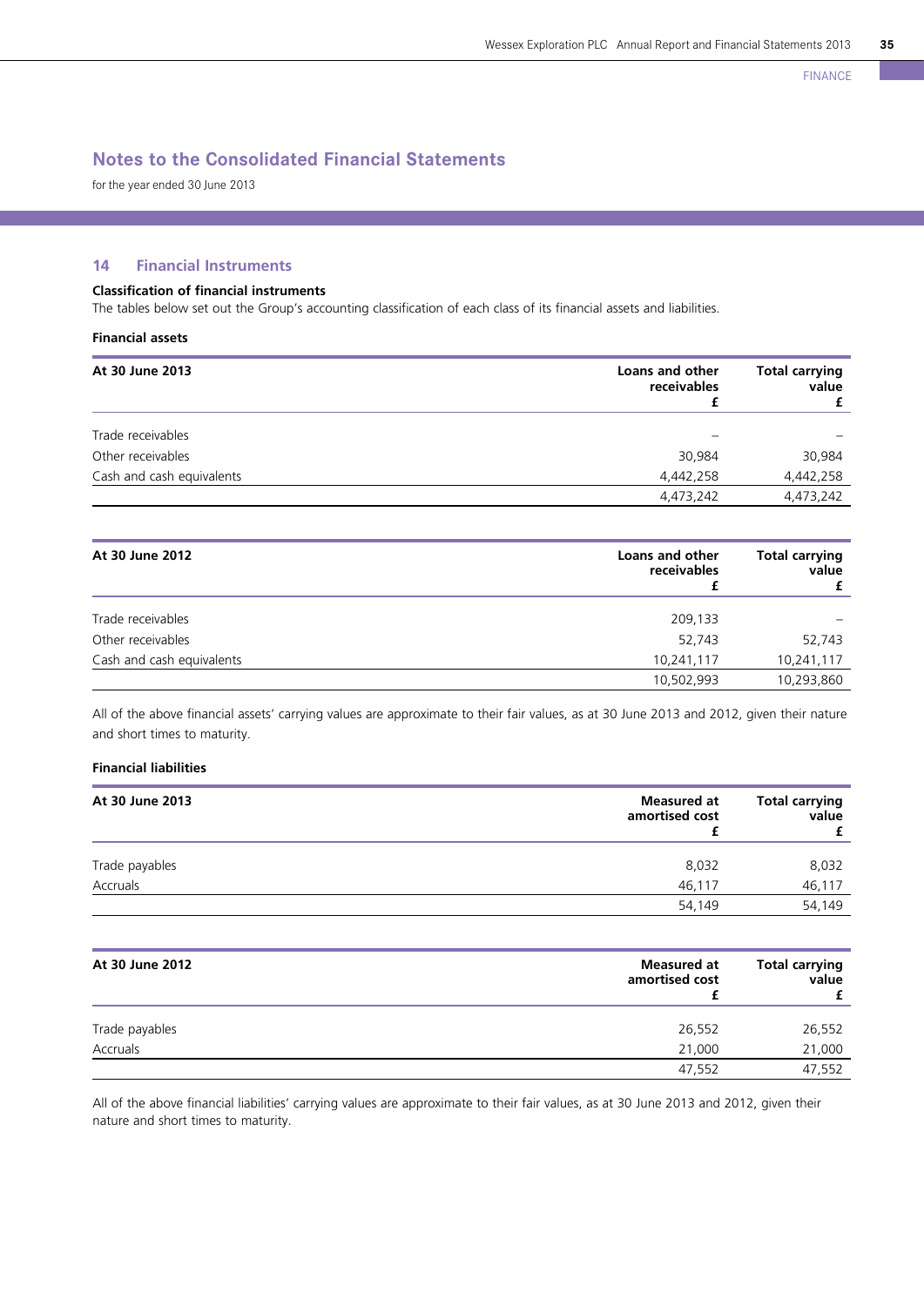## Notes to the Consolidated Financial Statements

for the year ended 30 June 2013

### 14 Financial Instruments

**Classification of financial instruments**

The tables below set out the Group's accounting classification of each class of its financial assets and liabilities.

**Financial assets**

| At 30 June 2013 | Loans and other receivables £ | Total carrying value £ |
|---|---|---|
| Trade receivables | – | – |
| Other receivables | 30,984 | 30,984 |
| Cash and cash equivalents | 4,442,258 | 4,442,258 |
| | 4,473,242 | 4,473,242 |

| At 30 June 2012 | Loans and other receivables £ | Total carrying value £ |
|---|---|---|
| Trade receivables | 209,133 | – |
| Other receivables | 52,743 | 52,743 |
| Cash and cash equivalents | 10,241,117 | 10,241,117 |
| | 10,502,993 | 10,293,860 |

All of the above financial assets' carrying values are approximate to their fair values, as at 30 June 2013 and 2012, given their nature and short times to maturity.

**Financial liabilities**

| At 30 June 2013 | Measured at amortised cost £ | Total carrying value £ |
|---|---|---|
| Trade payables | 8,032 | 8,032 |
| Accruals | 46,117 | 46,117 |
| | 54,149 | 54,149 |

| At 30 June 2012 | Measured at amortised cost £ | Total carrying value £ |
|---|---|---|
| Trade payables | 26,552 | 26,552 |
| Accruals | 21,000 | 21,000 |
| | 47,552 | 47,552 |

All of the above financial liabilities' carrying values are approximate to their fair values, as at 30 June 2013 and 2012, given their nature and short times to maturity.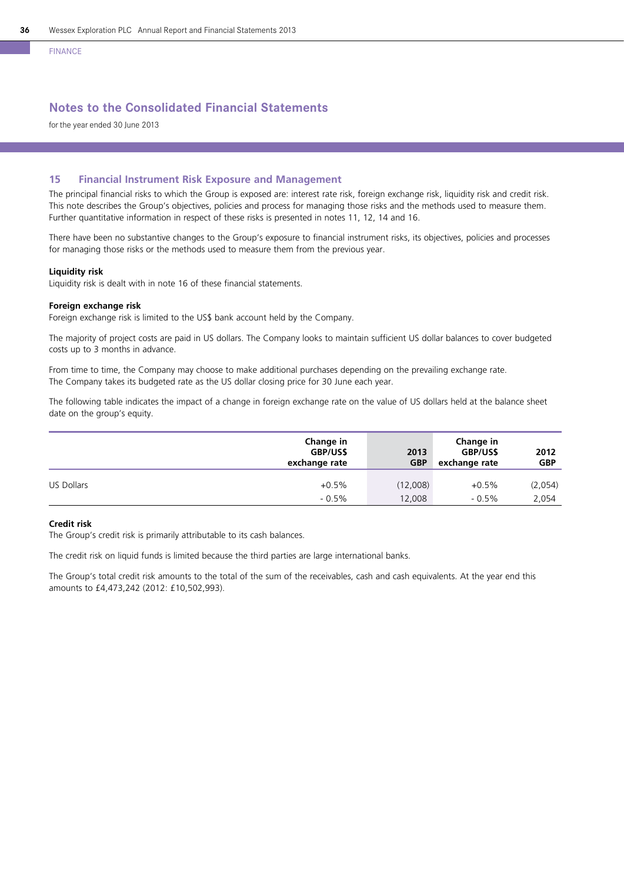## Notes to the Consolidated Financial Statements

for the year ended 30 June 2013

### 15 Financial Instrument Risk Exposure and Management

The principal financial risks to which the Group is exposed are: interest rate risk, foreign exchange risk, liquidity risk and credit risk. This note describes the Group's objectives, policies and process for managing those risks and the methods used to measure them. Further quantitative information in respect of these risks is presented in notes 11, 12, 14 and 16.

There have been no substantive changes to the Group's exposure to financial instrument risks, its objectives, policies and processes for managing those risks or the methods used to measure them from the previous year.

**Liquidity risk**

Liquidity risk is dealt with in note 16 of these financial statements.

**Foreign exchange risk**

Foreign exchange risk is limited to the US$ bank account held by the Company.

The majority of project costs are paid in US dollars. The Company looks to maintain sufficient US dollar balances to cover budgeted costs up to 3 months in advance.

From time to time, the Company may choose to make additional purchases depending on the prevailing exchange rate. The Company takes its budgeted rate as the US dollar closing price for 30 June each year.

The following table indicates the impact of a change in foreign exchange rate on the value of US dollars held at the balance sheet date on the group's equity.

| | Change in GBP/US$ exchange rate | 2013 GBP | Change in GBP/US$ exchange rate | 2012 GBP |
|---|---|---|---|---|
| US Dollars | +0.5% | (12,008) | +0.5% | (2,054) |
| | - 0.5% | 12,008 | - 0.5% | 2,054 |

**Credit risk**

The Group's credit risk is primarily attributable to its cash balances.

The credit risk on liquid funds is limited because the third parties are large international banks.

The Group's total credit risk amounts to the total of the sum of the receivables, cash and cash equivalents. At the year end this amounts to £4,473,242 (2012: £10,502,993).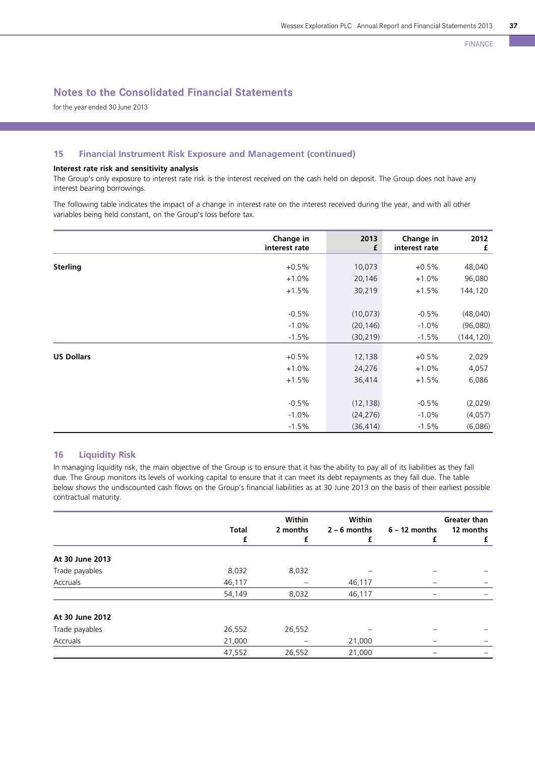## Notes to the Consolidated Financial Statements

for the year ended 30 June 2013

### 15 Financial Instrument Risk Exposure and Management (continued)

**Interest rate risk and sensitivity analysis**

The Group's only exposure to interest rate risk is the interest received on the cash held on deposit. The Group does not have any interest bearing borrowings.

The following table indicates the impact of a change in interest rate on the interest received during the year, and with all other variables being held constant, on the Group's loss before tax.

| | Change in interest rate | 2013 £ | Change in interest rate | 2012 £ |
|---|---|---|---|---|
| **Sterling** | +0.5% | 10,073 | +0.5% | 48,040 |
| | +1.0% | 20,146 | +1.0% | 96,080 |
| | +1.5% | 30,219 | +1.5% | 144,120 |
| | -0.5% | (10,073) | -0.5% | (48,040) |
| | -1.0% | (20,146) | -1.0% | (96,080) |
| | -1.5% | (30,219) | -1.5% | (144,120) |
| **US Dollars** | +0.5% | 12,138 | +0.5% | 2,029 |
| | +1.0% | 24,276 | +1.0% | 4,057 |
| | +1.5% | 36,414 | +1.5% | 6,086 |
| | -0.5% | (12,138) | -0.5% | (2,029) |
| | -1.0% | (24,276) | -1.0% | (4,057) |
| | -1.5% | (36,414) | -1.5% | (6,086) |

### 16 Liquidity Risk

In managing liquidity risk, the main objective of the Group is to ensure that it has the ability to pay all of its liabilities as they fall due. The Group monitors its levels of working capital to ensure that it can meet its debt repayments as they fall due. The table below shows the undiscounted cash flows on the Group's financial liabilities as at 30 June 2013 on the basis of their earliest possible contractual maturity.

| | Total £ | Within 2 months £ | Within 2 – 6 months £ | 6 – 12 months £ | Greater than 12 months £ |
|---|---|---|---|---|---|
| **At 30 June 2013** | | | | | |
| Trade payables | 8,032 | 8,032 | – | – | – |
| Accruals | 46,117 | – | 46,117 | – | – |
| | 54,149 | 8,032 | 46,117 | – | – |
| **At 30 June 2012** | | | | | |
| Trade payables | 26,552 | 26,552 | – | – | – |
| Accruals | 21,000 | – | 21,000 | – | – |
| | 47,552 | 26,552 | 21,000 | – | – |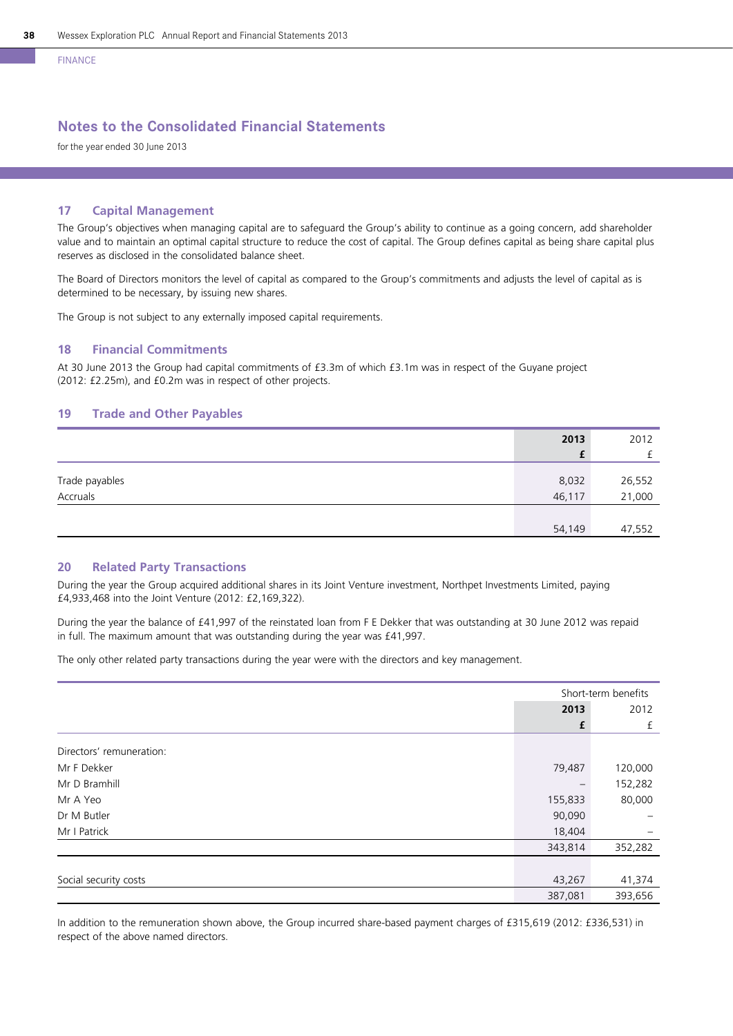FINANCE

# Notes to the Consolidated Financial Statements

for the year ended 30 June 2013

## 17 Capital Management

The Group's objectives when managing capital are to safeguard the Group's ability to continue as a going concern, add shareholder value and to maintain an optimal capital structure to reduce the cost of capital. The Group defines capital as being share capital plus reserves as disclosed in the consolidated balance sheet.

The Board of Directors monitors the level of capital as compared to the Group's commitments and adjusts the level of capital as is determined to be necessary, by issuing new shares.

The Group is not subject to any externally imposed capital requirements.

## 18 Financial Commitments

At 30 June 2013 the Group had capital commitments of £3.3m of which £3.1m was in respect of the Guyane project (2012: £2.25m), and £0.2m was in respect of other projects.

## 19 Trade and Other Payables

| | **2013** **£** | 2012 £ |
|---|---|---|
| Trade payables | 8,032 | 26,552 |
| Accruals | 46,117 | 21,000 |
| | 54,149 | 47,552 |

## 20 Related Party Transactions

During the year the Group acquired additional shares in its Joint Venture investment, Northpet Investments Limited, paying £4,933,468 into the Joint Venture (2012: £2,169,322).

During the year the balance of £41,997 of the reinstated loan from F E Dekker that was outstanding at 30 June 2012 was repaid in full. The maximum amount that was outstanding during the year was £41,997.

The only other related party transactions during the year were with the directors and key management.

| | Short-term benefits | |
|---|---|---|
| | **2013** **£** | 2012 £ |
| Directors' remuneration: | | |
| Mr F Dekker | 79,487 | 120,000 |
| Mr D Bramhill | – | 152,282 |
| Mr A Yeo | 155,833 | 80,000 |
| Dr M Butler | 90,090 | – |
| Mr I Patrick | 18,404 | – |
| | 343,814 | 352,282 |
| Social security costs | 43,267 | 41,374 |
| | 387,081 | 393,656 |

In addition to the remuneration shown above, the Group incurred share-based payment charges of £315,619 (2012: £336,531) in respect of the above named directors.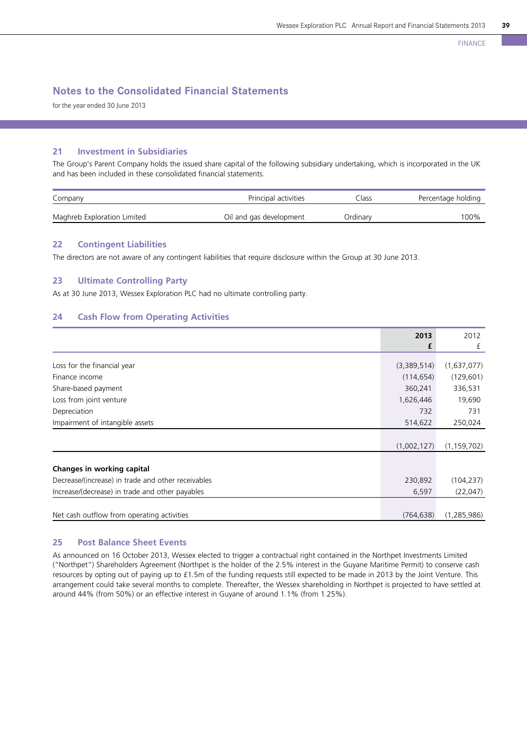# Notes to the Consolidated Financial Statements

for the year ended 30 June 2013

## 21 Investment in Subsidiaries

The Group's Parent Company holds the issued share capital of the following subsidiary undertaking, which is incorporated in the UK and has been included in these consolidated financial statements.

| Company | Principal activities | Class | Percentage holding |
|---|---|---|---|
| Maghreb Exploration Limited | Oil and gas development | Ordinary | 100% |

## 22 Contingent Liabilities

The directors are not aware of any contingent liabilities that require disclosure within the Group at 30 June 2013.

## 23 Ultimate Controlling Party

As at 30 June 2013, Wessex Exploration PLC had no ultimate controlling party.

## 24 Cash Flow from Operating Activities

| | **2013** **£** | 2012 £ |
|---|---|---|
| Loss for the financial year | (3,389,514) | (1,637,077) |
| Finance income | (114,654) | (129,601) |
| Share-based payment | 360,241 | 336,531 |
| Loss from joint venture | 1,626,446 | 19,690 |
| Depreciation | 732 | 731 |
| Impairment of intangible assets | 514,622 | 250,024 |
| | (1,002,127) | (1,159,702) |
| **Changes in working capital** | | |
| Decrease/(increase) in trade and other receivables | 230,892 | (104,237) |
| Increase/(decrease) in trade and other payables | 6,597 | (22,047) |
| Net cash outflow from operating activities | (764,638) | (1,285,986) |

## 25 Post Balance Sheet Events

As announced on 16 October 2013, Wessex elected to trigger a contractual right contained in the Northpet Investments Limited ("Northpet") Shareholders Agreement (Northpet is the holder of the 2.5% interest in the Guyane Maritime Permit) to conserve cash resources by opting out of paying up to £1.5m of the funding requests still expected to be made in 2013 by the Joint Venture. This arrangement could take several months to complete. Thereafter, the Wessex shareholding in Northpet is projected to have settled at around 44% (from 50%) or an effective interest in Guyane of around 1.1% (from 1.25%).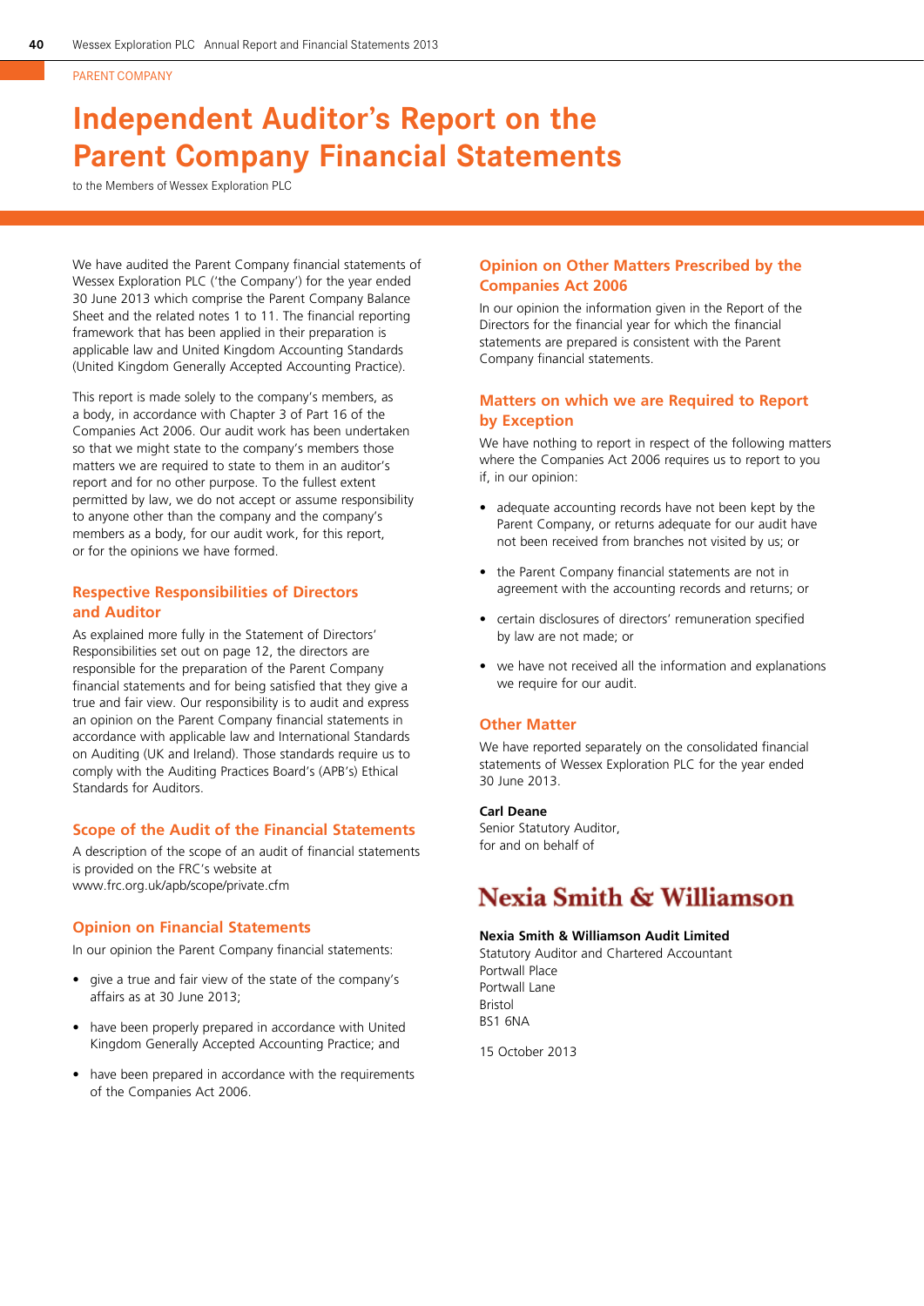PARENT COMPANY

# Independent Auditor's Report on the Parent Company Financial Statements

to the Members of Wessex Exploration PLC

We have audited the Parent Company financial statements of Wessex Exploration PLC ('the Company') for the year ended 30 June 2013 which comprise the Parent Company Balance Sheet and the related notes 1 to 11. The financial reporting framework that has been applied in their preparation is applicable law and United Kingdom Accounting Standards (United Kingdom Generally Accepted Accounting Practice).

This report is made solely to the company's members, as a body, in accordance with Chapter 3 of Part 16 of the Companies Act 2006. Our audit work has been undertaken so that we might state to the company's members those matters we are required to state to them in an auditor's report and for no other purpose. To the fullest extent permitted by law, we do not accept or assume responsibility to anyone other than the company and the company's members as a body, for our audit work, for this report, or for the opinions we have formed.

## Respective Responsibilities of Directors and Auditor

As explained more fully in the Statement of Directors' Responsibilities set out on page 12, the directors are responsible for the preparation of the Parent Company financial statements and for being satisfied that they give a true and fair view. Our responsibility is to audit and express an opinion on the Parent Company financial statements in accordance with applicable law and International Standards on Auditing (UK and Ireland). Those standards require us to comply with the Auditing Practices Board's (APB's) Ethical Standards for Auditors.

## Scope of the Audit of the Financial Statements

A description of the scope of an audit of financial statements is provided on the FRC's website at www.frc.org.uk/apb/scope/private.cfm

## Opinion on Financial Statements

In our opinion the Parent Company financial statements:

- give a true and fair view of the state of the company's affairs as at 30 June 2013;
- have been properly prepared in accordance with United Kingdom Generally Accepted Accounting Practice; and
- have been prepared in accordance with the requirements of the Companies Act 2006.

## Opinion on Other Matters Prescribed by the Companies Act 2006

In our opinion the information given in the Report of the Directors for the financial year for which the financial statements are prepared is consistent with the Parent Company financial statements.

## Matters on which we are Required to Report by Exception

We have nothing to report in respect of the following matters where the Companies Act 2006 requires us to report to you if, in our opinion:

- adequate accounting records have not been kept by the Parent Company, or returns adequate for our audit have not been received from branches not visited by us; or
- the Parent Company financial statements are not in agreement with the accounting records and returns; or
- certain disclosures of directors' remuneration specified by law are not made; or
- we have not received all the information and explanations we require for our audit.

## Other Matter

We have reported separately on the consolidated financial statements of Wessex Exploration PLC for the year ended 30 June 2013.

**Carl Deane**
Senior Statutory Auditor,
for and on behalf of

Nexia Smith & Williamson

**Nexia Smith & Williamson Audit Limited**
Statutory Auditor and Chartered Accountant
Portwall Place
Portwall Lane
Bristol
BS1 6NA

15 October 2013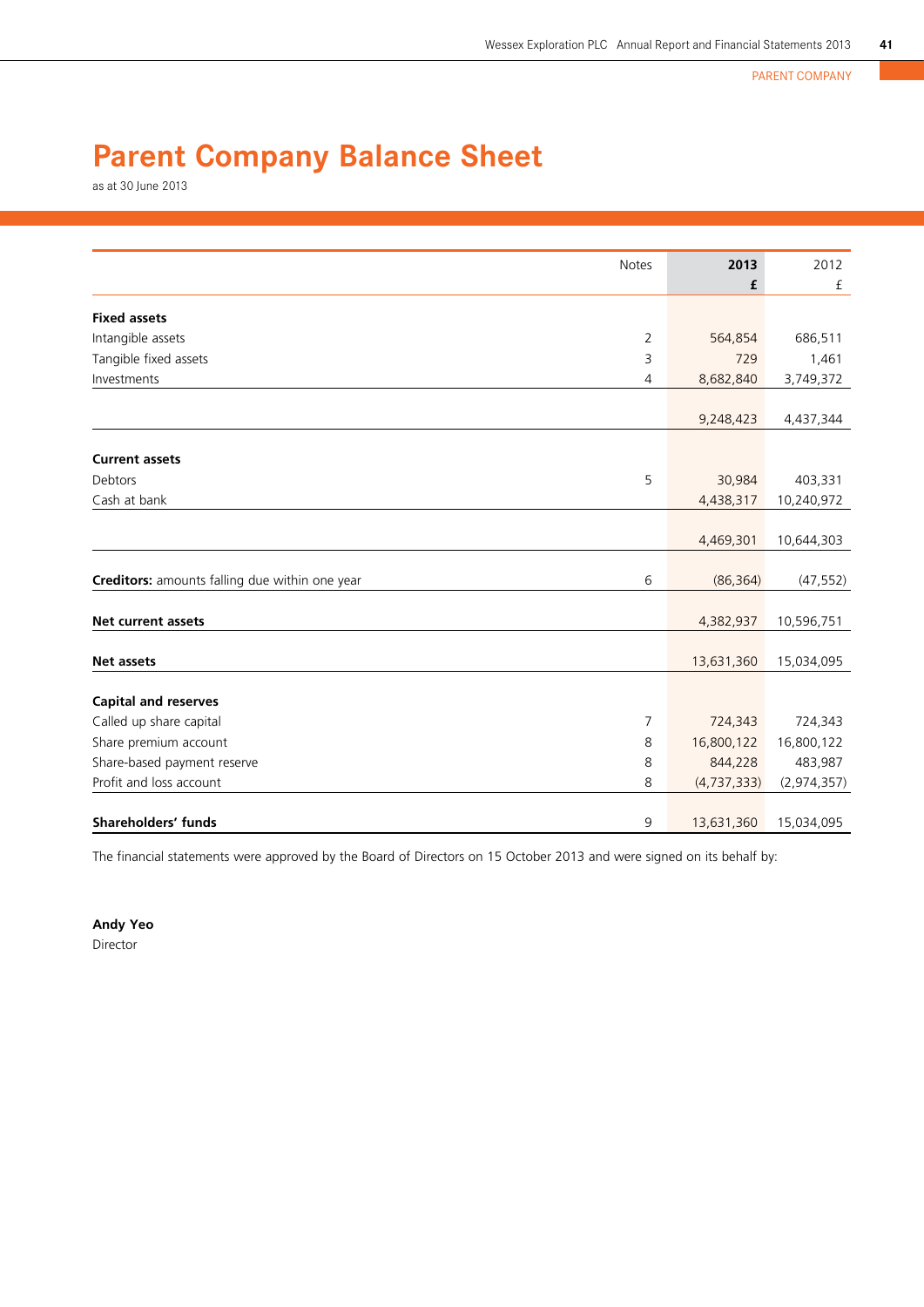PARENT COMPANY

# Parent Company Balance Sheet

as at 30 June 2013

| | Notes | 2013 £ | 2012 £ |
|---|---|---|---|
| **Fixed assets** | | | |
| Intangible assets | 2 | 564,854 | 686,511 |
| Tangible fixed assets | 3 | 729 | 1,461 |
| Investments | 4 | 8,682,840 | 3,749,372 |
| | | 9,248,423 | 4,437,344 |
| **Current assets** | | | |
| Debtors | 5 | 30,984 | 403,331 |
| Cash at bank | | 4,438,317 | 10,240,972 |
| | | 4,469,301 | 10,644,303 |
| **Creditors:** amounts falling due within one year | 6 | (86,364) | (47,552) |
| **Net current assets** | | 4,382,937 | 10,596,751 |
| **Net assets** | | 13,631,360 | 15,034,095 |
| **Capital and reserves** | | | |
| Called up share capital | 7 | 724,343 | 724,343 |
| Share premium account | 8 | 16,800,122 | 16,800,122 |
| Share-based payment reserve | 8 | 844,228 | 483,987 |
| Profit and loss account | 8 | (4,737,333) | (2,974,357) |
| **Shareholders' funds** | 9 | 13,631,360 | 15,034,095 |

The financial statements were approved by the Board of Directors on 15 October 2013 and were signed on its behalf by:

**Andy Yeo**
Director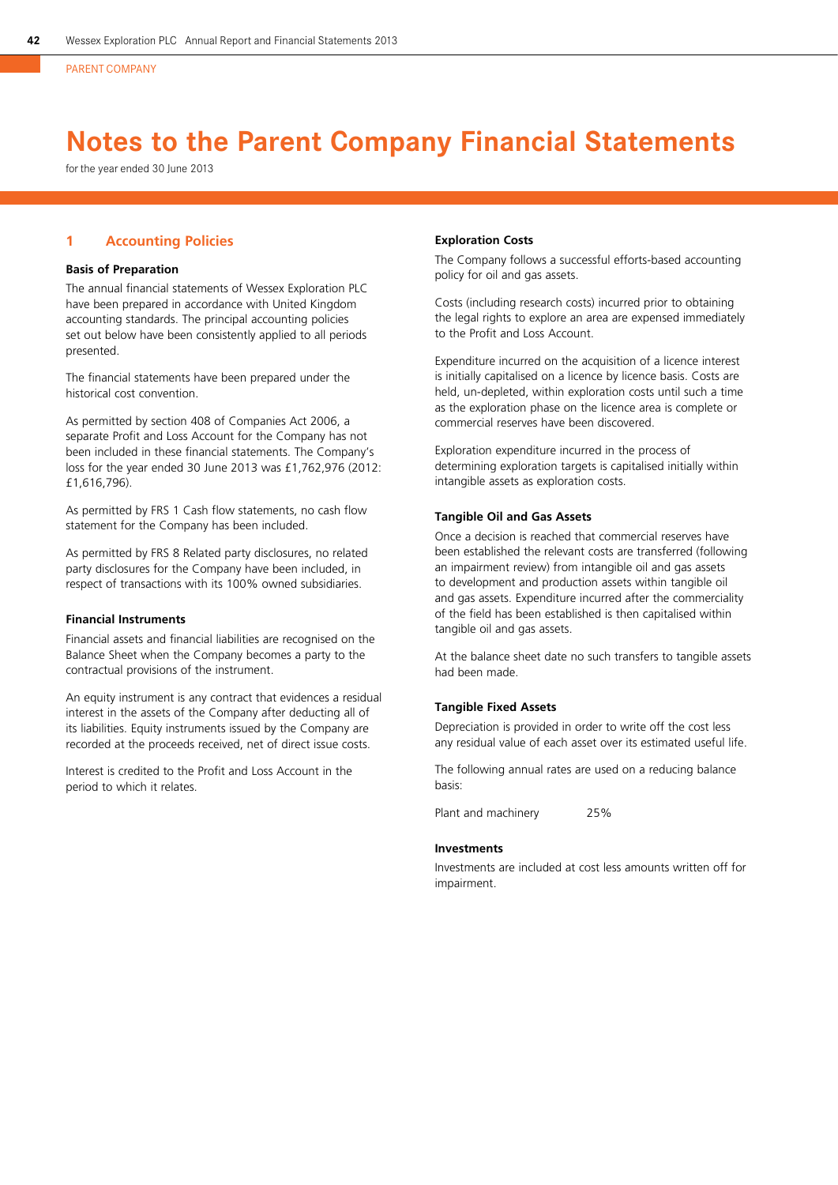PARENT COMPANY

# Notes to the Parent Company Financial Statements

for the year ended 30 June 2013

## 1 Accounting Policies

### Basis of Preparation

The annual financial statements of Wessex Exploration PLC have been prepared in accordance with United Kingdom accounting standards. The principal accounting policies set out below have been consistently applied to all periods presented.

The financial statements have been prepared under the historical cost convention.

As permitted by section 408 of Companies Act 2006, a separate Profit and Loss Account for the Company has not been included in these financial statements. The Company's loss for the year ended 30 June 2013 was £1,762,976 (2012: £1,616,796).

As permitted by FRS 1 Cash flow statements, no cash flow statement for the Company has been included.

As permitted by FRS 8 Related party disclosures, no related party disclosures for the Company have been included, in respect of transactions with its 100% owned subsidiaries.

### Financial Instruments

Financial assets and financial liabilities are recognised on the Balance Sheet when the Company becomes a party to the contractual provisions of the instrument.

An equity instrument is any contract that evidences a residual interest in the assets of the Company after deducting all of its liabilities. Equity instruments issued by the Company are recorded at the proceeds received, net of direct issue costs.

Interest is credited to the Profit and Loss Account in the period to which it relates.

### Exploration Costs

The Company follows a successful efforts-based accounting policy for oil and gas assets.

Costs (including research costs) incurred prior to obtaining the legal rights to explore an area are expensed immediately to the Profit and Loss Account.

Expenditure incurred on the acquisition of a licence interest is initially capitalised on a licence by licence basis. Costs are held, un-depleted, within exploration costs until such a time as the exploration phase on the licence area is complete or commercial reserves have been discovered.

Exploration expenditure incurred in the process of determining exploration targets is capitalised initially within intangible assets as exploration costs.

### Tangible Oil and Gas Assets

Once a decision is reached that commercial reserves have been established the relevant costs are transferred (following an impairment review) from intangible oil and gas assets to development and production assets within tangible oil and gas assets. Expenditure incurred after the commerciality of the field has been established is then capitalised within tangible oil and gas assets.

At the balance sheet date no such transfers to tangible assets had been made.

### Tangible Fixed Assets

Depreciation is provided in order to write off the cost less any residual value of each asset over its estimated useful life.

The following annual rates are used on a reducing balance basis:

| | |
|---|---|
| Plant and machinery | 25% |

### Investments

Investments are included at cost less amounts written off for impairment.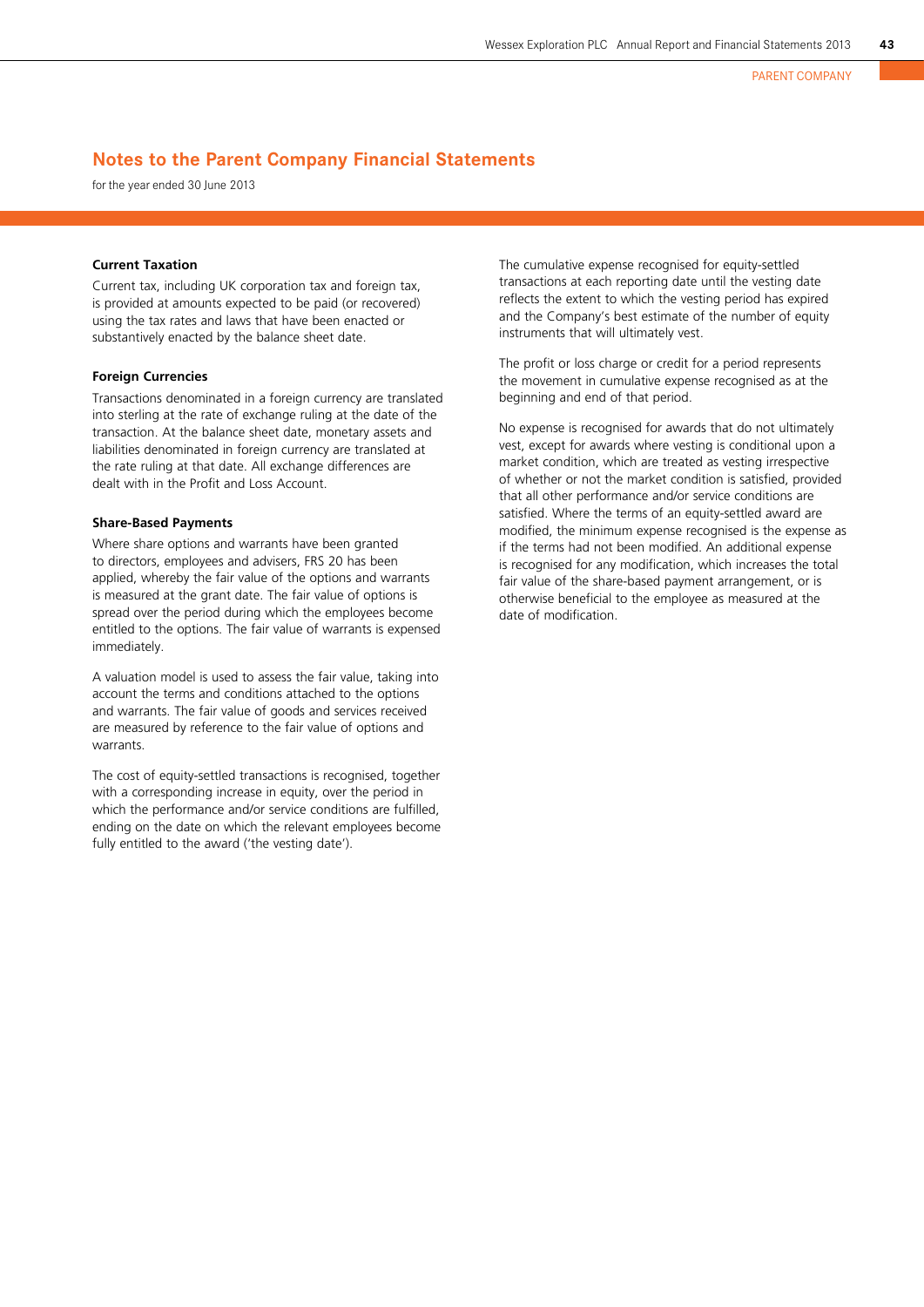## Notes to the Parent Company Financial Statements

for the year ended 30 June 2013

### Current Taxation

Current tax, including UK corporation tax and foreign tax, is provided at amounts expected to be paid (or recovered) using the tax rates and laws that have been enacted or substantively enacted by the balance sheet date.

### Foreign Currencies

Transactions denominated in a foreign currency are translated into sterling at the rate of exchange ruling at the date of the transaction. At the balance sheet date, monetary assets and liabilities denominated in foreign currency are translated at the rate ruling at that date. All exchange differences are dealt with in the Profit and Loss Account.

### Share-Based Payments

Where share options and warrants have been granted to directors, employees and advisers, FRS 20 has been applied, whereby the fair value of the options and warrants is measured at the grant date. The fair value of options is spread over the period during which the employees become entitled to the options. The fair value of warrants is expensed immediately.

A valuation model is used to assess the fair value, taking into account the terms and conditions attached to the options and warrants. The fair value of goods and services received are measured by reference to the fair value of options and warrants.

The cost of equity-settled transactions is recognised, together with a corresponding increase in equity, over the period in which the performance and/or service conditions are fulfilled, ending on the date on which the relevant employees become fully entitled to the award ('the vesting date').

The cumulative expense recognised for equity-settled transactions at each reporting date until the vesting date reflects the extent to which the vesting period has expired and the Company's best estimate of the number of equity instruments that will ultimately vest.

The profit or loss charge or credit for a period represents the movement in cumulative expense recognised as at the beginning and end of that period.

No expense is recognised for awards that do not ultimately vest, except for awards where vesting is conditional upon a market condition, which are treated as vesting irrespective of whether or not the market condition is satisfied, provided that all other performance and/or service conditions are satisfied. Where the terms of an equity-settled award are modified, the minimum expense recognised is the expense as if the terms had not been modified. An additional expense is recognised for any modification, which increases the total fair value of the share-based payment arrangement, or is otherwise beneficial to the employee as measured at the date of modification.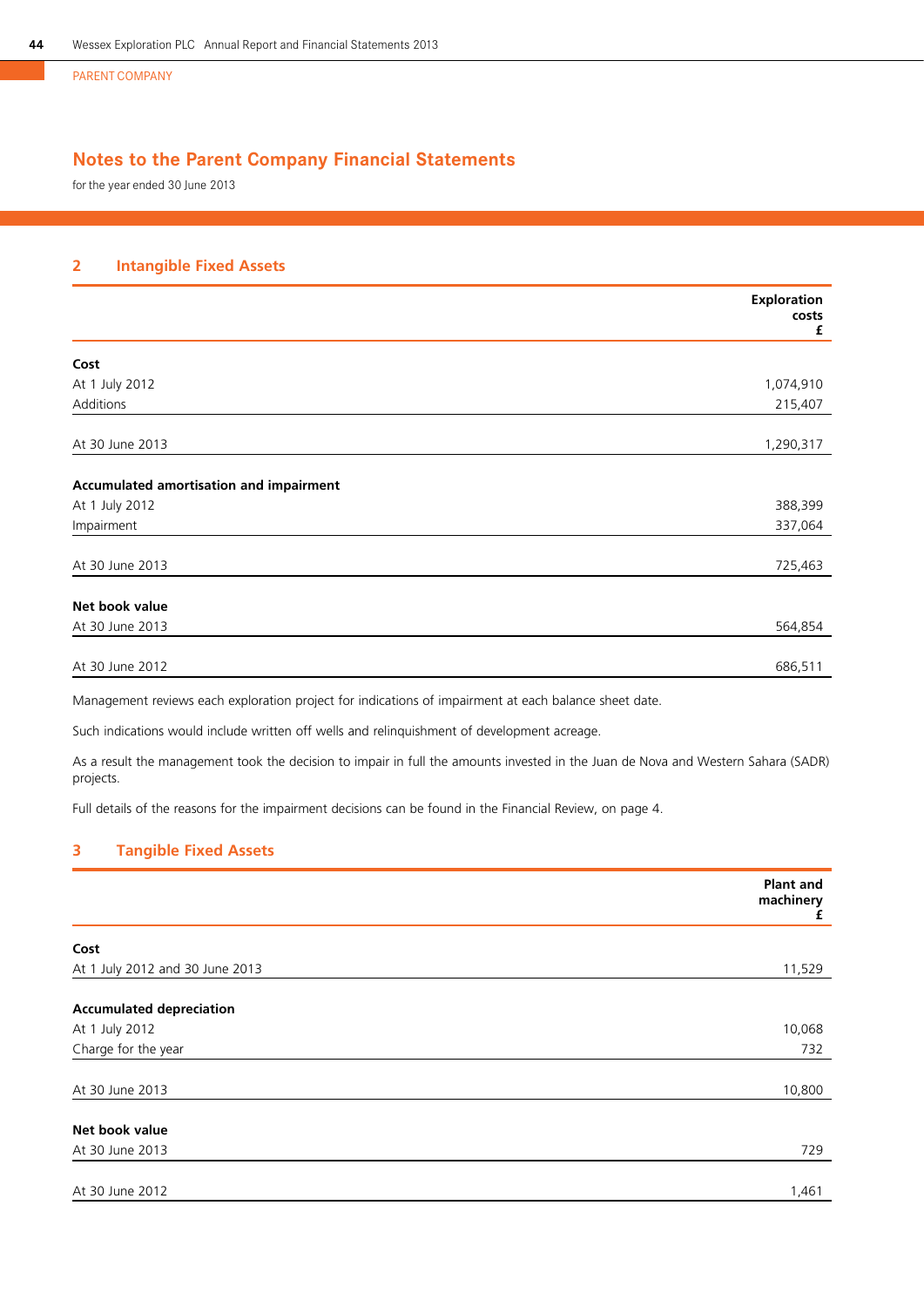PARENT COMPANY

# Notes to the Parent Company Financial Statements

for the year ended 30 June 2013

## 2 Intangible Fixed Assets

| | Exploration costs £ |
|---|---|
| **Cost** | |
| At 1 July 2012 | 1,074,910 |
| Additions | 215,407 |
| At 30 June 2013 | 1,290,317 |
| **Accumulated amortisation and impairment** | |
| At 1 July 2012 | 388,399 |
| Impairment | 337,064 |
| At 30 June 2013 | 725,463 |
| **Net book value** | |
| At 30 June 2013 | 564,854 |
| At 30 June 2012 | 686,511 |

Management reviews each exploration project for indications of impairment at each balance sheet date.

Such indications would include written off wells and relinquishment of development acreage.

As a result the management took the decision to impair in full the amounts invested in the Juan de Nova and Western Sahara (SADR) projects.

Full details of the reasons for the impairment decisions can be found in the Financial Review, on page 4.

## 3 Tangible Fixed Assets

| | Plant and machinery £ |
|---|---|
| **Cost** | |
| At 1 July 2012 and 30 June 2013 | 11,529 |
| **Accumulated depreciation** | |
| At 1 July 2012 | 10,068 |
| Charge for the year | 732 |
| At 30 June 2013 | 10,800 |
| **Net book value** | |
| At 30 June 2013 | 729 |
| At 30 June 2012 | 1,461 |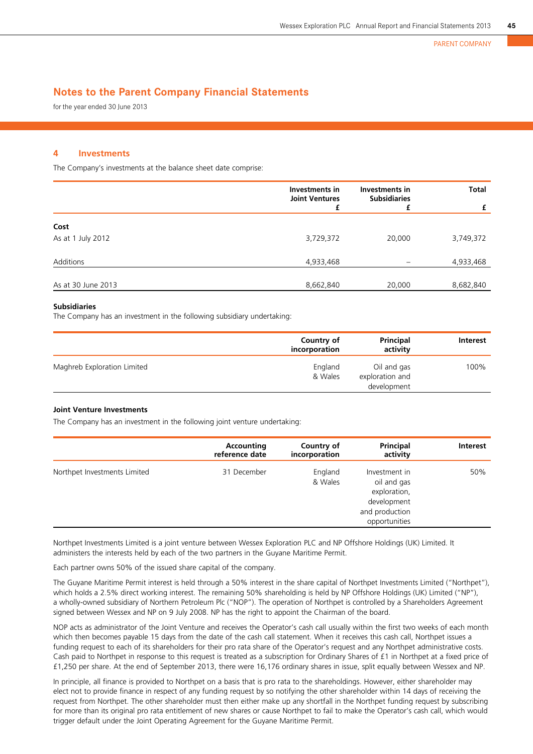## Notes to the Parent Company Financial Statements

for the year ended 30 June 2013

### 4 Investments

The Company's investments at the balance sheet date comprise:

| | Investments in Joint Ventures £ | Investments in Subsidiaries £ | Total £ |
|---|---|---|---|
| **Cost** | | | |
| As at 1 July 2012 | 3,729,372 | 20,000 | 3,749,372 |
| Additions | 4,933,468 | – | 4,933,468 |
| As at 30 June 2013 | 8,662,840 | 20,000 | 8,682,840 |

**Subsidiaries**

The Company has an investment in the following subsidiary undertaking:

| | Country of incorporation | Principal activity | Interest |
|---|---|---|---|
| Maghreb Exploration Limited | England & Wales | Oil and gas exploration and development | 100% |

**Joint Venture Investments**

The Company has an investment in the following joint venture undertaking:

| | Accounting reference date | Country of incorporation | Principal activity | Interest |
|---|---|---|---|---|
| Northpet Investments Limited | 31 December | England & Wales | Investment in oil and gas exploration, development and production opportunities | 50% |

Northpet Investments Limited is a joint venture between Wessex Exploration PLC and NP Offshore Holdings (UK) Limited. It administers the interests held by each of the two partners in the Guyane Maritime Permit.

Each partner owns 50% of the issued share capital of the company.

The Guyane Maritime Permit interest is held through a 50% interest in the share capital of Northpet Investments Limited ("Northpet"), which holds a 2.5% direct working interest. The remaining 50% shareholding is held by NP Offshore Holdings (UK) Limited ("NP"), a wholly-owned subsidiary of Northern Petroleum Plc ("NOP"). The operation of Northpet is controlled by a Shareholders Agreement signed between Wessex and NP on 9 July 2008. NP has the right to appoint the Chairman of the board.

NOP acts as administrator of the Joint Venture and receives the Operator's cash call usually within the first two weeks of each month which then becomes payable 15 days from the date of the cash call statement. When it receives this cash call, Northpet issues a funding request to each of its shareholders for their pro rata share of the Operator's request and any Northpet administrative costs. Cash paid to Northpet in response to this request is treated as a subscription for Ordinary Shares of £1 in Northpet at a fixed price of £1,250 per share. At the end of September 2013, there were 16,176 ordinary shares in issue, split equally between Wessex and NP.

In principle, all finance is provided to Northpet on a basis that is pro rata to the shareholdings. However, either shareholder may elect not to provide finance in respect of any funding request by so notifying the other shareholder within 14 days of receiving the request from Northpet. The other shareholder must then either make up any shortfall in the Northpet funding request by subscribing for more than its original pro rata entitlement of new shares or cause Northpet to fail to make the Operator's cash call, which would trigger default under the Joint Operating Agreement for the Guyane Maritime Permit.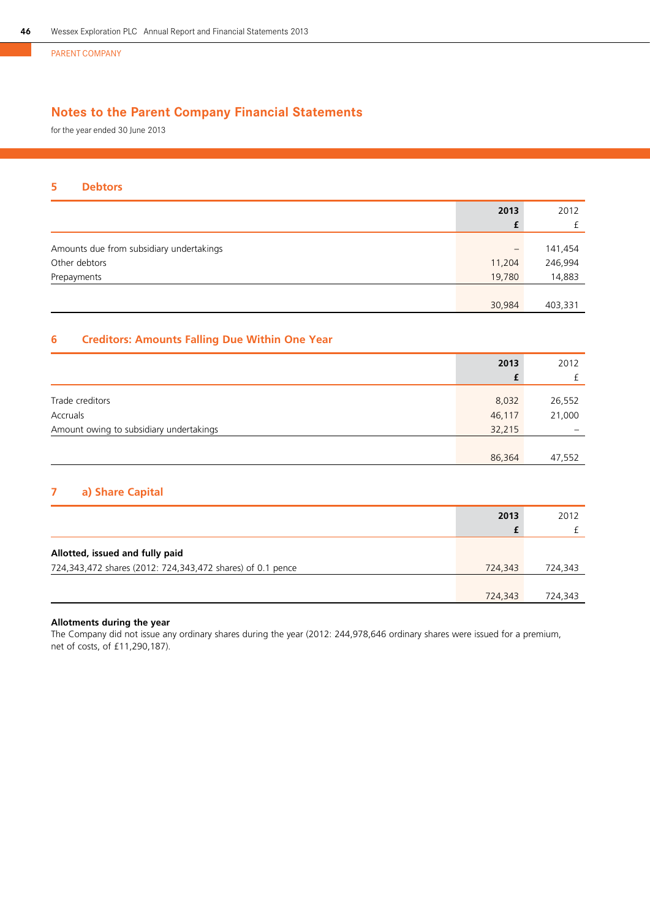PARENT COMPANY

# Notes to the Parent Company Financial Statements

for the year ended 30 June 2013

## 5 Debtors

| | **2013** **£** | 2012 £ |
|---|---|---|
| Amounts due from subsidiary undertakings | – | 141,454 |
| Other debtors | 11,204 | 246,994 |
| Prepayments | 19,780 | 14,883 |
| | 30,984 | 403,331 |

## 6 Creditors: Amounts Falling Due Within One Year

| | **2013** **£** | 2012 £ |
|---|---|---|
| Trade creditors | 8,032 | 26,552 |
| Accruals | 46,117 | 21,000 |
| Amount owing to subsidiary undertakings | 32,215 | – |
| | 86,364 | 47,552 |

## 7 a) Share Capital

| | **2013** **£** | 2012 £ |
|---|---|---|
| **Allotted, issued and fully paid** | | |
| 724,343,472 shares (2012: 724,343,472 shares) of 0.1 pence | 724,343 | 724,343 |
| | 724,343 | 724,343 |

**Allotments during the year**
The Company did not issue any ordinary shares during the year (2012: 244,978,646 ordinary shares were issued for a premium, net of costs, of £11,290,187).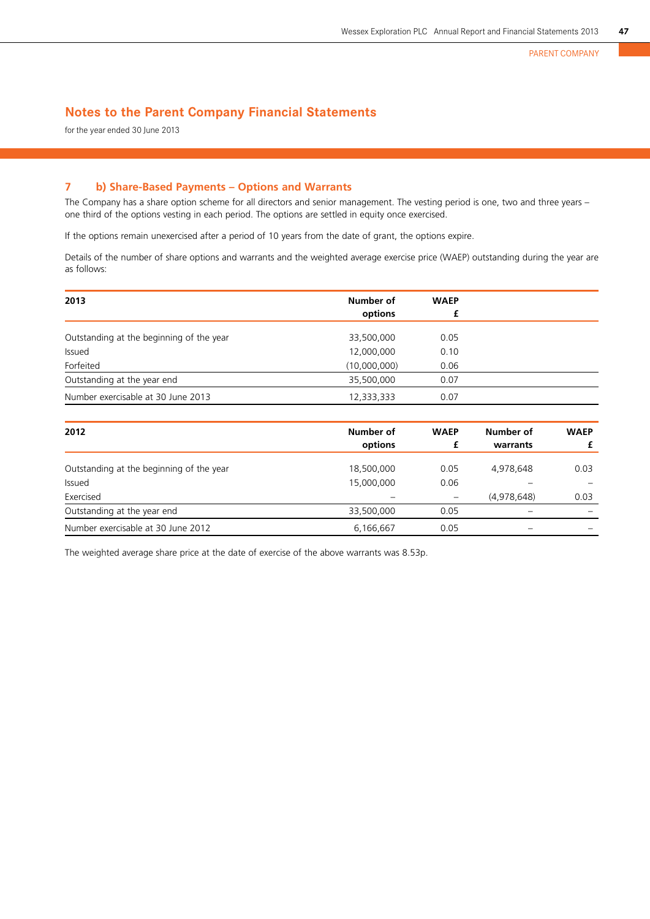## Notes to the Parent Company Financial Statements

for the year ended 30 June 2013

### 7 b) Share-Based Payments – Options and Warrants

The Company has a share option scheme for all directors and senior management. The vesting period is one, two and three years – one third of the options vesting in each period. The options are settled in equity once exercised.

If the options remain unexercised after a period of 10 years from the date of grant, the options expire.

Details of the number of share options and warrants and the weighted average exercise price (WAEP) outstanding during the year are as follows:

| 2013 | Number of options | WAEP £ |
|---|---|---|
| Outstanding at the beginning of the year | 33,500,000 | 0.05 |
| Issued | 12,000,000 | 0.10 |
| Forfeited | (10,000,000) | 0.06 |
| Outstanding at the year end | 35,500,000 | 0.07 |
| Number exercisable at 30 June 2013 | 12,333,333 | 0.07 |

| 2012 | Number of options | WAEP £ | Number of warrants | WAEP £ |
|---|---|---|---|---|
| Outstanding at the beginning of the year | 18,500,000 | 0.05 | 4,978,648 | 0.03 |
| Issued | 15,000,000 | 0.06 | – | – |
| Exercised | – | – | (4,978,648) | 0.03 |
| Outstanding at the year end | 33,500,000 | 0.05 | – | – |
| Number exercisable at 30 June 2012 | 6,166,667 | 0.05 | – | – |

The weighted average share price at the date of exercise of the above warrants was 8.53p.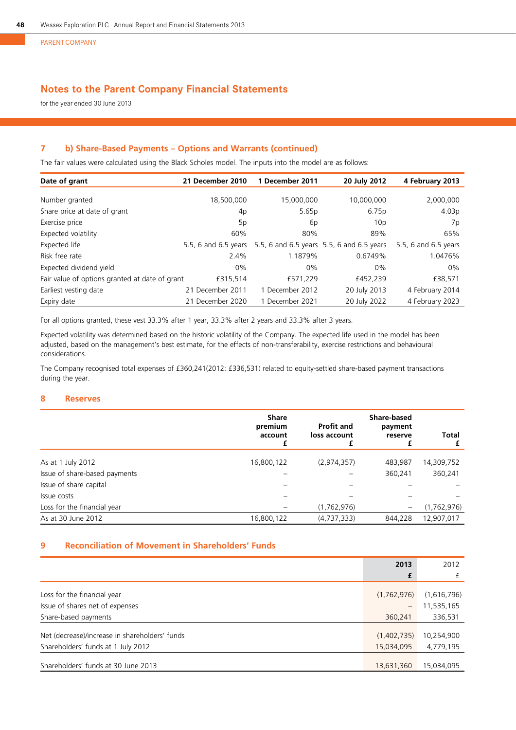PARENT COMPANY

# Notes to the Parent Company Financial Statements

for the year ended 30 June 2013

## 7 b) Share-Based Payments – Options and Warrants (continued)

The fair values were calculated using the Black Scholes model. The inputs into the model are as follows:

| Date of grant | 21 December 2010 | 1 December 2011 | 20 July 2012 | 4 February 2013 |
|---|---|---|---|---|
| Number granted | 18,500,000 | 15,000,000 | 10,000,000 | 2,000,000 |
| Share price at date of grant | 4p | 5.65p | 6.75p | 4.03p |
| Exercise price | 5p | 6p | 10p | 7p |
| Expected volatility | 60% | 80% | 89% | 65% |
| Expected life | 5.5, 6 and 6.5 years | 5.5, 6 and 6.5 years | 5.5, 6 and 6.5 years | 5.5, 6 and 6.5 years |
| Risk free rate | 2.4% | 1.1879% | 0.6749% | 1.0476% |
| Expected dividend yield | 0% | 0% | 0% | 0% |
| Fair value of options granted at date of grant | £315,514 | £571,229 | £452,239 | £38,571 |
| Earliest vesting date | 21 December 2011 | 1 December 2012 | 20 July 2013 | 4 February 2014 |
| Expiry date | 21 December 2020 | 1 December 2021 | 20 July 2022 | 4 February 2023 |

For all options granted, these vest 33.3% after 1 year, 33.3% after 2 years and 33.3% after 3 years.

Expected volatility was determined based on the historic volatility of the Company. The expected life used in the model has been adjusted, based on the management's best estimate, for the effects of non-transferability, exercise restrictions and behavioural considerations.

The Company recognised total expenses of £360,241(2012: £336,531) related to equity-settled share-based payment transactions during the year.

## 8 Reserves

| | Share premium account £ | Profit and loss account £ | Share-based payment reserve £ | Total £ |
|---|---|---|---|---|
| As at 1 July 2012 | 16,800,122 | (2,974,357) | 483,987 | 14,309,752 |
| Issue of share-based payments | – | – | 360,241 | 360,241 |
| Issue of share capital | – | – | – | – |
| Issue costs | – | – | – | – |
| Loss for the financial year | – | (1,762,976) | – | (1,762,976) |
| As at 30 June 2012 | 16,800,122 | (4,737,333) | 844,228 | 12,907,017 |

## 9 Reconciliation of Movement in Shareholders' Funds

| | **2013 £** | 2012 £ |
|---|---|---|
| Loss for the financial year | (1,762,976) | (1,616,796) |
| Issue of shares net of expenses | – | 11,535,165 |
| Share-based payments | 360,241 | 336,531 |
| Net (decrease)/increase in shareholders' funds | (1,402,735) | 10,254,900 |
| Shareholders' funds at 1 July 2012 | 15,034,095 | 4,779,195 |
| Shareholders' funds at 30 June 2013 | 13,631,360 | 15,034,095 |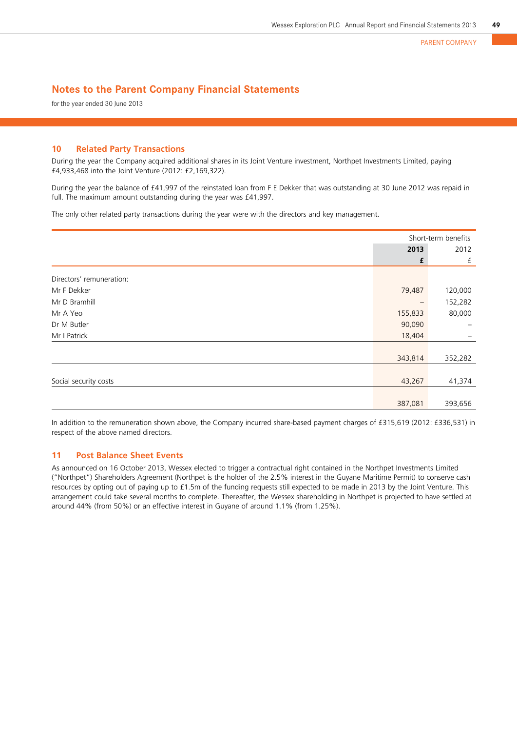PARENT COMPANY

# Notes to the Parent Company Financial Statements

for the year ended 30 June 2013

## 10 Related Party Transactions

During the year the Company acquired additional shares in its Joint Venture investment, Northpet Investments Limited, paying £4,933,468 into the Joint Venture (2012: £2,169,322).

During the year the balance of £41,997 of the reinstated loan from F E Dekker that was outstanding at 30 June 2012 was repaid in full. The maximum amount outstanding during the year was £41,997.

The only other related party transactions during the year were with the directors and key management.

| | Short-term benefits | |
|---|---|---|
| | **2013** | 2012 |
| | **£** | £ |
| Directors' remuneration: | | |
| Mr F Dekker | 79,487 | 120,000 |
| Mr D Bramhill | – | 152,282 |
| Mr A Yeo | 155,833 | 80,000 |
| Dr M Butler | 90,090 | – |
| Mr I Patrick | 18,404 | – |
| | 343,814 | 352,282 |
| Social security costs | 43,267 | 41,374 |
| | 387,081 | 393,656 |

In addition to the remuneration shown above, the Company incurred share-based payment charges of £315,619 (2012: £336,531) in respect of the above named directors.

## 11 Post Balance Sheet Events

As announced on 16 October 2013, Wessex elected to trigger a contractual right contained in the Northpet Investments Limited ("Northpet") Shareholders Agreement (Northpet is the holder of the 2.5% interest in the Guyane Maritime Permit) to conserve cash resources by opting out of paying up to £1.5m of the funding requests still expected to be made in 2013 by the Joint Venture. This arrangement could take several months to complete. Thereafter, the Wessex shareholding in Northpet is projected to have settled at around 44% (from 50%) or an effective interest in Guyane of around 1.1% (from 1.25%).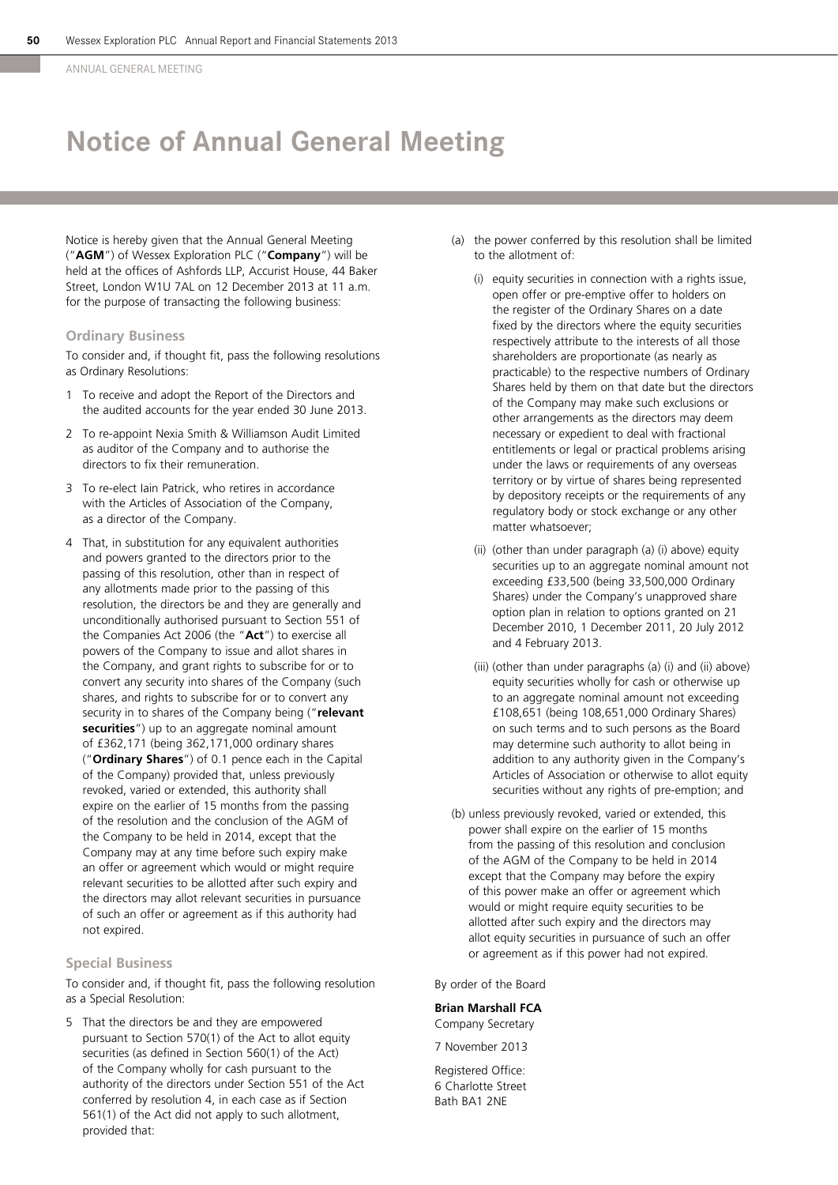ANNUAL GENERAL MEETING

# Notice of Annual General Meeting

Notice is hereby given that the Annual General Meeting ("**AGM**") of Wessex Exploration PLC ("**Company**") will be held at the offices of Ashfords LLP, Accurist House, 44 Baker Street, London W1U 7AL on 12 December 2013 at 11 a.m. for the purpose of transacting the following business:

## Ordinary Business

To consider and, if thought fit, pass the following resolutions as Ordinary Resolutions:

1. To receive and adopt the Report of the Directors and the audited accounts for the year ended 30 June 2013.
2. To re-appoint Nexia Smith & Williamson Audit Limited as auditor of the Company and to authorise the directors to fix their remuneration.
3. To re-elect Iain Patrick, who retires in accordance with the Articles of Association of the Company, as a director of the Company.
4. That, in substitution for any equivalent authorities and powers granted to the directors prior to the passing of this resolution, other than in respect of any allotments made prior to the passing of this resolution, the directors be and they are generally and unconditionally authorised pursuant to Section 551 of the Companies Act 2006 (the "**Act**") to exercise all powers of the Company to issue and allot shares in the Company, and grant rights to subscribe for or to convert any security into shares of the Company (such shares, and rights to subscribe for or to convert any security in to shares of the Company being ("**relevant securities**") up to an aggregate nominal amount of £362,171 (being 362,171,000 ordinary shares ("**Ordinary Shares**") of 0.1 pence each in the Capital of the Company) provided that, unless previously revoked, varied or extended, this authority shall expire on the earlier of 15 months from the passing of the resolution and the conclusion of the AGM of the Company to be held in 2014, except that the Company may at any time before such expiry make an offer or agreement which would or might require relevant securities to be allotted after such expiry and the directors may allot relevant securities in pursuance of such an offer or agreement as if this authority had not expired.

## Special Business

To consider and, if thought fit, pass the following resolution as a Special Resolution:

5. That the directors be and they are empowered pursuant to Section 570(1) of the Act to allot equity securities (as defined in Section 560(1) of the Act) of the Company wholly for cash pursuant to the authority of the directors under Section 551 of the Act conferred by resolution 4, in each case as if Section 561(1) of the Act did not apply to such allotment, provided that:

   (a) the power conferred by this resolution shall be limited to the allotment of:

   (i) equity securities in connection with a rights issue, open offer or pre-emptive offer to holders on the register of the Ordinary Shares on a date fixed by the directors where the equity securities respectively attribute to the interests of all those shareholders are proportionate (as nearly as practicable) to the respective numbers of Ordinary Shares held by them on that date but the directors of the Company may make such exclusions or other arrangements as the directors may deem necessary or expedient to deal with fractional entitlements or legal or practical problems arising under the laws or requirements of any overseas territory or by virtue of shares being represented by depository receipts or the requirements of any regulatory body or stock exchange or any other matter whatsoever;

   (ii) (other than under paragraph (a) (i) above) equity securities up to an aggregate nominal amount not exceeding £33,500 (being 33,500,000 Ordinary Shares) under the Company's unapproved share option plan in relation to options granted on 21 December 2010, 1 December 2011, 20 July 2012 and 4 February 2013.

   (iii) (other than under paragraphs (a) (i) and (ii) above) equity securities wholly for cash or otherwise up to an aggregate nominal amount not exceeding £108,651 (being 108,651,000 Ordinary Shares) on such terms and to such persons as the Board may determine such authority to allot being in addition to any authority given in the Company's Articles of Association or otherwise to allot equity securities without any rights of pre-emption; and

   (b) unless previously revoked, varied or extended, this power shall expire on the earlier of 15 months from the passing of this resolution and conclusion of the AGM of the Company to be held in 2014 except that the Company may before the expiry of this power make an offer or agreement which would or might require equity securities to be allotted after such expiry and the directors may allot equity securities in pursuance of such an offer or agreement as if this power had not expired.

By order of the Board

**Brian Marshall FCA**
Company Secretary

7 November 2013

Registered Office:
6 Charlotte Street
Bath BA1 2NE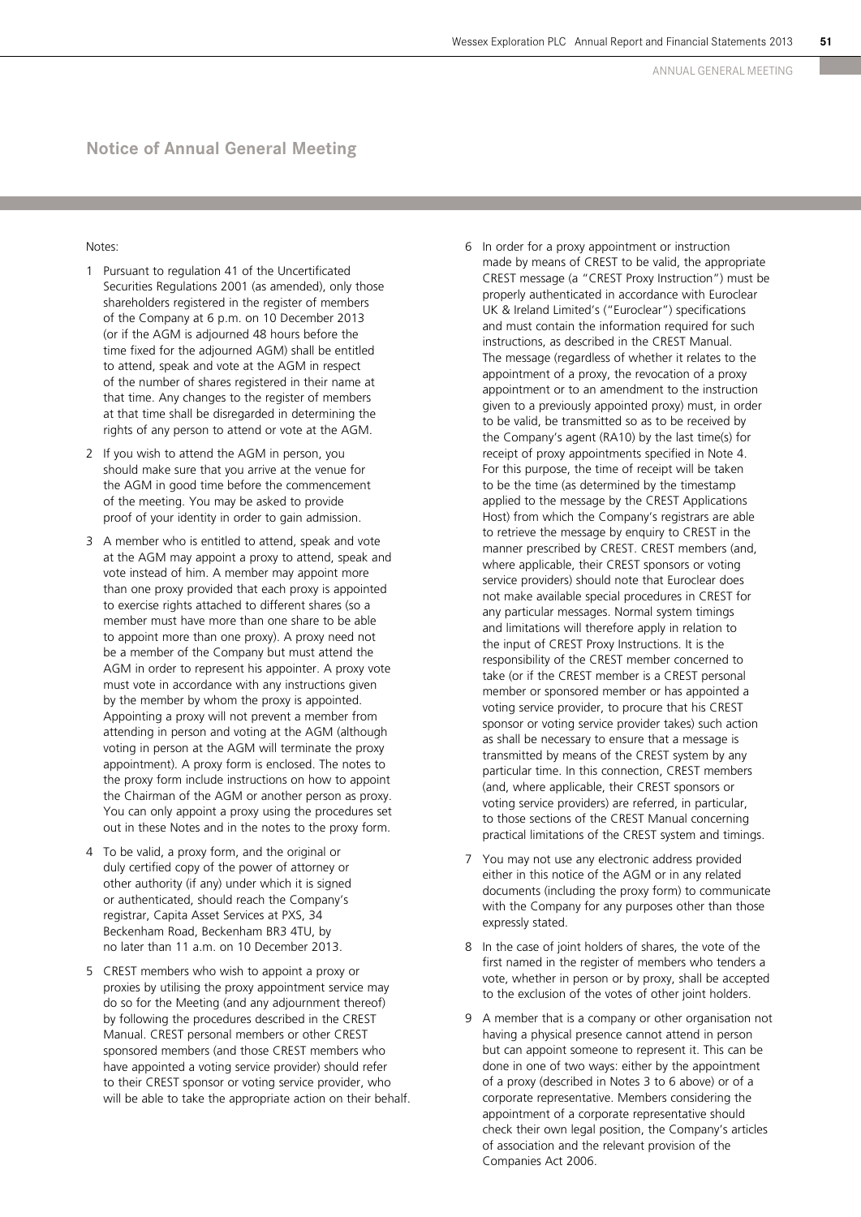## Notice of Annual General Meeting

Notes:

1. Pursuant to regulation 41 of the Uncertificated Securities Regulations 2001 (as amended), only those shareholders registered in the register of members of the Company at 6 p.m. on 10 December 2013 (or if the AGM is adjourned 48 hours before the time fixed for the adjourned AGM) shall be entitled to attend, speak and vote at the AGM in respect of the number of shares registered in their name at that time. Any changes to the register of members at that time shall be disregarded in determining the rights of any person to attend or vote at the AGM.

2. If you wish to attend the AGM in person, you should make sure that you arrive at the venue for the AGM in good time before the commencement of the meeting. You may be asked to provide proof of your identity in order to gain admission.

3. A member who is entitled to attend, speak and vote at the AGM may appoint a proxy to attend, speak and vote instead of him. A member may appoint more than one proxy provided that each proxy is appointed to exercise rights attached to different shares (so a member must have more than one share to be able to appoint more than one proxy). A proxy need not be a member of the Company but must attend the AGM in order to represent his appointer. A proxy vote must vote in accordance with any instructions given by the member by whom the proxy is appointed. Appointing a proxy will not prevent a member from attending in person and voting at the AGM (although voting in person at the AGM will terminate the proxy appointment). A proxy form is enclosed. The notes to the proxy form include instructions on how to appoint the Chairman of the AGM or another person as proxy. You can only appoint a proxy using the procedures set out in these Notes and in the notes to the proxy form.

4. To be valid, a proxy form, and the original or duly certified copy of the power of attorney or other authority (if any) under which it is signed or authenticated, should reach the Company's registrar, Capita Asset Services at PXS, 34 Beckenham Road, Beckenham BR3 4TU, by no later than 11 a.m. on 10 December 2013.

5. CREST members who wish to appoint a proxy or proxies by utilising the proxy appointment service may do so for the Meeting (and any adjournment thereof) by following the procedures described in the CREST Manual. CREST personal members or other CREST sponsored members (and those CREST members who have appointed a voting service provider) should refer to their CREST sponsor or voting service provider, who will be able to take the appropriate action on their behalf.

6. In order for a proxy appointment or instruction made by means of CREST to be valid, the appropriate CREST message (a "CREST Proxy Instruction") must be properly authenticated in accordance with Euroclear UK & Ireland Limited's ("Euroclear") specifications and must contain the information required for such instructions, as described in the CREST Manual. The message (regardless of whether it relates to the appointment of a proxy, the revocation of a proxy appointment or to an amendment to the instruction given to a previously appointed proxy) must, in order to be valid, be transmitted so as to be received by the Company's agent (RA10) by the last time(s) for receipt of proxy appointments specified in Note 4. For this purpose, the time of receipt will be taken to be the time (as determined by the timestamp applied to the message by the CREST Applications Host) from which the Company's registrars are able to retrieve the message by enquiry to CREST in the manner prescribed by CREST. CREST members (and, where applicable, their CREST sponsors or voting service providers) should note that Euroclear does not make available special procedures in CREST for any particular messages. Normal system timings and limitations will therefore apply in relation to the input of CREST Proxy Instructions. It is the responsibility of the CREST member concerned to take (or if the CREST member is a CREST personal member or sponsored member or has appointed a voting service provider, to procure that his CREST sponsor or voting service provider takes) such action as shall be necessary to ensure that a message is transmitted by means of the CREST system by any particular time. In this connection, CREST members (and, where applicable, their CREST sponsors or voting service providers) are referred, in particular, to those sections of the CREST Manual concerning practical limitations of the CREST system and timings.

7. You may not use any electronic address provided either in this notice of the AGM or in any related documents (including the proxy form) to communicate with the Company for any purposes other than those expressly stated.

8. In the case of joint holders of shares, the vote of the first named in the register of members who tenders a vote, whether in person or by proxy, shall be accepted to the exclusion of the votes of other joint holders.

9. A member that is a company or other organisation not having a physical presence cannot attend in person but can appoint someone to represent it. This can be done in one of two ways: either by the appointment of a proxy (described in Notes 3 to 6 above) or of a corporate representative. Members considering the appointment of a corporate representative should check their own legal position, the Company's articles of association and the relevant provision of the Companies Act 2006.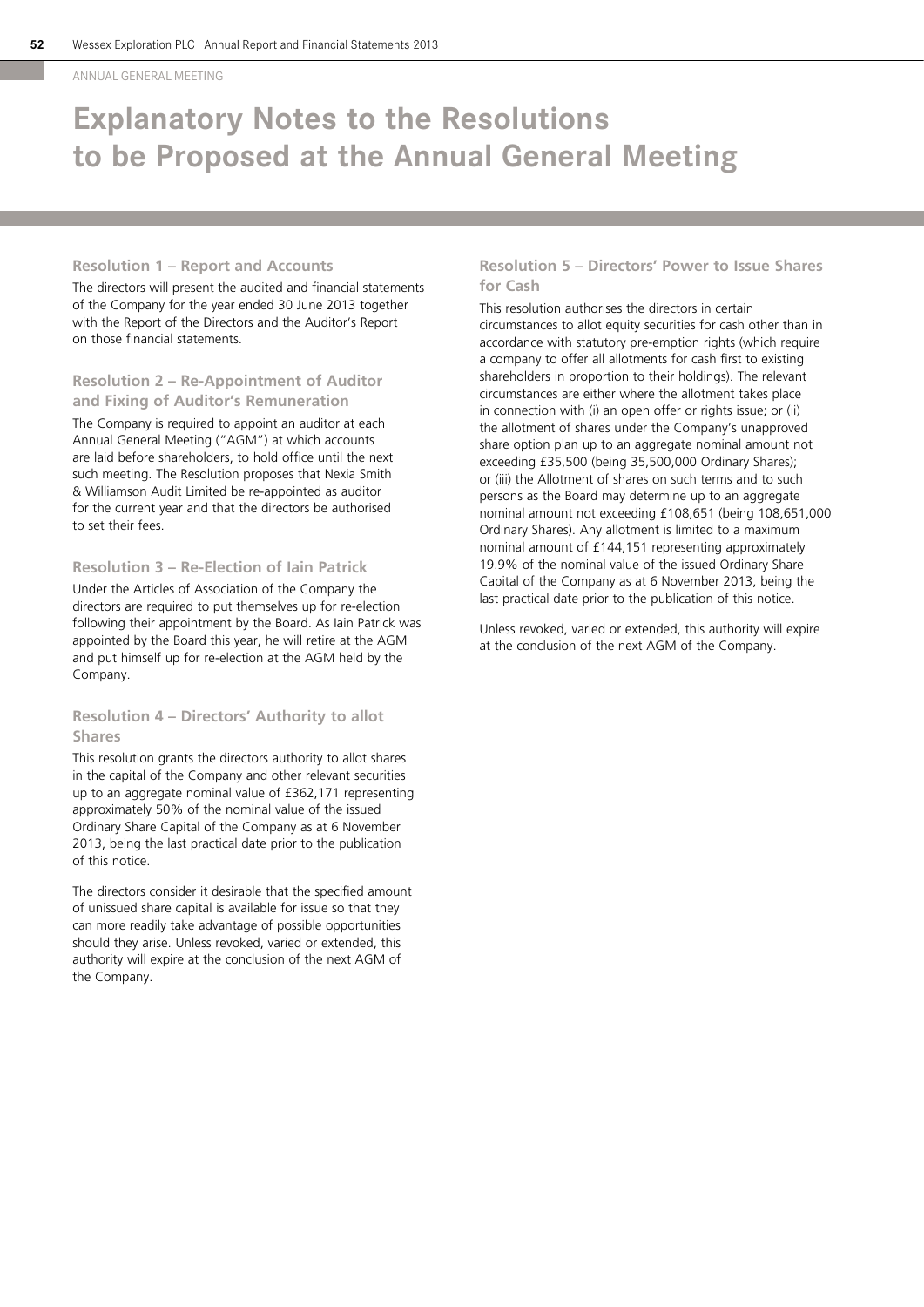ANNUAL GENERAL MEETING

# Explanatory Notes to the Resolutions to be Proposed at the Annual General Meeting

### Resolution 1 – Report and Accounts

The directors will present the audited and financial statements of the Company for the year ended 30 June 2013 together with the Report of the Directors and the Auditor's Report on those financial statements.

### Resolution 2 – Re-Appointment of Auditor and Fixing of Auditor's Remuneration

The Company is required to appoint an auditor at each Annual General Meeting ("AGM") at which accounts are laid before shareholders, to hold office until the next such meeting. The Resolution proposes that Nexia Smith & Williamson Audit Limited be re-appointed as auditor for the current year and that the directors be authorised to set their fees.

### Resolution 3 – Re-Election of Iain Patrick

Under the Articles of Association of the Company the directors are required to put themselves up for re-election following their appointment by the Board. As Iain Patrick was appointed by the Board this year, he will retire at the AGM and put himself up for re-election at the AGM held by the Company.

### Resolution 4 – Directors' Authority to allot Shares

This resolution grants the directors authority to allot shares in the capital of the Company and other relevant securities up to an aggregate nominal value of £362,171 representing approximately 50% of the nominal value of the issued Ordinary Share Capital of the Company as at 6 November 2013, being the last practical date prior to the publication of this notice.

The directors consider it desirable that the specified amount of unissued share capital is available for issue so that they can more readily take advantage of possible opportunities should they arise. Unless revoked, varied or extended, this authority will expire at the conclusion of the next AGM of the Company.

### Resolution 5 – Directors' Power to Issue Shares for Cash

This resolution authorises the directors in certain circumstances to allot equity securities for cash other than in accordance with statutory pre-emption rights (which require a company to offer all allotments for cash first to existing shareholders in proportion to their holdings). The relevant circumstances are either where the allotment takes place in connection with (i) an open offer or rights issue; or (ii) the allotment of shares under the Company's unapproved share option plan up to an aggregate nominal amount not exceeding £35,500 (being 35,500,000 Ordinary Shares); or (iii) the Allotment of shares on such terms and to such persons as the Board may determine up to an aggregate nominal amount not exceeding £108,651 (being 108,651,000 Ordinary Shares). Any allotment is limited to a maximum nominal amount of £144,151 representing approximately 19.9% of the nominal value of the issued Ordinary Share Capital of the Company as at 6 November 2013, being the last practical date prior to the publication of this notice.

Unless revoked, varied or extended, this authority will expire at the conclusion of the next AGM of the Company.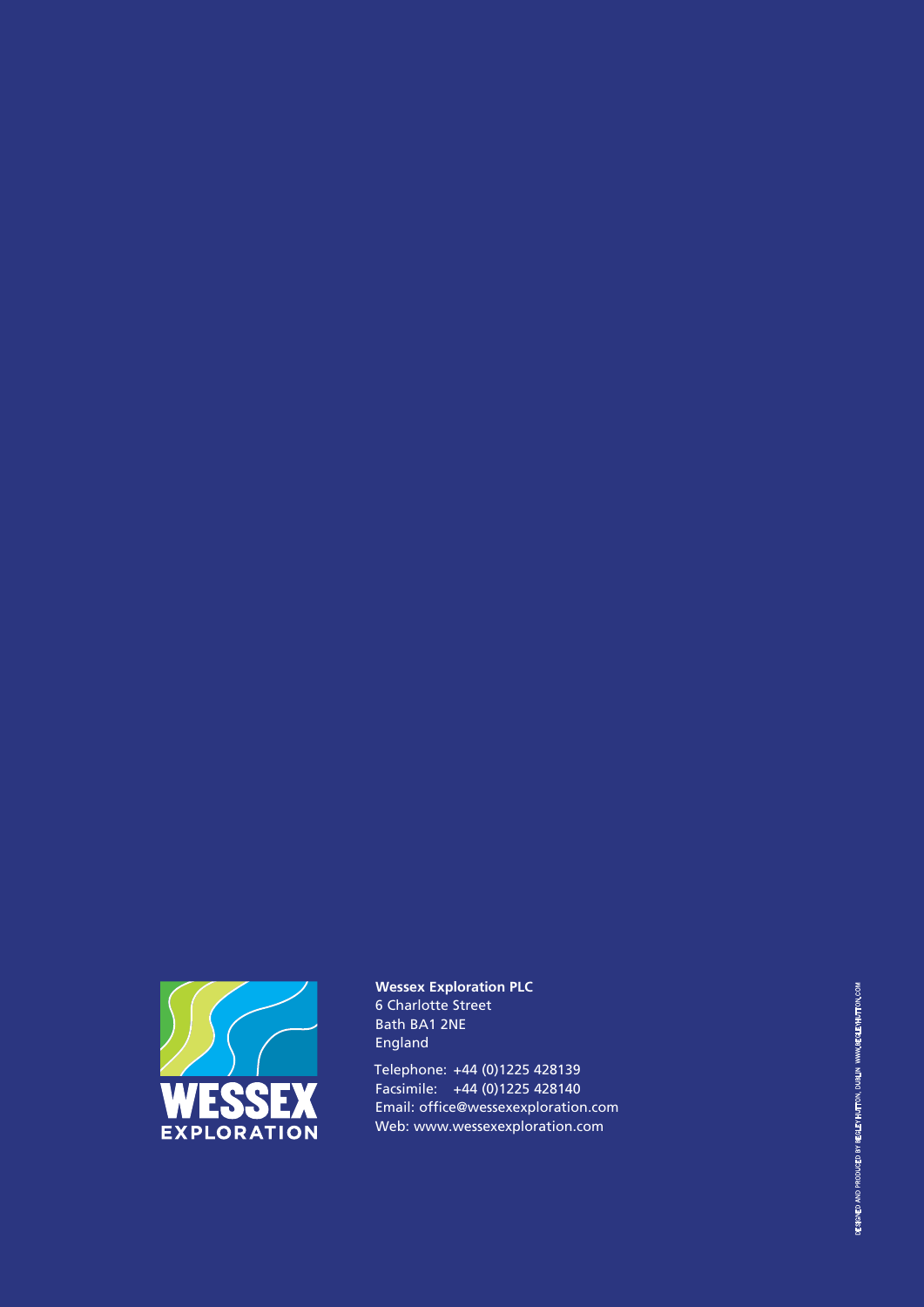WESSEX EXPLORATION

**Wessex Exploration PLC**
6 Charlotte Street
Bath BA1 2NE
England

Telephone: +44 (0)1225 428139
Facsimile: +44 (0)1225 428140
Email: office@wessexexploration.com
Web: www.wessexexploration.com

DESIGNED AND PRODUCED BY BEGLEY HUTTON, DUBLIN WWW.BEGLEYHUTTON.COM